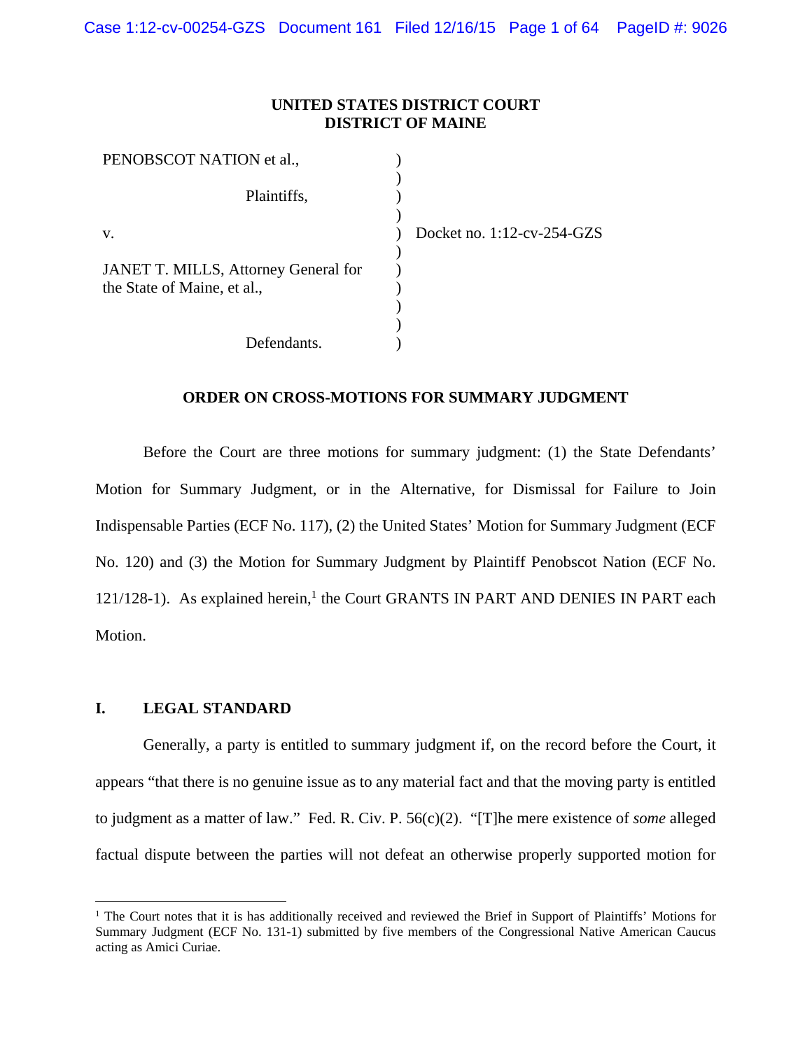**UNITED STATES DISTRICT COURT**
**DISTRICT OF MAINE**

| | | |
|---|---|---|
| PENOBSCOT NATION et al., | ) | |
| Plaintiffs, | ) | |
| v. | ) | Docket no. 1:12-cv-254-GZS |
| JANET T. MILLS, Attorney General for the State of Maine, et al., | ) | |
| Defendants. | ) | |

**ORDER ON CROSS-MOTIONS FOR SUMMARY JUDGMENT**

Before the Court are three motions for summary judgment: (1) the State Defendants' Motion for Summary Judgment, or in the Alternative, for Dismissal for Failure to Join Indispensable Parties (ECF No. 117), (2) the United States' Motion for Summary Judgment (ECF No. 120) and (3) the Motion for Summary Judgment by Plaintiff Penobscot Nation (ECF No. 121/128-1). As explained herein,[1] the Court GRANTS IN PART AND DENIES IN PART each Motion.

## I. LEGAL STANDARD

Generally, a party is entitled to summary judgment if, on the record before the Court, it appears "that there is no genuine issue as to any material fact and that the moving party is entitled to judgment as a matter of law." Fed. R. Civ. P. 56(c)(2). "[T]he mere existence of *some* alleged factual dispute between the parties will not defeat an otherwise properly supported motion for

---

[1] The Court notes that it is has additionally received and reviewed the Brief in Support of Plaintiffs' Motions for Summary Judgment (ECF No. 131-1) submitted by five members of the Congressional Native American Caucus acting as Amici Curiae.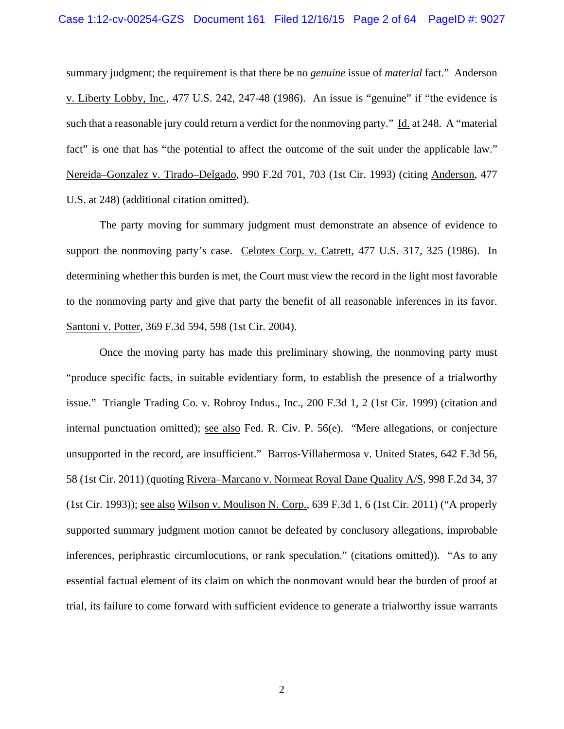summary judgment; the requirement is that there be no *genuine* issue of *material* fact." Anderson v. Liberty Lobby, Inc., 477 U.S. 242, 247-48 (1986). An issue is "genuine" if "the evidence is such that a reasonable jury could return a verdict for the nonmoving party." Id. at 248. A "material fact" is one that has "the potential to affect the outcome of the suit under the applicable law." Nereida–Gonzalez v. Tirado–Delgado, 990 F.2d 701, 703 (1st Cir. 1993) (citing Anderson, 477 U.S. at 248) (additional citation omitted).

The party moving for summary judgment must demonstrate an absence of evidence to support the nonmoving party's case. Celotex Corp. v. Catrett, 477 U.S. 317, 325 (1986). In determining whether this burden is met, the Court must view the record in the light most favorable to the nonmoving party and give that party the benefit of all reasonable inferences in its favor. Santoni v. Potter, 369 F.3d 594, 598 (1st Cir. 2004).

Once the moving party has made this preliminary showing, the nonmoving party must "produce specific facts, in suitable evidentiary form, to establish the presence of a trialworthy issue." Triangle Trading Co. v. Robroy Indus., Inc., 200 F.3d 1, 2 (1st Cir. 1999) (citation and internal punctuation omitted); see also Fed. R. Civ. P. 56(e). "Mere allegations, or conjecture unsupported in the record, are insufficient." Barros-Villahermosa v. United States, 642 F.3d 56, 58 (1st Cir. 2011) (quoting Rivera–Marcano v. Normeat Royal Dane Quality A/S, 998 F.2d 34, 37 (1st Cir. 1993)); see also Wilson v. Moulison N. Corp., 639 F.3d 1, 6 (1st Cir. 2011) ("A properly supported summary judgment motion cannot be defeated by conclusory allegations, improbable inferences, periphrastic circumlocutions, or rank speculation." (citations omitted)). "As to any essential factual element of its claim on which the nonmovant would bear the burden of proof at trial, its failure to come forward with sufficient evidence to generate a trialworthy issue warrants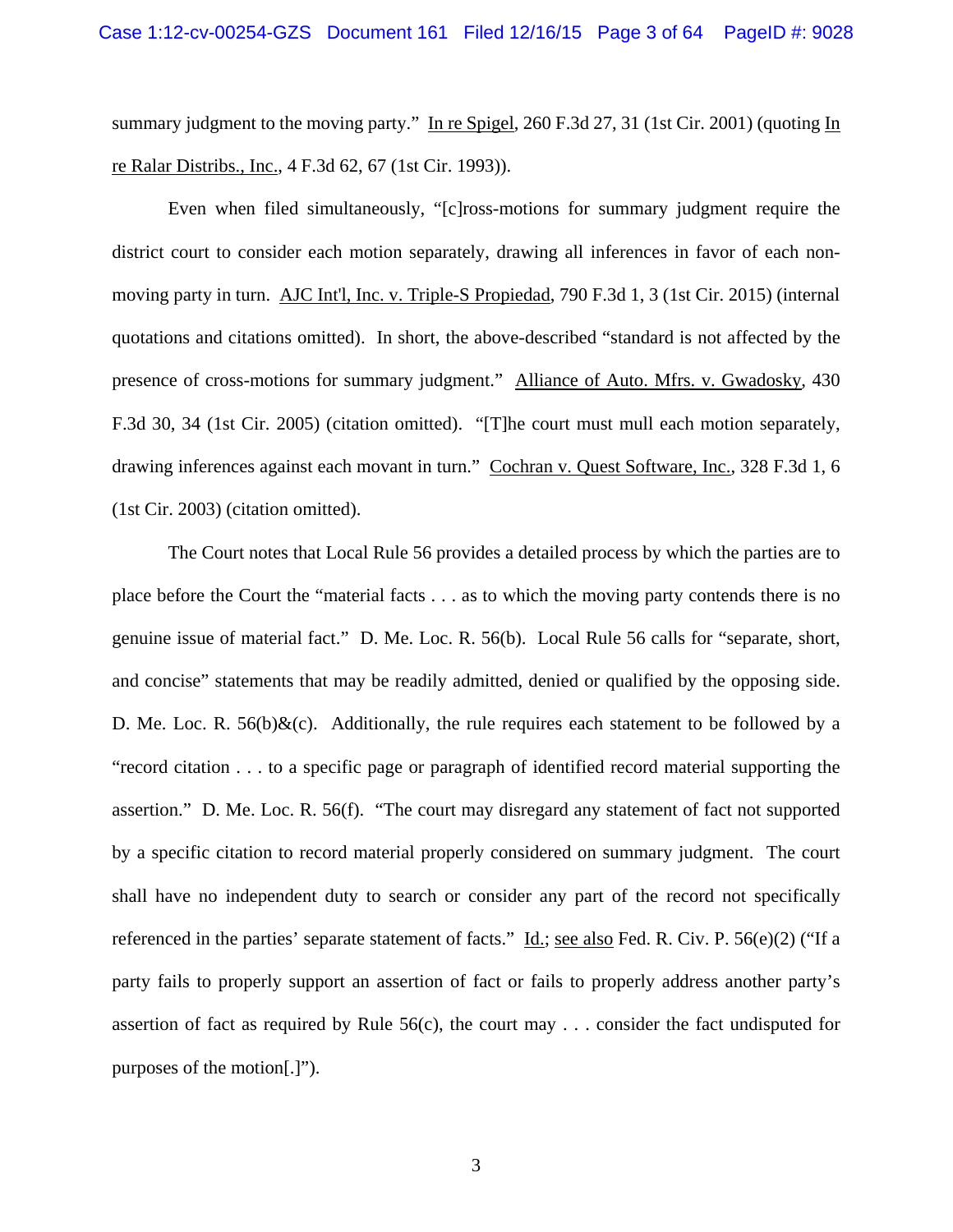summary judgment to the moving party." In re Spigel, 260 F.3d 27, 31 (1st Cir. 2001) (quoting In re Ralar Distribs., Inc., 4 F.3d 62, 67 (1st Cir. 1993)).

Even when filed simultaneously, "[c]ross-motions for summary judgment require the district court to consider each motion separately, drawing all inferences in favor of each non-moving party in turn. AJC Int'l, Inc. v. Triple-S Propiedad, 790 F.3d 1, 3 (1st Cir. 2015) (internal quotations and citations omitted). In short, the above-described "standard is not affected by the presence of cross-motions for summary judgment." Alliance of Auto. Mfrs. v. Gwadosky, 430 F.3d 30, 34 (1st Cir. 2005) (citation omitted). "[T]he court must mull each motion separately, drawing inferences against each movant in turn." Cochran v. Quest Software, Inc., 328 F.3d 1, 6 (1st Cir. 2003) (citation omitted).

The Court notes that Local Rule 56 provides a detailed process by which the parties are to place before the Court the "material facts . . . as to which the moving party contends there is no genuine issue of material fact." D. Me. Loc. R. 56(b). Local Rule 56 calls for "separate, short, and concise" statements that may be readily admitted, denied or qualified by the opposing side. D. Me. Loc. R. 56(b)&(c). Additionally, the rule requires each statement to be followed by a "record citation . . . to a specific page or paragraph of identified record material supporting the assertion." D. Me. Loc. R. 56(f). "The court may disregard any statement of fact not supported by a specific citation to record material properly considered on summary judgment. The court shall have no independent duty to search or consider any part of the record not specifically referenced in the parties' separate statement of facts." Id.; see also Fed. R. Civ. P. 56(e)(2) ("If a party fails to properly support an assertion of fact or fails to properly address another party's assertion of fact as required by Rule 56(c), the court may . . . consider the fact undisputed for purposes of the motion[.]").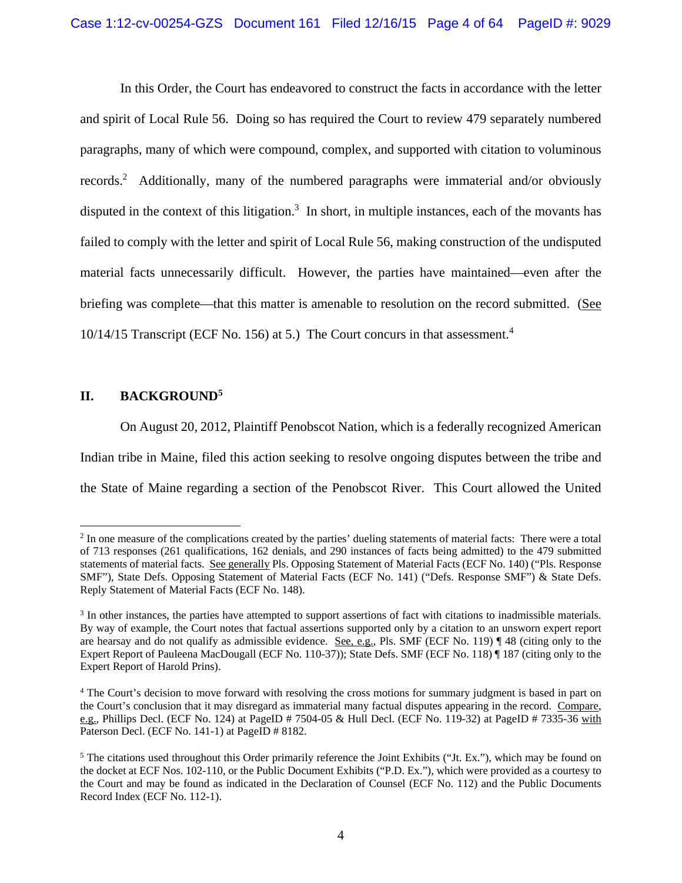In this Order, the Court has endeavored to construct the facts in accordance with the letter and spirit of Local Rule 56. Doing so has required the Court to review 479 separately numbered paragraphs, many of which were compound, complex, and supported with citation to voluminous records.[2] Additionally, many of the numbered paragraphs were immaterial and/or obviously disputed in the context of this litigation.[3] In short, in multiple instances, each of the movants has failed to comply with the letter and spirit of Local Rule 56, making construction of the undisputed material facts unnecessarily difficult. However, the parties have maintained—even after the briefing was complete—that this matter is amenable to resolution on the record submitted. (See 10/14/15 Transcript (ECF No. 156) at 5.) The Court concurs in that assessment.[4]

## II. BACKGROUND[5]

On August 20, 2012, Plaintiff Penobscot Nation, which is a federally recognized American Indian tribe in Maine, filed this action seeking to resolve ongoing disputes between the tribe and the State of Maine regarding a section of the Penobscot River. This Court allowed the United

---

[2] In one measure of the complications created by the parties' dueling statements of material facts: There were a total of 713 responses (261 qualifications, 162 denials, and 290 instances of facts being admitted) to the 479 submitted statements of material facts. See generally Pls. Opposing Statement of Material Facts (ECF No. 140) ("Pls. Response SMF"), State Defs. Opposing Statement of Material Facts (ECF No. 141) ("Defs. Response SMF") & State Defs. Reply Statement of Material Facts (ECF No. 148).

[3] In other instances, the parties have attempted to support assertions of fact with citations to inadmissible materials. By way of example, the Court notes that factual assertions supported only by a citation to an unsworn expert report are hearsay and do not qualify as admissible evidence. See, e.g., Pls. SMF (ECF No. 119) ¶ 48 (citing only to the Expert Report of Pauleena MacDougall (ECF No. 110-37)); State Defs. SMF (ECF No. 118) ¶ 187 (citing only to the Expert Report of Harold Prins).

[4] The Court's decision to move forward with resolving the cross motions for summary judgment is based in part on the Court's conclusion that it may disregard as immaterial many factual disputes appearing in the record. Compare, e.g., Phillips Decl. (ECF No. 124) at PageID # 7504-05 & Hull Decl. (ECF No. 119-32) at PageID # 7335-36 with Paterson Decl. (ECF No. 141-1) at PageID # 8182.

[5] The citations used throughout this Order primarily reference the Joint Exhibits ("Jt. Ex."), which may be found on the docket at ECF Nos. 102-110, or the Public Document Exhibits ("P.D. Ex."), which were provided as a courtesy to the Court and may be found as indicated in the Declaration of Counsel (ECF No. 112) and the Public Documents Record Index (ECF No. 112-1).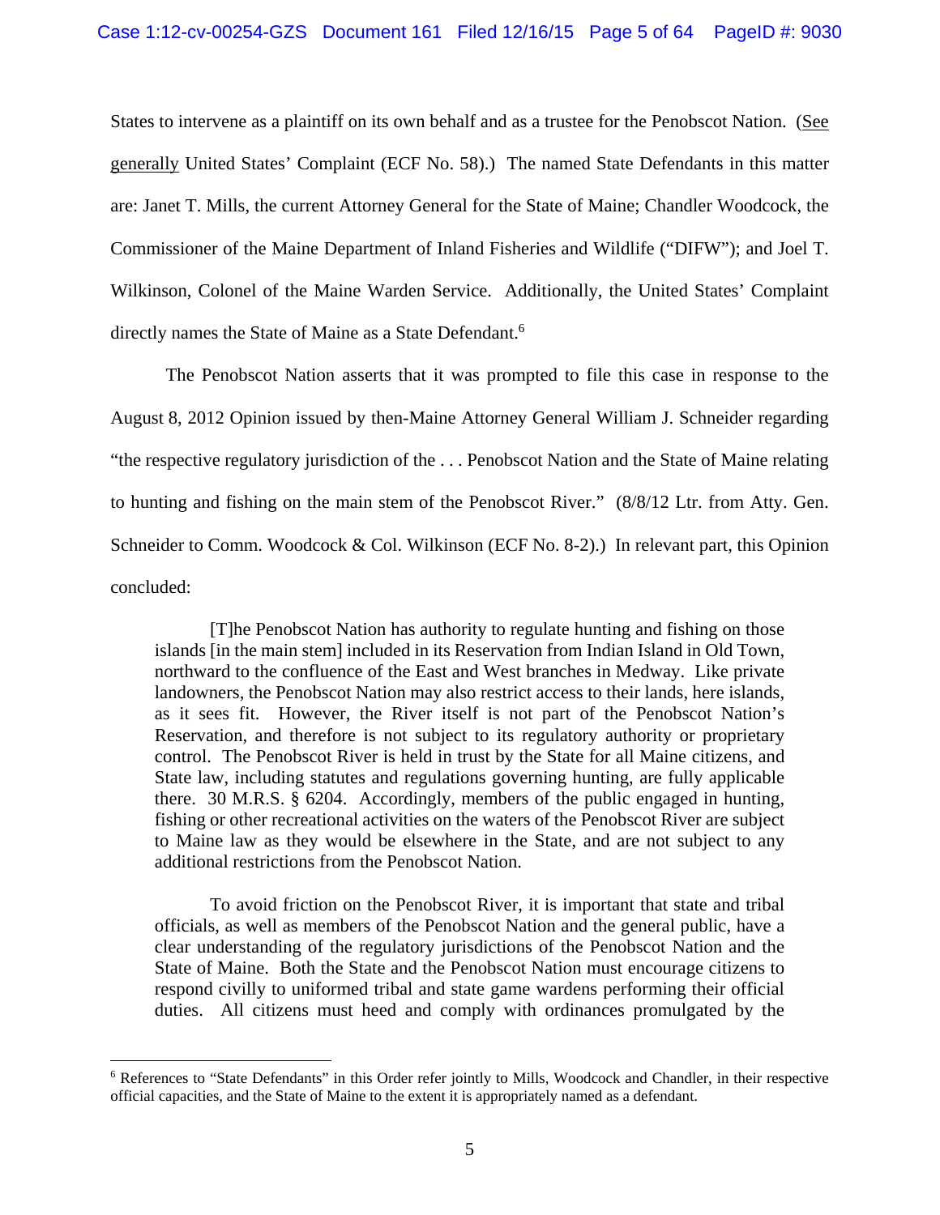States to intervene as a plaintiff on its own behalf and as a trustee for the Penobscot Nation. (See generally United States' Complaint (ECF No. 58).) The named State Defendants in this matter are: Janet T. Mills, the current Attorney General for the State of Maine; Chandler Woodcock, the Commissioner of the Maine Department of Inland Fisheries and Wildlife ("DIFW"); and Joel T. Wilkinson, Colonel of the Maine Warden Service. Additionally, the United States' Complaint directly names the State of Maine as a State Defendant.[6]

The Penobscot Nation asserts that it was prompted to file this case in response to the August 8, 2012 Opinion issued by then-Maine Attorney General William J. Schneider regarding "the respective regulatory jurisdiction of the . . . Penobscot Nation and the State of Maine relating to hunting and fishing on the main stem of the Penobscot River." (8/8/12 Ltr. from Atty. Gen. Schneider to Comm. Woodcock & Col. Wilkinson (ECF No. 8-2).) In relevant part, this Opinion concluded:

> [T]he Penobscot Nation has authority to regulate hunting and fishing on those islands [in the main stem] included in its Reservation from Indian Island in Old Town, northward to the confluence of the East and West branches in Medway. Like private landowners, the Penobscot Nation may also restrict access to their lands, here islands, as it sees fit. However, the River itself is not part of the Penobscot Nation's Reservation, and therefore is not subject to its regulatory authority or proprietary control. The Penobscot River is held in trust by the State for all Maine citizens, and State law, including statutes and regulations governing hunting, are fully applicable there. 30 M.R.S. § 6204. Accordingly, members of the public engaged in hunting, fishing or other recreational activities on the waters of the Penobscot River are subject to Maine law as they would be elsewhere in the State, and are not subject to any additional restrictions from the Penobscot Nation.
>
> To avoid friction on the Penobscot River, it is important that state and tribal officials, as well as members of the Penobscot Nation and the general public, have a clear understanding of the regulatory jurisdictions of the Penobscot Nation and the State of Maine. Both the State and the Penobscot Nation must encourage citizens to respond civilly to uniformed tribal and state game wardens performing their official duties. All citizens must heed and comply with ordinances promulgated by the

[6] References to "State Defendants" in this Order refer jointly to Mills, Woodcock and Chandler, in their respective official capacities, and the State of Maine to the extent it is appropriately named as a defendant.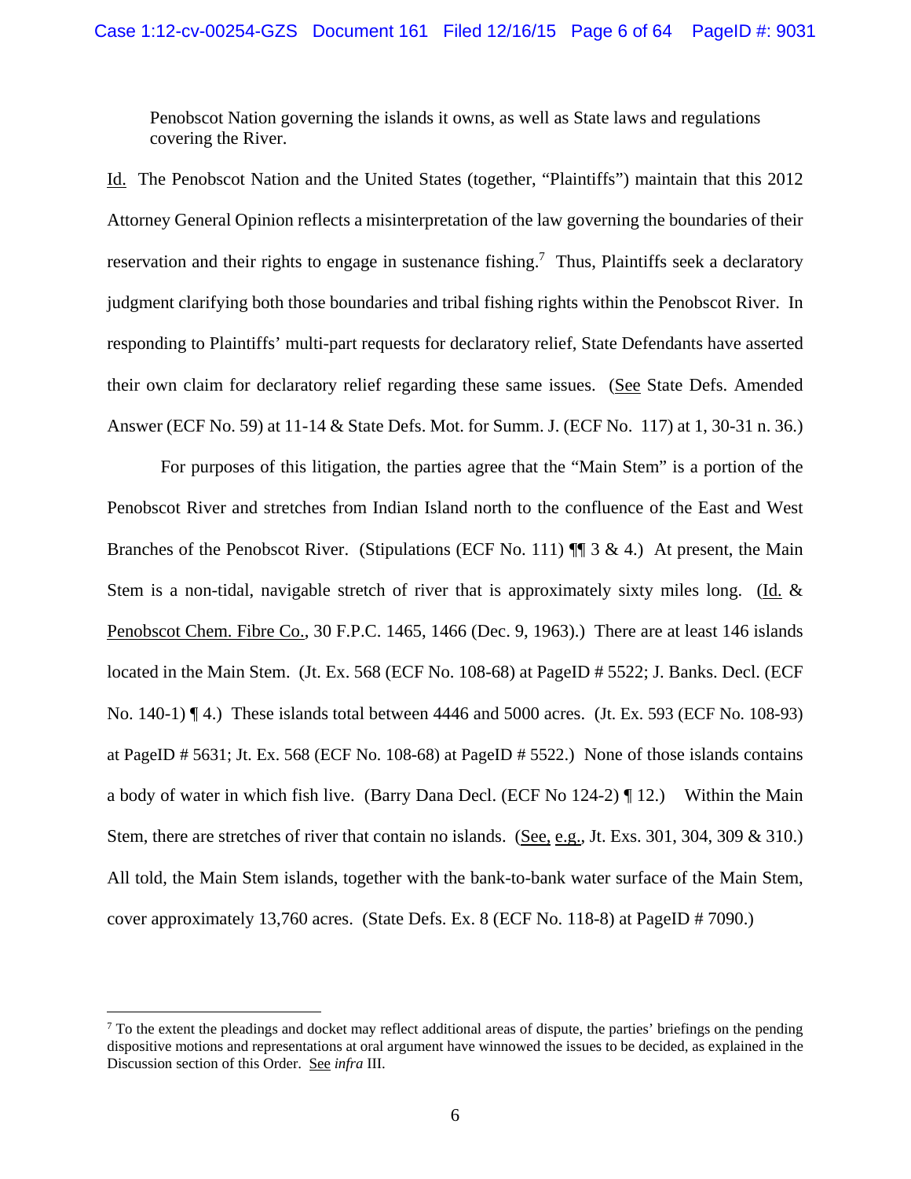Penobscot Nation governing the islands it owns, as well as State laws and regulations covering the River.

Id. The Penobscot Nation and the United States (together, "Plaintiffs") maintain that this 2012 Attorney General Opinion reflects a misinterpretation of the law governing the boundaries of their reservation and their rights to engage in sustenance fishing.[7] Thus, Plaintiffs seek a declaratory judgment clarifying both those boundaries and tribal fishing rights within the Penobscot River. In responding to Plaintiffs' multi-part requests for declaratory relief, State Defendants have asserted their own claim for declaratory relief regarding these same issues. (See State Defs. Amended Answer (ECF No. 59) at 11-14 & State Defs. Mot. for Summ. J. (ECF No. 117) at 1, 30-31 n. 36.)

For purposes of this litigation, the parties agree that the "Main Stem" is a portion of the Penobscot River and stretches from Indian Island north to the confluence of the East and West Branches of the Penobscot River. (Stipulations (ECF No. 111) ¶¶ 3 & 4.) At present, the Main Stem is a non-tidal, navigable stretch of river that is approximately sixty miles long. (Id. & Penobscot Chem. Fibre Co., 30 F.P.C. 1465, 1466 (Dec. 9, 1963).) There are at least 146 islands located in the Main Stem. (Jt. Ex. 568 (ECF No. 108-68) at PageID # 5522; J. Banks. Decl. (ECF No. 140-1) ¶ 4.) These islands total between 4446 and 5000 acres. (Jt. Ex. 593 (ECF No. 108-93) at PageID # 5631; Jt. Ex. 568 (ECF No. 108-68) at PageID # 5522.) None of those islands contains a body of water in which fish live. (Barry Dana Decl. (ECF No 124-2) ¶ 12.) Within the Main Stem, there are stretches of river that contain no islands. (See, e.g., Jt. Exs. 301, 304, 309 & 310.) All told, the Main Stem islands, together with the bank-to-bank water surface of the Main Stem, cover approximately 13,760 acres. (State Defs. Ex. 8 (ECF No. 118-8) at PageID # 7090.)

---

[7] To the extent the pleadings and docket may reflect additional areas of dispute, the parties' briefings on the pending dispositive motions and representations at oral argument have winnowed the issues to be decided, as explained in the Discussion section of this Order. See *infra* III.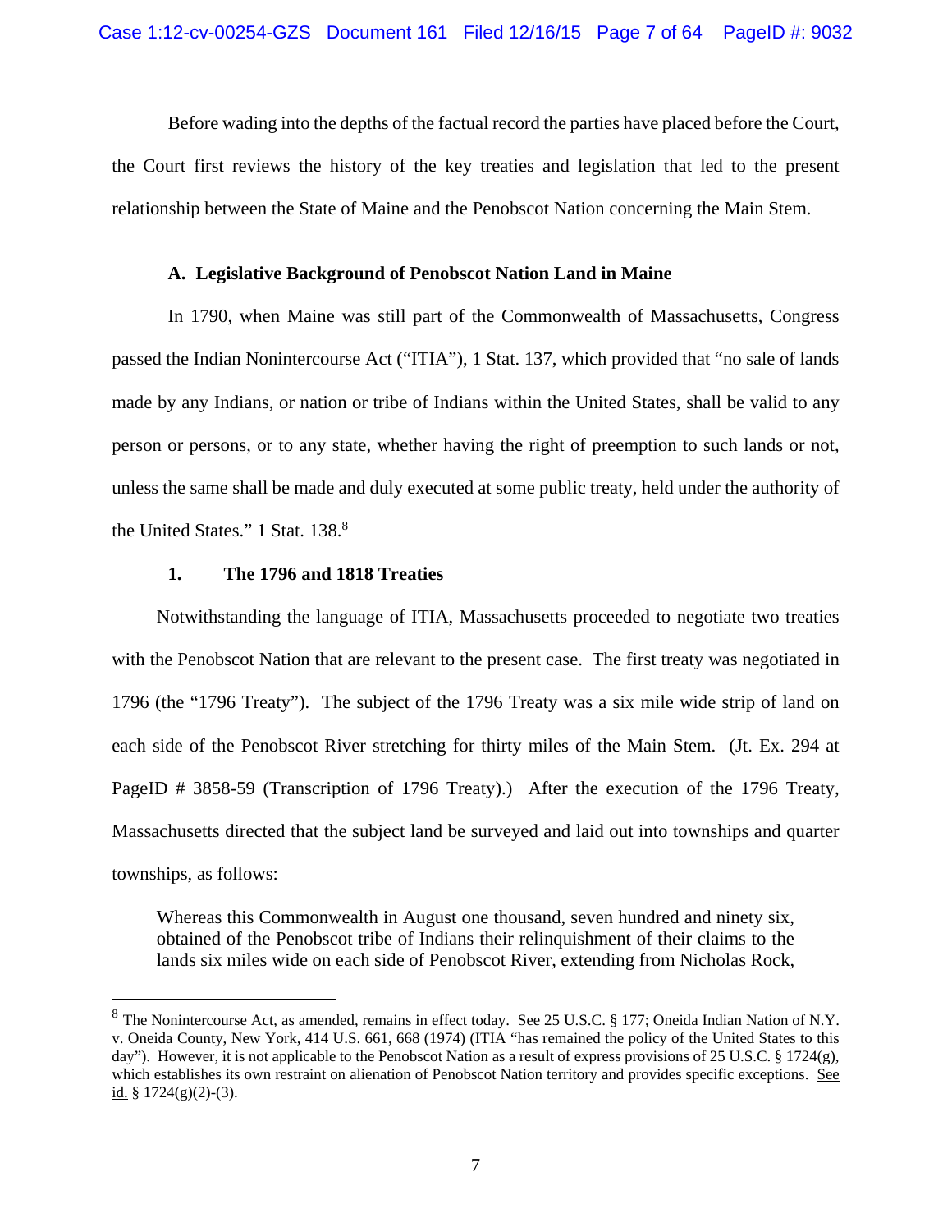Before wading into the depths of the factual record the parties have placed before the Court, the Court first reviews the history of the key treaties and legislation that led to the present relationship between the State of Maine and the Penobscot Nation concerning the Main Stem.

### A. Legislative Background of Penobscot Nation Land in Maine

In 1790, when Maine was still part of the Commonwealth of Massachusetts, Congress passed the Indian Nonintercourse Act ("ITIA"), 1 Stat. 137, which provided that "no sale of lands made by any Indians, or nation or tribe of Indians within the United States, shall be valid to any person or persons, or to any state, whether having the right of preemption to such lands or not, unless the same shall be made and duly executed at some public treaty, held under the authority of the United States." 1 Stat. 138.[8]

#### 1. The 1796 and 1818 Treaties

Notwithstanding the language of ITIA, Massachusetts proceeded to negotiate two treaties with the Penobscot Nation that are relevant to the present case. The first treaty was negotiated in 1796 (the "1796 Treaty"). The subject of the 1796 Treaty was a six mile wide strip of land on each side of the Penobscot River stretching for thirty miles of the Main Stem. (Jt. Ex. 294 at PageID # 3858-59 (Transcription of 1796 Treaty).) After the execution of the 1796 Treaty, Massachusetts directed that the subject land be surveyed and laid out into townships and quarter townships, as follows:

> Whereas this Commonwealth in August one thousand, seven hundred and ninety six, obtained of the Penobscot tribe of Indians their relinquishment of their claims to the lands six miles wide on each side of Penobscot River, extending from Nicholas Rock,

---

[8] The Nonintercourse Act, as amended, remains in effect today. See 25 U.S.C. § 177; Oneida Indian Nation of N.Y. v. Oneida County, New York, 414 U.S. 661, 668 (1974) (ITIA "has remained the policy of the United States to this day"). However, it is not applicable to the Penobscot Nation as a result of express provisions of 25 U.S.C. § 1724(g), which establishes its own restraint on alienation of Penobscot Nation territory and provides specific exceptions. See id. § 1724(g)(2)-(3).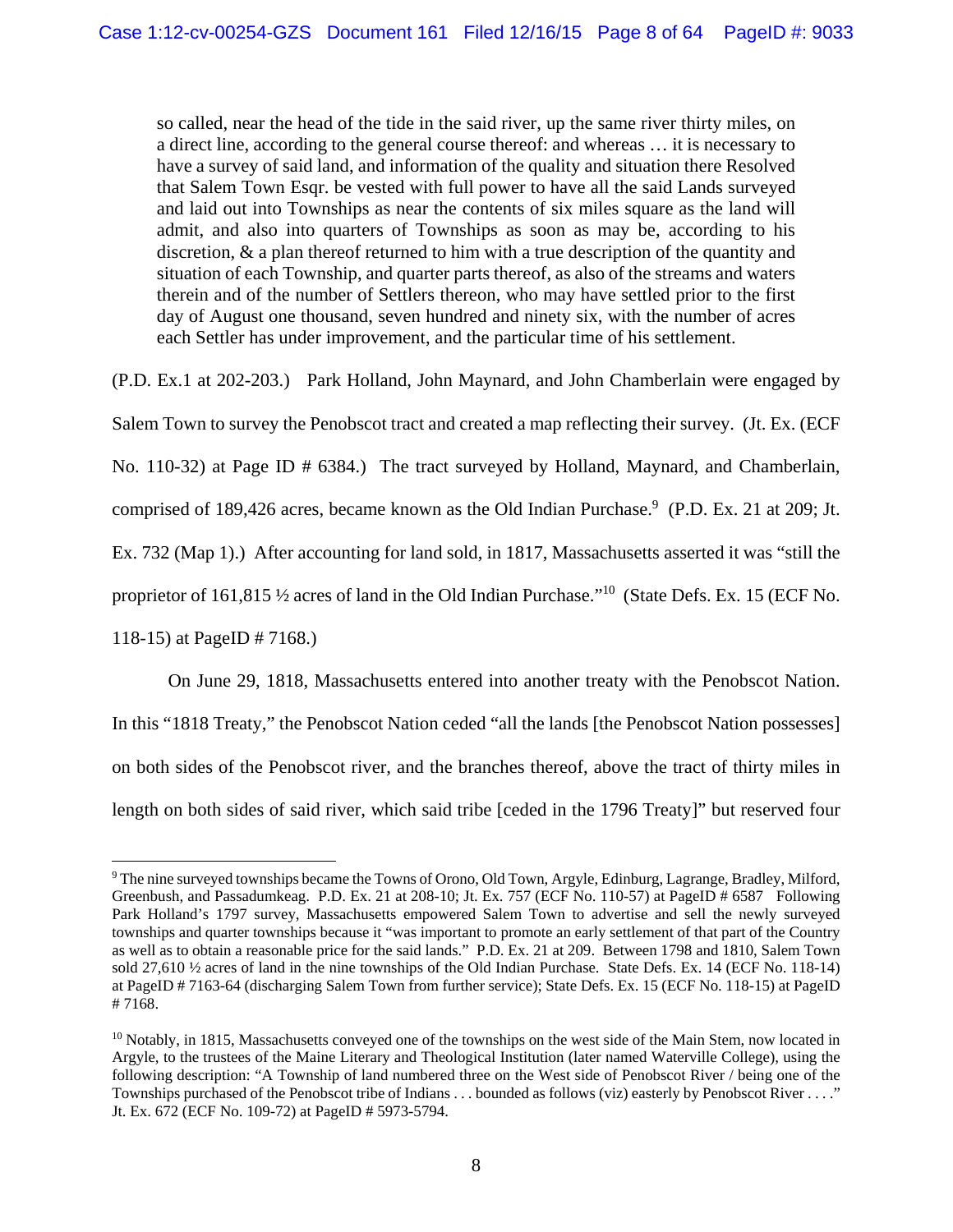> so called, near the head of the tide in the said river, up the same river thirty miles, on a direct line, according to the general course thereof: and whereas … it is necessary to have a survey of said land, and information of the quality and situation there Resolved that Salem Town Esqr. be vested with full power to have all the said Lands surveyed and laid out into Townships as near the contents of six miles square as the land will admit, and also into quarters of Townships as soon as may be, according to his discretion, & a plan thereof returned to him with a true description of the quantity and situation of each Township, and quarter parts thereof, as also of the streams and waters therein and of the number of Settlers thereon, who may have settled prior to the first day of August one thousand, seven hundred and ninety six, with the number of acres each Settler has under improvement, and the particular time of his settlement.

(P.D. Ex.1 at 202-203.) Park Holland, John Maynard, and John Chamberlain were engaged by Salem Town to survey the Penobscot tract and created a map reflecting their survey. (Jt. Ex. (ECF No. 110-32) at Page ID # 6384.) The tract surveyed by Holland, Maynard, and Chamberlain, comprised of 189,426 acres, became known as the Old Indian Purchase.[9] (P.D. Ex. 21 at 209; Jt. Ex. 732 (Map 1).) After accounting for land sold, in 1817, Massachusetts asserted it was "still the proprietor of 161,815 ½ acres of land in the Old Indian Purchase."[10] (State Defs. Ex. 15 (ECF No. 118-15) at PageID # 7168.)

On June 29, 1818, Massachusetts entered into another treaty with the Penobscot Nation. In this "1818 Treaty," the Penobscot Nation ceded "all the lands [the Penobscot Nation possesses] on both sides of the Penobscot river, and the branches thereof, above the tract of thirty miles in length on both sides of said river, which said tribe [ceded in the 1796 Treaty]" but reserved four

---

[9] The nine surveyed townships became the Towns of Orono, Old Town, Argyle, Edinburg, Lagrange, Bradley, Milford, Greenbush, and Passadumkeag. P.D. Ex. 21 at 208-10; Jt. Ex. 757 (ECF No. 110-57) at PageID # 6587 Following Park Holland's 1797 survey, Massachusetts empowered Salem Town to advertise and sell the newly surveyed townships and quarter townships because it "was important to promote an early settlement of that part of the Country as well as to obtain a reasonable price for the said lands." P.D. Ex. 21 at 209. Between 1798 and 1810, Salem Town sold 27,610 ½ acres of land in the nine townships of the Old Indian Purchase. State Defs. Ex. 14 (ECF No. 118-14) at PageID # 7163-64 (discharging Salem Town from further service); State Defs. Ex. 15 (ECF No. 118-15) at PageID # 7168.

[10] Notably, in 1815, Massachusetts conveyed one of the townships on the west side of the Main Stem, now located in Argyle, to the trustees of the Maine Literary and Theological Institution (later named Waterville College), using the following description: "A Township of land numbered three on the West side of Penobscot River / being one of the Townships purchased of the Penobscot tribe of Indians . . . bounded as follows (viz) easterly by Penobscot River . . . ." Jt. Ex. 672 (ECF No. 109-72) at PageID # 5973-5794.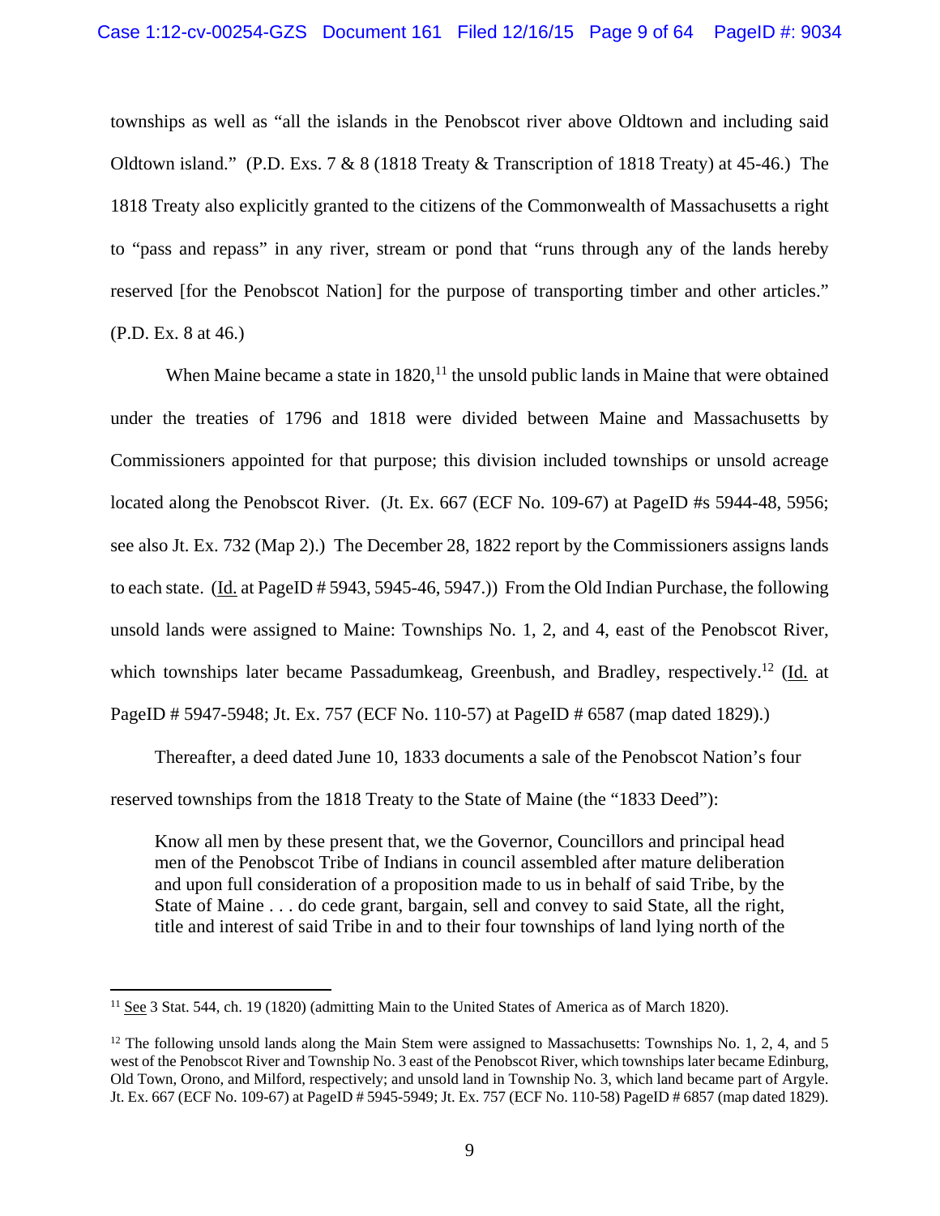townships as well as "all the islands in the Penobscot river above Oldtown and including said Oldtown island." (P.D. Exs. 7 & 8 (1818 Treaty & Transcription of 1818 Treaty) at 45-46.) The 1818 Treaty also explicitly granted to the citizens of the Commonwealth of Massachusetts a right to "pass and repass" in any river, stream or pond that "runs through any of the lands hereby reserved [for the Penobscot Nation] for the purpose of transporting timber and other articles." (P.D. Ex. 8 at 46.)

When Maine became a state in 1820,[11] the unsold public lands in Maine that were obtained under the treaties of 1796 and 1818 were divided between Maine and Massachusetts by Commissioners appointed for that purpose; this division included townships or unsold acreage located along the Penobscot River. (Jt. Ex. 667 (ECF No. 109-67) at PageID #s 5944-48, 5956; see also Jt. Ex. 732 (Map 2).) The December 28, 1822 report by the Commissioners assigns lands to each state. (Id. at PageID # 5943, 5945-46, 5947.)) From the Old Indian Purchase, the following unsold lands were assigned to Maine: Townships No. 1, 2, and 4, east of the Penobscot River, which townships later became Passadumkeag, Greenbush, and Bradley, respectively.[12] (Id. at PageID # 5947-5948; Jt. Ex. 757 (ECF No. 110-57) at PageID # 6587 (map dated 1829).)

Thereafter, a deed dated June 10, 1833 documents a sale of the Penobscot Nation's four reserved townships from the 1818 Treaty to the State of Maine (the "1833 Deed"):

> Know all men by these present that, we the Governor, Councillors and principal head men of the Penobscot Tribe of Indians in council assembled after mature deliberation and upon full consideration of a proposition made to us in behalf of said Tribe, by the State of Maine . . . do cede grant, bargain, sell and convey to said State, all the right, title and interest of said Tribe in and to their four townships of land lying north of the

---

[11] See 3 Stat. 544, ch. 19 (1820) (admitting Main to the United States of America as of March 1820).

[12] The following unsold lands along the Main Stem were assigned to Massachusetts: Townships No. 1, 2, 4, and 5 west of the Penobscot River and Township No. 3 east of the Penobscot River, which townships later became Edinburg, Old Town, Orono, and Milford, respectively; and unsold land in Township No. 3, which land became part of Argyle. Jt. Ex. 667 (ECF No. 109-67) at PageID # 5945-5949; Jt. Ex. 757 (ECF No. 110-58) PageID # 6857 (map dated 1829).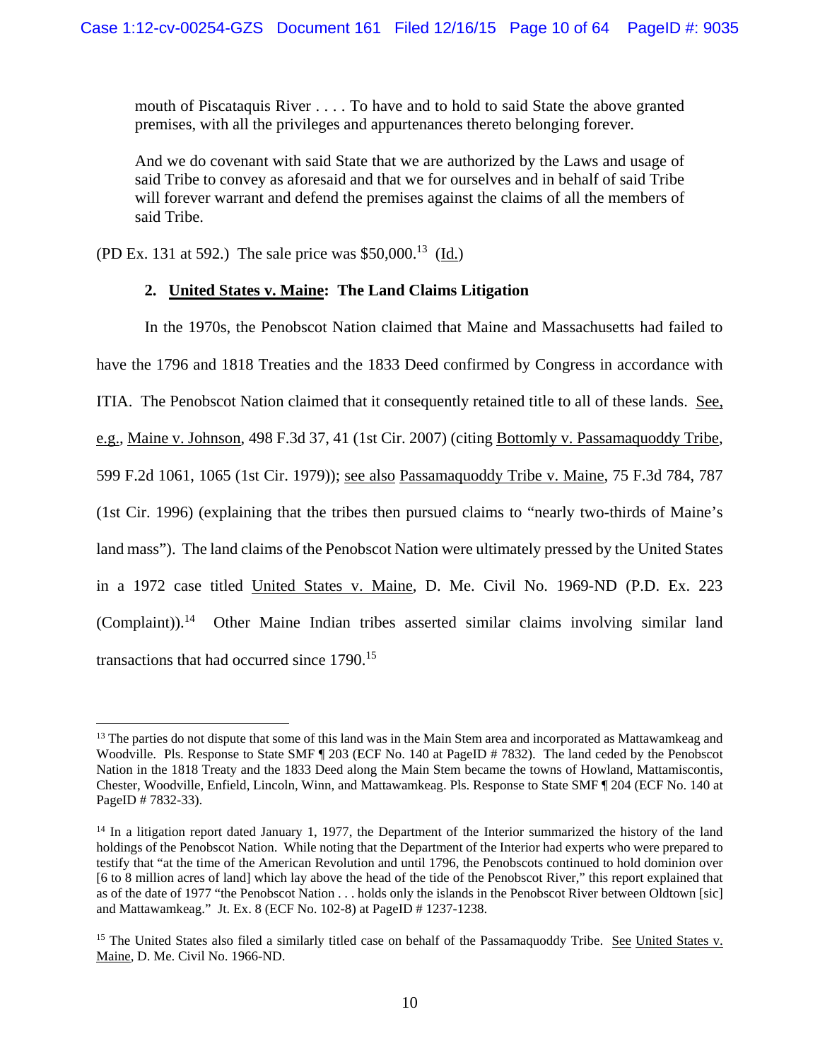mouth of Piscataquis River . . . . To have and to hold to said State the above granted premises, with all the privileges and appurtenances thereto belonging forever.

> And we do covenant with said State that we are authorized by the Laws and usage of said Tribe to convey as aforesaid and that we for ourselves and in behalf of said Tribe will forever warrant and defend the premises against the claims of all the members of said Tribe.

(PD Ex. 131 at 592.) The sale price was $50,000.[13] (Id.)

### 2. United States v. Maine: The Land Claims Litigation

In the 1970s, the Penobscot Nation claimed that Maine and Massachusetts had failed to have the 1796 and 1818 Treaties and the 1833 Deed confirmed by Congress in accordance with ITIA. The Penobscot Nation claimed that it consequently retained title to all of these lands. See, e.g., Maine v. Johnson, 498 F.3d 37, 41 (1st Cir. 2007) (citing Bottomly v. Passamaquoddy Tribe, 599 F.2d 1061, 1065 (1st Cir. 1979)); see also Passamaquoddy Tribe v. Maine, 75 F.3d 784, 787 (1st Cir. 1996) (explaining that the tribes then pursued claims to "nearly two-thirds of Maine's land mass"). The land claims of the Penobscot Nation were ultimately pressed by the United States in a 1972 case titled United States v. Maine, D. Me. Civil No. 1969-ND (P.D. Ex. 223 (Complaint)).[14] Other Maine Indian tribes asserted similar claims involving similar land transactions that had occurred since 1790.[15]

---

[13] The parties do not dispute that some of this land was in the Main Stem area and incorporated as Mattawamkeag and Woodville. Pls. Response to State SMF ¶ 203 (ECF No. 140 at PageID # 7832). The land ceded by the Penobscot Nation in the 1818 Treaty and the 1833 Deed along the Main Stem became the towns of Howland, Mattamiscontis, Chester, Woodville, Enfield, Lincoln, Winn, and Mattawamkeag. Pls. Response to State SMF ¶ 204 (ECF No. 140 at PageID # 7832-33).

[14] In a litigation report dated January 1, 1977, the Department of the Interior summarized the history of the land holdings of the Penobscot Nation. While noting that the Department of the Interior had experts who were prepared to testify that "at the time of the American Revolution and until 1796, the Penobscots continued to hold dominion over [6 to 8 million acres of land] which lay above the head of the tide of the Penobscot River," this report explained that as of the date of 1977 "the Penobscot Nation . . . holds only the islands in the Penobscot River between Oldtown [sic] and Mattawamkeag." Jt. Ex. 8 (ECF No. 102-8) at PageID # 1237-1238.

[15] The United States also filed a similarly titled case on behalf of the Passamaquoddy Tribe. See United States v. Maine, D. Me. Civil No. 1966-ND.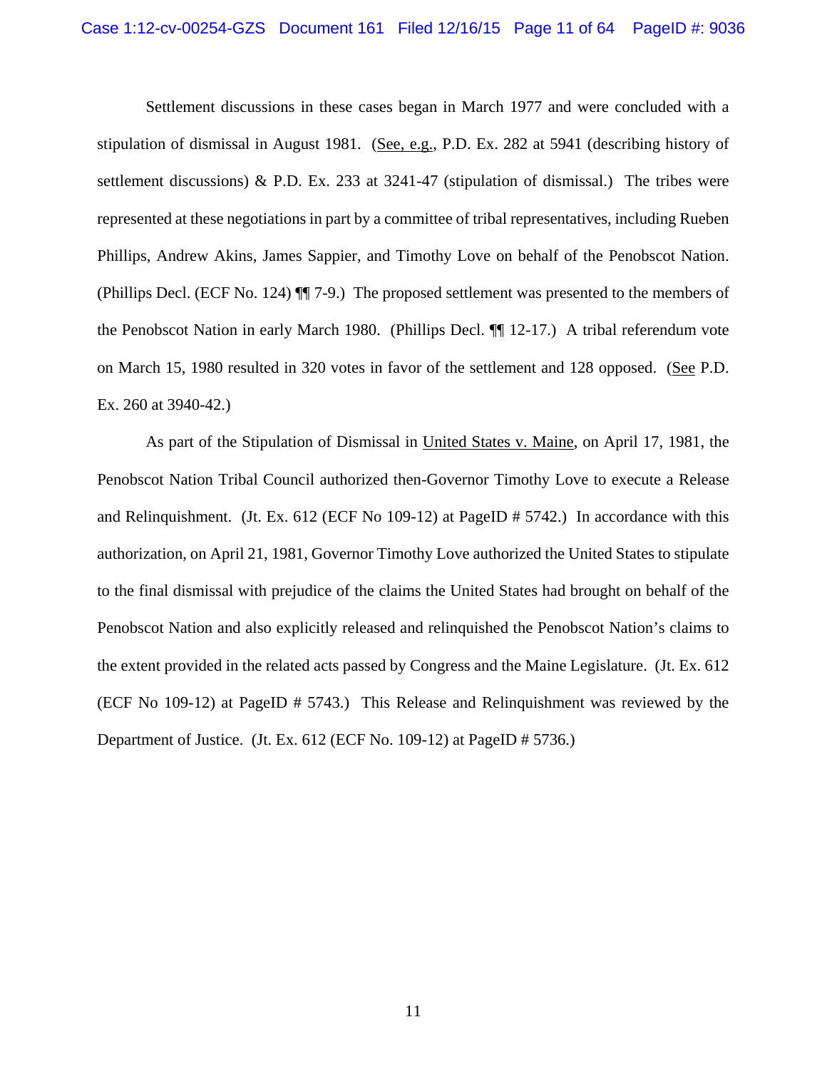Settlement discussions in these cases began in March 1977 and were concluded with a stipulation of dismissal in August 1981. (See, e.g., P.D. Ex. 282 at 5941 (describing history of settlement discussions) & P.D. Ex. 233 at 3241-47 (stipulation of dismissal.) The tribes were represented at these negotiations in part by a committee of tribal representatives, including Rueben Phillips, Andrew Akins, James Sappier, and Timothy Love on behalf of the Penobscot Nation. (Phillips Decl. (ECF No. 124) ¶¶ 7-9.) The proposed settlement was presented to the members of the Penobscot Nation in early March 1980. (Phillips Decl. ¶¶ 12-17.) A tribal referendum vote on March 15, 1980 resulted in 320 votes in favor of the settlement and 128 opposed. (See P.D. Ex. 260 at 3940-42.)

As part of the Stipulation of Dismissal in United States v. Maine, on April 17, 1981, the Penobscot Nation Tribal Council authorized then-Governor Timothy Love to execute a Release and Relinquishment. (Jt. Ex. 612 (ECF No 109-12) at PageID # 5742.) In accordance with this authorization, on April 21, 1981, Governor Timothy Love authorized the United States to stipulate to the final dismissal with prejudice of the claims the United States had brought on behalf of the Penobscot Nation and also explicitly released and relinquished the Penobscot Nation's claims to the extent provided in the related acts passed by Congress and the Maine Legislature. (Jt. Ex. 612 (ECF No 109-12) at PageID # 5743.) This Release and Relinquishment was reviewed by the Department of Justice. (Jt. Ex. 612 (ECF No. 109-12) at PageID # 5736.)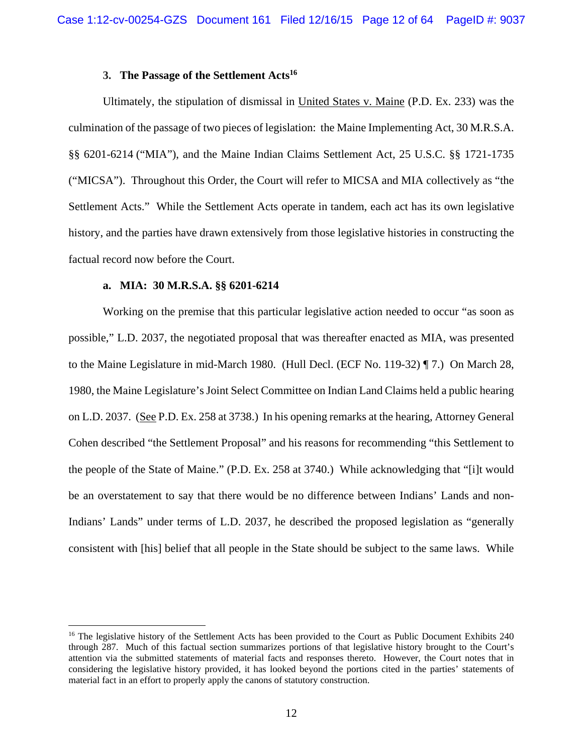### 3. The Passage of the Settlement Acts[16]

Ultimately, the stipulation of dismissal in United States v. Maine (P.D. Ex. 233) was the culmination of the passage of two pieces of legislation: the Maine Implementing Act, 30 M.R.S.A. §§ 6201-6214 ("MIA"), and the Maine Indian Claims Settlement Act, 25 U.S.C. §§ 1721-1735 ("MICSA"). Throughout this Order, the Court will refer to MICSA and MIA collectively as "the Settlement Acts." While the Settlement Acts operate in tandem, each act has its own legislative history, and the parties have drawn extensively from those legislative histories in constructing the factual record now before the Court.

#### a. MIA: 30 M.R.S.A. §§ 6201-6214

Working on the premise that this particular legislative action needed to occur "as soon as possible," L.D. 2037, the negotiated proposal that was thereafter enacted as MIA, was presented to the Maine Legislature in mid-March 1980. (Hull Decl. (ECF No. 119-32) ¶ 7.) On March 28, 1980, the Maine Legislature's Joint Select Committee on Indian Land Claims held a public hearing on L.D. 2037. (See P.D. Ex. 258 at 3738.) In his opening remarks at the hearing, Attorney General Cohen described "the Settlement Proposal" and his reasons for recommending "this Settlement to the people of the State of Maine." (P.D. Ex. 258 at 3740.) While acknowledging that "[i]t would be an overstatement to say that there would be no difference between Indians' Lands and non-Indians' Lands" under terms of L.D. 2037, he described the proposed legislation as "generally consistent with [his] belief that all people in the State should be subject to the same laws. While

---

[16] The legislative history of the Settlement Acts has been provided to the Court as Public Document Exhibits 240 through 287. Much of this factual section summarizes portions of that legislative history brought to the Court's attention via the submitted statements of material facts and responses thereto. However, the Court notes that in considering the legislative history provided, it has looked beyond the portions cited in the parties' statements of material fact in an effort to properly apply the canons of statutory construction.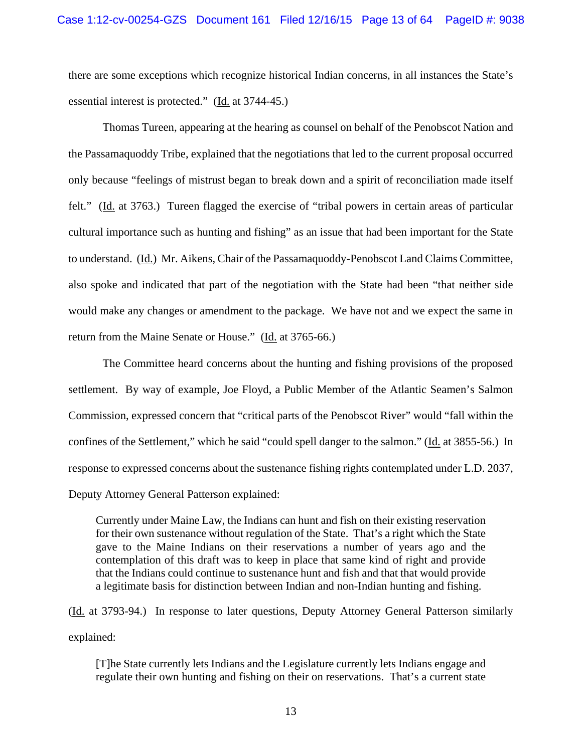there are some exceptions which recognize historical Indian concerns, in all instances the State's essential interest is protected." (Id. at 3744-45.)

Thomas Tureen, appearing at the hearing as counsel on behalf of the Penobscot Nation and the Passamaquoddy Tribe, explained that the negotiations that led to the current proposal occurred only because "feelings of mistrust began to break down and a spirit of reconciliation made itself felt." (Id. at 3763.) Tureen flagged the exercise of "tribal powers in certain areas of particular cultural importance such as hunting and fishing" as an issue that had been important for the State to understand. (Id.) Mr. Aikens, Chair of the Passamaquoddy-Penobscot Land Claims Committee, also spoke and indicated that part of the negotiation with the State had been "that neither side would make any changes or amendment to the package. We have not and we expect the same in return from the Maine Senate or House." (Id. at 3765-66.)

The Committee heard concerns about the hunting and fishing provisions of the proposed settlement. By way of example, Joe Floyd, a Public Member of the Atlantic Seamen's Salmon Commission, expressed concern that "critical parts of the Penobscot River" would "fall within the confines of the Settlement," which he said "could spell danger to the salmon." (Id. at 3855-56.) In response to expressed concerns about the sustenance fishing rights contemplated under L.D. 2037, Deputy Attorney General Patterson explained:

> Currently under Maine Law, the Indians can hunt and fish on their existing reservation for their own sustenance without regulation of the State. That's a right which the State gave to the Maine Indians on their reservations a number of years ago and the contemplation of this draft was to keep in place that same kind of right and provide that the Indians could continue to sustenance hunt and fish and that that would provide a legitimate basis for distinction between Indian and non-Indian hunting and fishing.

(Id. at 3793-94.) In response to later questions, Deputy Attorney General Patterson similarly explained:

> [T]he State currently lets Indians and the Legislature currently lets Indians engage and regulate their own hunting and fishing on their on reservations. That's a current state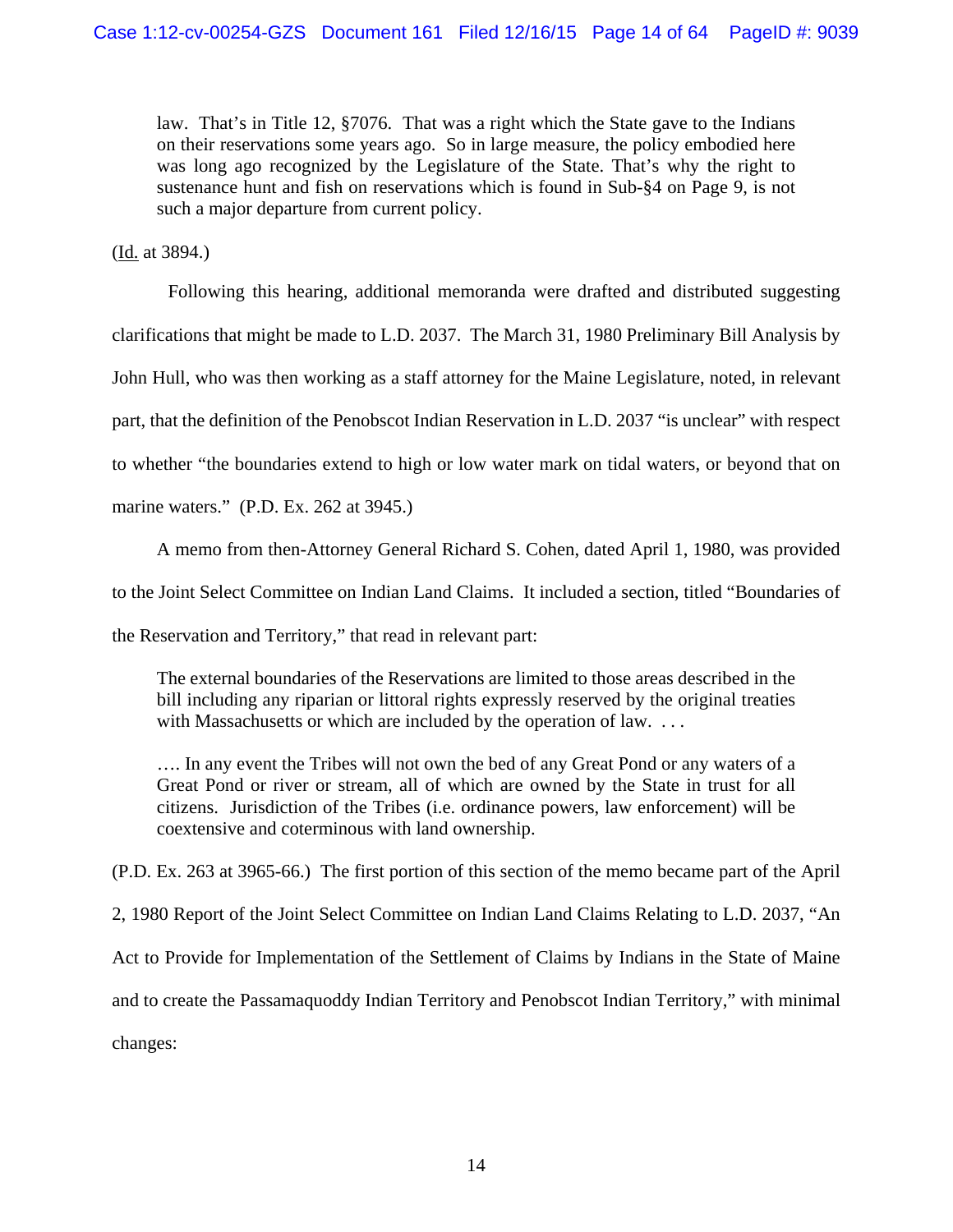> law. That's in Title 12, §7076. That was a right which the State gave to the Indians on their reservations some years ago. So in large measure, the policy embodied here was long ago recognized by the Legislature of the State. That's why the right to sustenance hunt and fish on reservations which is found in Sub-§4 on Page 9, is not such a major departure from current policy.

(Id. at 3894.)

Following this hearing, additional memoranda were drafted and distributed suggesting clarifications that might be made to L.D. 2037. The March 31, 1980 Preliminary Bill Analysis by John Hull, who was then working as a staff attorney for the Maine Legislature, noted, in relevant part, that the definition of the Penobscot Indian Reservation in L.D. 2037 "is unclear" with respect to whether "the boundaries extend to high or low water mark on tidal waters, or beyond that on marine waters." (P.D. Ex. 262 at 3945.)

A memo from then-Attorney General Richard S. Cohen, dated April 1, 1980, was provided to the Joint Select Committee on Indian Land Claims. It included a section, titled "Boundaries of the Reservation and Territory," that read in relevant part:

> The external boundaries of the Reservations are limited to those areas described in the bill including any riparian or littoral rights expressly reserved by the original treaties with Massachusetts or which are included by the operation of law. . . .
>
> …. In any event the Tribes will not own the bed of any Great Pond or any waters of a Great Pond or river or stream, all of which are owned by the State in trust for all citizens. Jurisdiction of the Tribes (i.e. ordinance powers, law enforcement) will be coextensive and coterminous with land ownership.

(P.D. Ex. 263 at 3965-66.) The first portion of this section of the memo became part of the April 2, 1980 Report of the Joint Select Committee on Indian Land Claims Relating to L.D. 2037, "An Act to Provide for Implementation of the Settlement of Claims by Indians in the State of Maine and to create the Passamaquoddy Indian Territory and Penobscot Indian Territory," with minimal changes: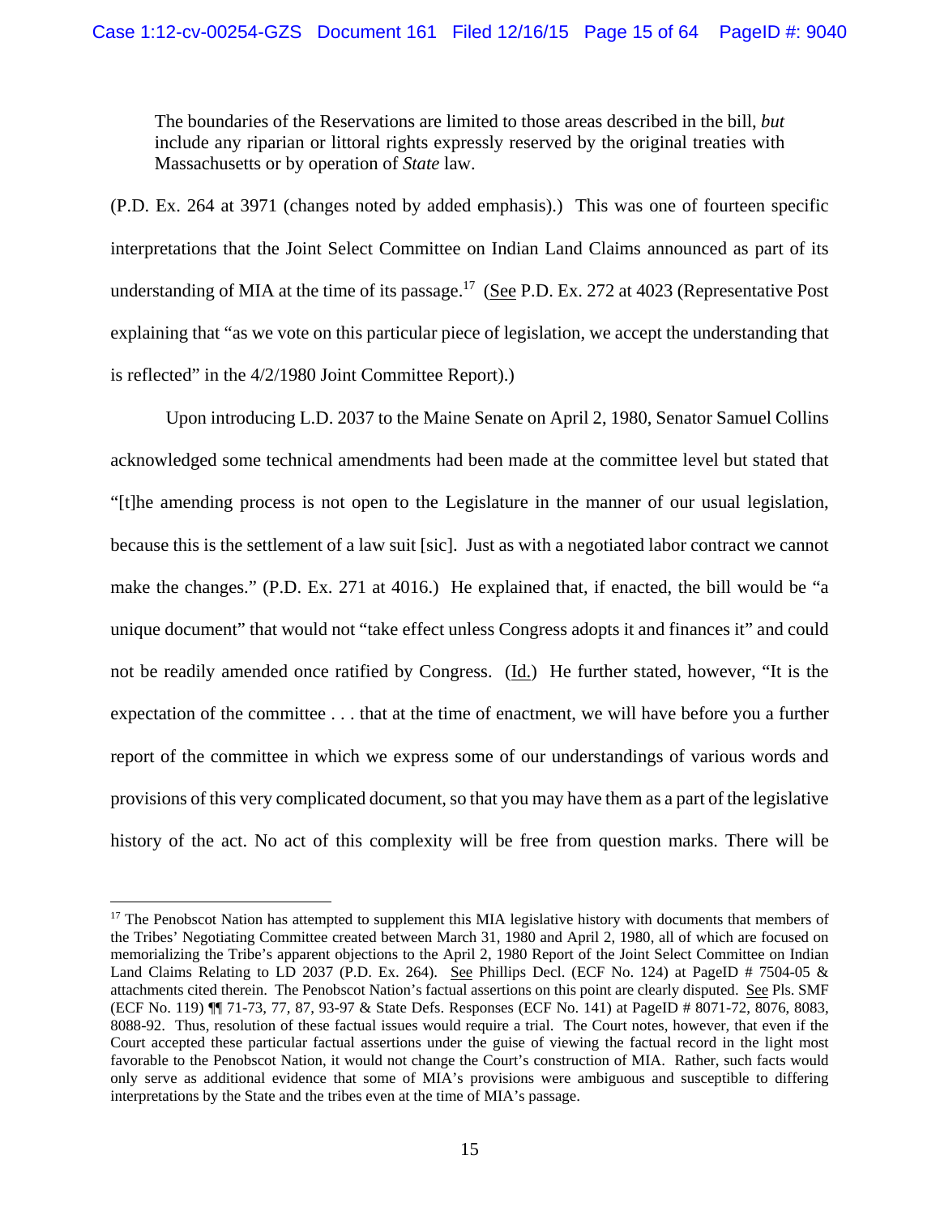> The boundaries of the Reservations are limited to those areas described in the bill, *but* include any riparian or littoral rights expressly reserved by the original treaties with Massachusetts or by operation of *State* law.

(P.D. Ex. 264 at 3971 (changes noted by added emphasis).) This was one of fourteen specific interpretations that the Joint Select Committee on Indian Land Claims announced as part of its understanding of MIA at the time of its passage.[17] (See P.D. Ex. 272 at 4023 (Representative Post explaining that "as we vote on this particular piece of legislation, we accept the understanding that is reflected" in the 4/2/1980 Joint Committee Report).)

Upon introducing L.D. 2037 to the Maine Senate on April 2, 1980, Senator Samuel Collins acknowledged some technical amendments had been made at the committee level but stated that "[t]he amending process is not open to the Legislature in the manner of our usual legislation, because this is the settlement of a law suit [sic]. Just as with a negotiated labor contract we cannot make the changes." (P.D. Ex. 271 at 4016.) He explained that, if enacted, the bill would be "a unique document" that would not "take effect unless Congress adopts it and finances it" and could not be readily amended once ratified by Congress. (Id.) He further stated, however, "It is the expectation of the committee . . . that at the time of enactment, we will have before you a further report of the committee in which we express some of our understandings of various words and provisions of this very complicated document, so that you may have them as a part of the legislative history of the act. No act of this complexity will be free from question marks. There will be

---

[17] The Penobscot Nation has attempted to supplement this MIA legislative history with documents that members of the Tribes' Negotiating Committee created between March 31, 1980 and April 2, 1980, all of which are focused on memorializing the Tribe's apparent objections to the April 2, 1980 Report of the Joint Select Committee on Indian Land Claims Relating to LD 2037 (P.D. Ex. 264). See Phillips Decl. (ECF No. 124) at PageID # 7504-05 & attachments cited therein. The Penobscot Nation's factual assertions on this point are clearly disputed. See Pls. SMF (ECF No. 119) ¶¶ 71-73, 77, 87, 93-97 & State Defs. Responses (ECF No. 141) at PageID # 8071-72, 8076, 8083, 8088-92. Thus, resolution of these factual issues would require a trial. The Court notes, however, that even if the Court accepted these particular factual assertions under the guise of viewing the factual record in the light most favorable to the Penobscot Nation, it would not change the Court's construction of MIA. Rather, such facts would only serve as additional evidence that some of MIA's provisions were ambiguous and susceptible to differing interpretations by the State and the tribes even at the time of MIA's passage.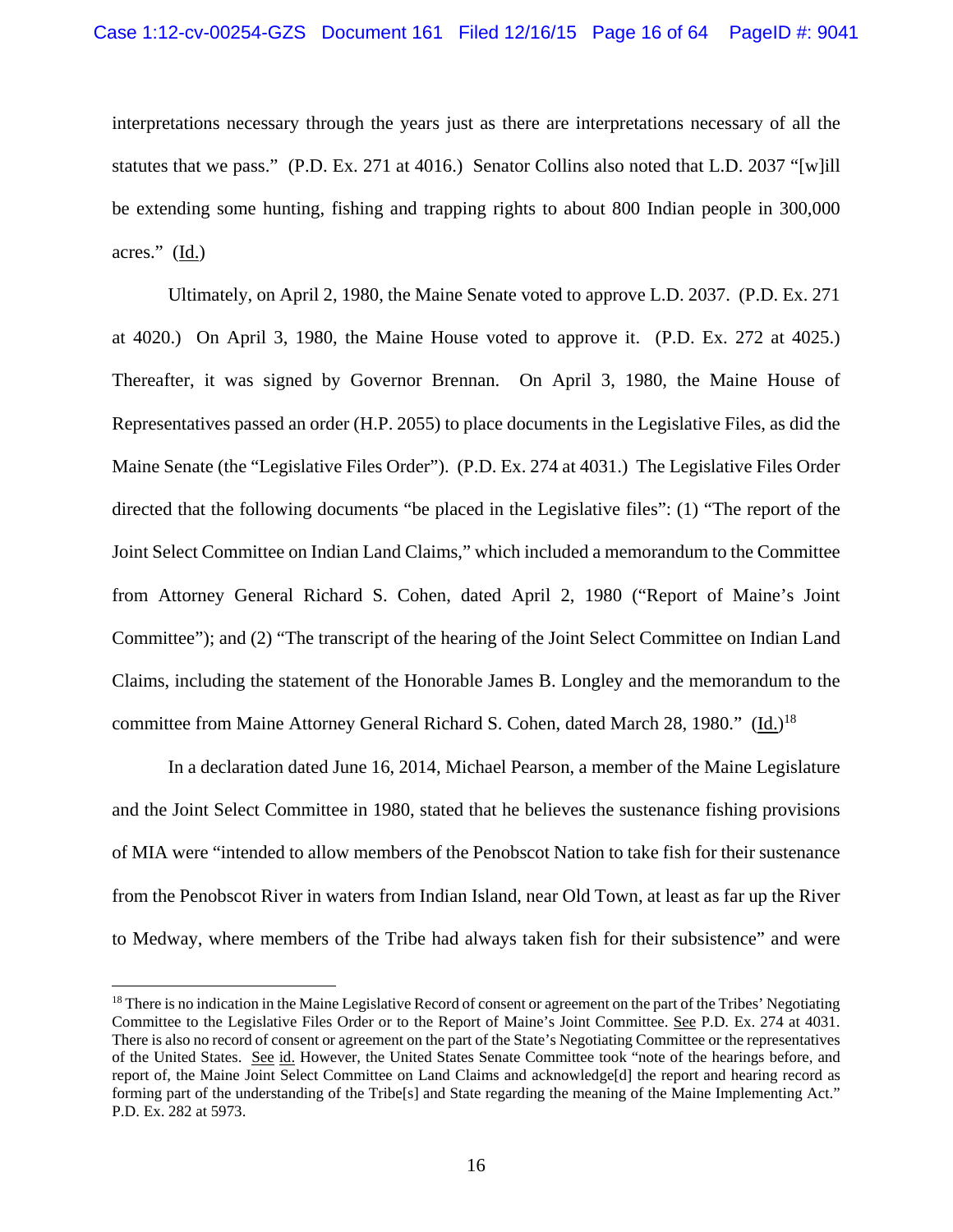interpretations necessary through the years just as there are interpretations necessary of all the statutes that we pass." (P.D. Ex. 271 at 4016.) Senator Collins also noted that L.D. 2037 "[w]ill be extending some hunting, fishing and trapping rights to about 800 Indian people in 300,000 acres." (Id.)

Ultimately, on April 2, 1980, the Maine Senate voted to approve L.D. 2037. (P.D. Ex. 271 at 4020.) On April 3, 1980, the Maine House voted to approve it. (P.D. Ex. 272 at 4025.) Thereafter, it was signed by Governor Brennan. On April 3, 1980, the Maine House of Representatives passed an order (H.P. 2055) to place documents in the Legislative Files, as did the Maine Senate (the "Legislative Files Order"). (P.D. Ex. 274 at 4031.) The Legislative Files Order directed that the following documents "be placed in the Legislative files": (1) "The report of the Joint Select Committee on Indian Land Claims," which included a memorandum to the Committee from Attorney General Richard S. Cohen, dated April 2, 1980 ("Report of Maine's Joint Committee"); and (2) "The transcript of the hearing of the Joint Select Committee on Indian Land Claims, including the statement of the Honorable James B. Longley and the memorandum to the committee from Maine Attorney General Richard S. Cohen, dated March 28, 1980." (Id.)[18]

In a declaration dated June 16, 2014, Michael Pearson, a member of the Maine Legislature and the Joint Select Committee in 1980, stated that he believes the sustenance fishing provisions of MIA were "intended to allow members of the Penobscot Nation to take fish for their sustenance from the Penobscot River in waters from Indian Island, near Old Town, at least as far up the River to Medway, where members of the Tribe had always taken fish for their subsistence" and were

---

[18] There is no indication in the Maine Legislative Record of consent or agreement on the part of the Tribes' Negotiating Committee to the Legislative Files Order or to the Report of Maine's Joint Committee. See P.D. Ex. 274 at 4031. There is also no record of consent or agreement on the part of the State's Negotiating Committee or the representatives of the United States. See id. However, the United States Senate Committee took "note of the hearings before, and report of, the Maine Joint Select Committee on Land Claims and acknowledge[d] the report and hearing record as forming part of the understanding of the Tribe[s] and State regarding the meaning of the Maine Implementing Act." P.D. Ex. 282 at 5973.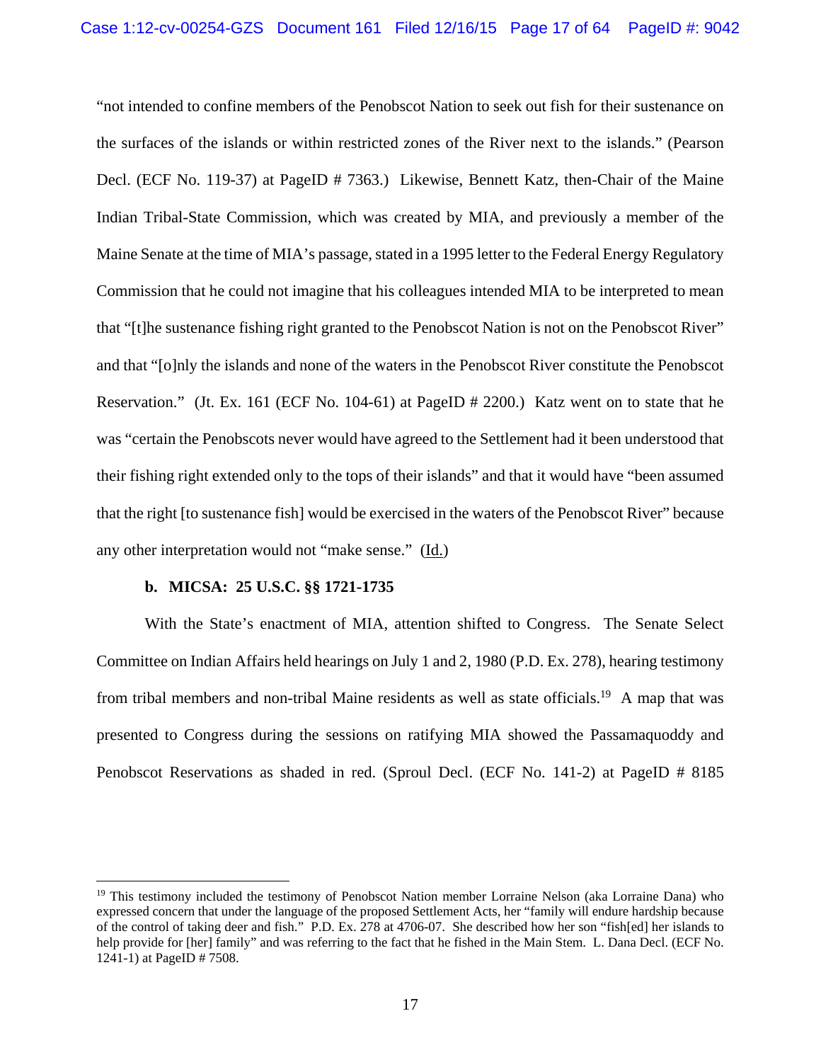"not intended to confine members of the Penobscot Nation to seek out fish for their sustenance on the surfaces of the islands or within restricted zones of the River next to the islands." (Pearson Decl. (ECF No. 119-37) at PageID # 7363.) Likewise, Bennett Katz, then-Chair of the Maine Indian Tribal-State Commission, which was created by MIA, and previously a member of the Maine Senate at the time of MIA's passage, stated in a 1995 letter to the Federal Energy Regulatory Commission that he could not imagine that his colleagues intended MIA to be interpreted to mean that "[t]he sustenance fishing right granted to the Penobscot Nation is not on the Penobscot River" and that "[o]nly the islands and none of the waters in the Penobscot River constitute the Penobscot Reservation." (Jt. Ex. 161 (ECF No. 104-61) at PageID # 2200.) Katz went on to state that he was "certain the Penobscots never would have agreed to the Settlement had it been understood that their fishing right extended only to the tops of their islands" and that it would have "been assumed that the right [to sustenance fish] would be exercised in the waters of the Penobscot River" because any other interpretation would not "make sense." (Id.)

**b. MICSA: 25 U.S.C. §§ 1721-1735**

With the State's enactment of MIA, attention shifted to Congress. The Senate Select Committee on Indian Affairs held hearings on July 1 and 2, 1980 (P.D. Ex. 278), hearing testimony from tribal members and non-tribal Maine residents as well as state officials.[19] A map that was presented to Congress during the sessions on ratifying MIA showed the Passamaquoddy and Penobscot Reservations as shaded in red. (Sproul Decl. (ECF No. 141-2) at PageID # 8185

[19] This testimony included the testimony of Penobscot Nation member Lorraine Nelson (aka Lorraine Dana) who expressed concern that under the language of the proposed Settlement Acts, her "family will endure hardship because of the control of taking deer and fish." P.D. Ex. 278 at 4706-07. She described how her son "fish[ed] her islands to help provide for [her] family" and was referring to the fact that he fished in the Main Stem. L. Dana Decl. (ECF No. 1241-1) at PageID # 7508.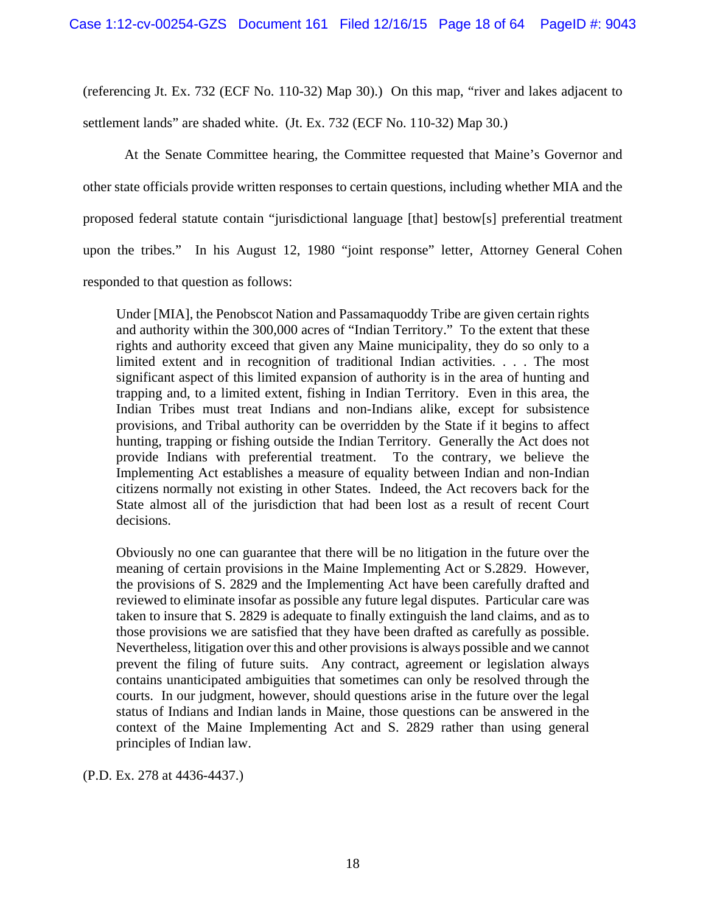(referencing Jt. Ex. 732 (ECF No. 110-32) Map 30).) On this map, "river and lakes adjacent to settlement lands" are shaded white. (Jt. Ex. 732 (ECF No. 110-32) Map 30.)

At the Senate Committee hearing, the Committee requested that Maine's Governor and other state officials provide written responses to certain questions, including whether MIA and the proposed federal statute contain "jurisdictional language [that] bestow[s] preferential treatment upon the tribes." In his August 12, 1980 "joint response" letter, Attorney General Cohen responded to that question as follows:

> Under [MIA], the Penobscot Nation and Passamaquoddy Tribe are given certain rights and authority within the 300,000 acres of "Indian Territory." To the extent that these rights and authority exceed that given any Maine municipality, they do so only to a limited extent and in recognition of traditional Indian activities. . . . The most significant aspect of this limited expansion of authority is in the area of hunting and trapping and, to a limited extent, fishing in Indian Territory. Even in this area, the Indian Tribes must treat Indians and non-Indians alike, except for subsistence provisions, and Tribal authority can be overridden by the State if it begins to affect hunting, trapping or fishing outside the Indian Territory. Generally the Act does not provide Indians with preferential treatment. To the contrary, we believe the Implementing Act establishes a measure of equality between Indian and non-Indian citizens normally not existing in other States. Indeed, the Act recovers back for the State almost all of the jurisdiction that had been lost as a result of recent Court decisions.
>
> Obviously no one can guarantee that there will be no litigation in the future over the meaning of certain provisions in the Maine Implementing Act or S.2829. However, the provisions of S. 2829 and the Implementing Act have been carefully drafted and reviewed to eliminate insofar as possible any future legal disputes. Particular care was taken to insure that S. 2829 is adequate to finally extinguish the land claims, and as to those provisions we are satisfied that they have been drafted as carefully as possible. Nevertheless, litigation over this and other provisions is always possible and we cannot prevent the filing of future suits. Any contract, agreement or legislation always contains unanticipated ambiguities that sometimes can only be resolved through the courts. In our judgment, however, should questions arise in the future over the legal status of Indians and Indian lands in Maine, those questions can be answered in the context of the Maine Implementing Act and S. 2829 rather than using general principles of Indian law.

(P.D. Ex. 278 at 4436-4437.)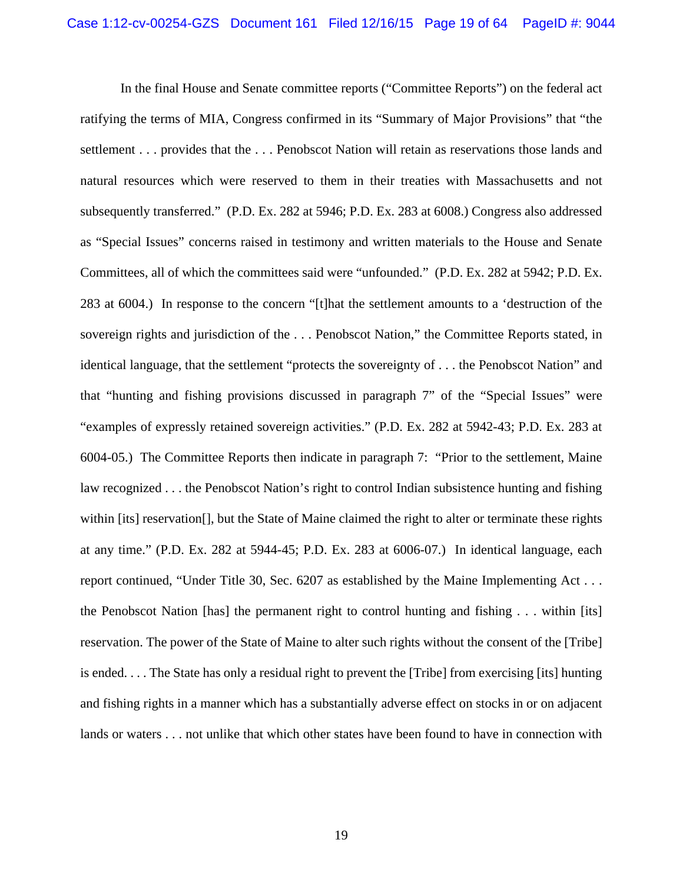In the final House and Senate committee reports ("Committee Reports") on the federal act ratifying the terms of MIA, Congress confirmed in its "Summary of Major Provisions" that "the settlement . . . provides that the . . . Penobscot Nation will retain as reservations those lands and natural resources which were reserved to them in their treaties with Massachusetts and not subsequently transferred." (P.D. Ex. 282 at 5946; P.D. Ex. 283 at 6008.) Congress also addressed as "Special Issues" concerns raised in testimony and written materials to the House and Senate Committees, all of which the committees said were "unfounded." (P.D. Ex. 282 at 5942; P.D. Ex. 283 at 6004.) In response to the concern "[t]hat the settlement amounts to a 'destruction of the sovereign rights and jurisdiction of the . . . Penobscot Nation," the Committee Reports stated, in identical language, that the settlement "protects the sovereignty of . . . the Penobscot Nation" and that "hunting and fishing provisions discussed in paragraph 7" of the "Special Issues" were "examples of expressly retained sovereign activities." (P.D. Ex. 282 at 5942-43; P.D. Ex. 283 at 6004-05.) The Committee Reports then indicate in paragraph 7: "Prior to the settlement, Maine law recognized . . . the Penobscot Nation's right to control Indian subsistence hunting and fishing within [its] reservation[], but the State of Maine claimed the right to alter or terminate these rights at any time." (P.D. Ex. 282 at 5944-45; P.D. Ex. 283 at 6006-07.) In identical language, each report continued, "Under Title 30, Sec. 6207 as established by the Maine Implementing Act . . . the Penobscot Nation [has] the permanent right to control hunting and fishing . . . within [its] reservation. The power of the State of Maine to alter such rights without the consent of the [Tribe] is ended. . . . The State has only a residual right to prevent the [Tribe] from exercising [its] hunting and fishing rights in a manner which has a substantially adverse effect on stocks in or on adjacent lands or waters . . . not unlike that which other states have been found to have in connection with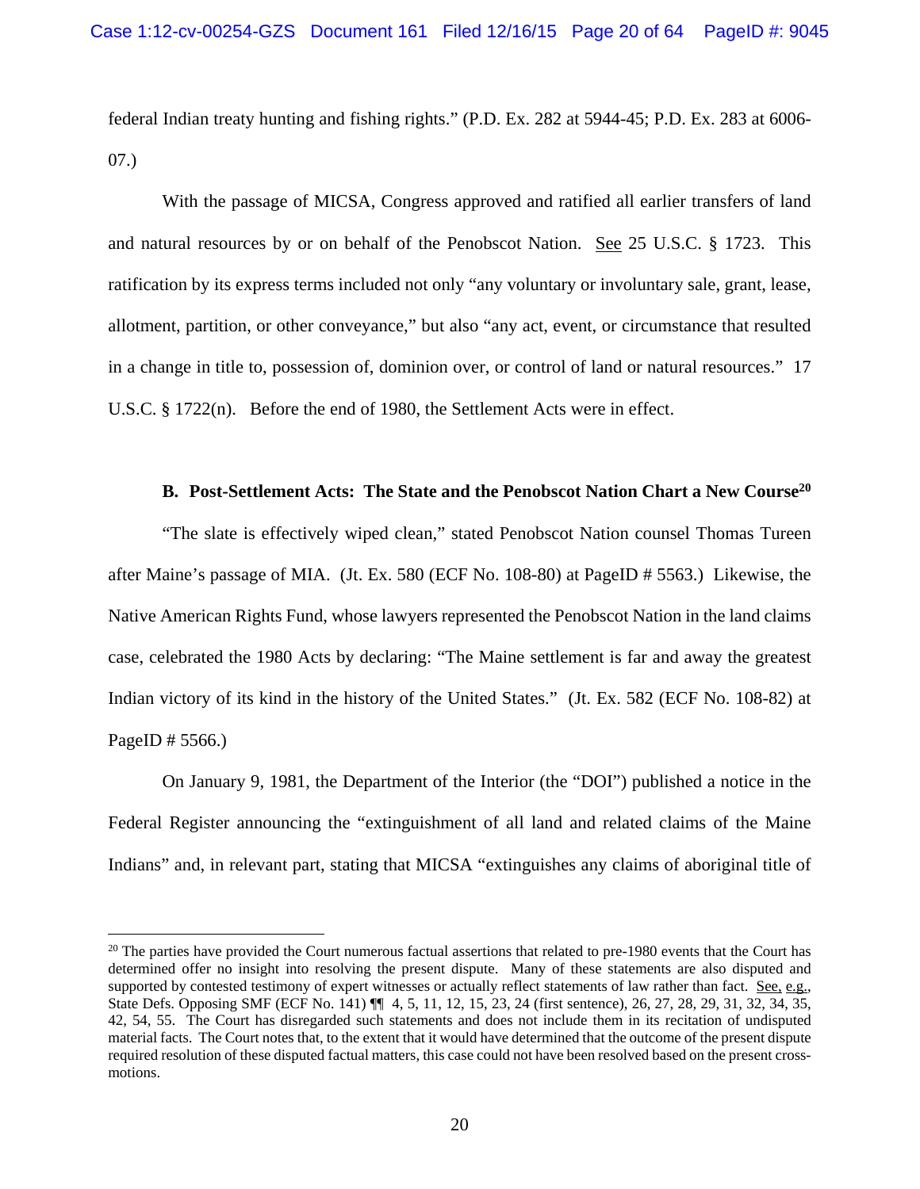federal Indian treaty hunting and fishing rights." (P.D. Ex. 282 at 5944-45; P.D. Ex. 283 at 6006-07.)

With the passage of MICSA, Congress approved and ratified all earlier transfers of land and natural resources by or on behalf of the Penobscot Nation. See 25 U.S.C. § 1723. This ratification by its express terms included not only "any voluntary or involuntary sale, grant, lease, allotment, partition, or other conveyance," but also "any act, event, or circumstance that resulted in a change in title to, possession of, dominion over, or control of land or natural resources." 17 U.S.C. § 1722(n). Before the end of 1980, the Settlement Acts were in effect.

### B. Post-Settlement Acts: The State and the Penobscot Nation Chart a New Course[20]

"The slate is effectively wiped clean," stated Penobscot Nation counsel Thomas Tureen after Maine's passage of MIA. (Jt. Ex. 580 (ECF No. 108-80) at PageID # 5563.) Likewise, the Native American Rights Fund, whose lawyers represented the Penobscot Nation in the land claims case, celebrated the 1980 Acts by declaring: "The Maine settlement is far and away the greatest Indian victory of its kind in the history of the United States." (Jt. Ex. 582 (ECF No. 108-82) at PageID # 5566.)

On January 9, 1981, the Department of the Interior (the "DOI") published a notice in the Federal Register announcing the "extinguishment of all land and related claims of the Maine Indians" and, in relevant part, stating that MICSA "extinguishes any claims of aboriginal title of

---

[20] The parties have provided the Court numerous factual assertions that related to pre-1980 events that the Court has determined offer no insight into resolving the present dispute. Many of these statements are also disputed and supported by contested testimony of expert witnesses or actually reflect statements of law rather than fact. See, e.g., State Defs. Opposing SMF (ECF No. 141) ¶¶ 4, 5, 11, 12, 15, 23, 24 (first sentence), 26, 27, 28, 29, 31, 32, 34, 35, 42, 54, 55. The Court has disregarded such statements and does not include them in its recitation of undisputed material facts. The Court notes that, to the extent that it would have determined that the outcome of the present dispute required resolution of these disputed factual matters, this case could not have been resolved based on the present cross-motions.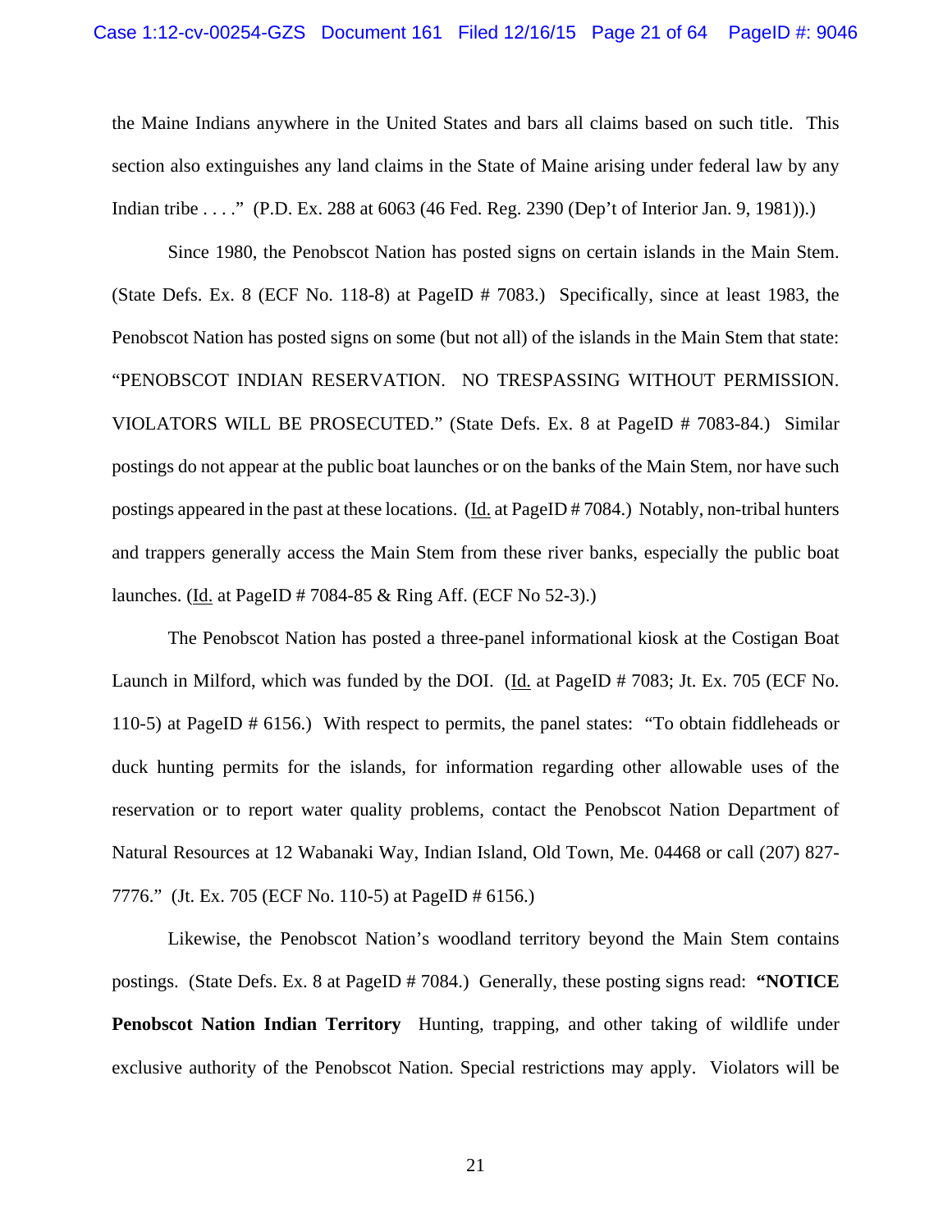the Maine Indians anywhere in the United States and bars all claims based on such title. This section also extinguishes any land claims in the State of Maine arising under federal law by any Indian tribe . . . ." (P.D. Ex. 288 at 6063 (46 Fed. Reg. 2390 (Dep't of Interior Jan. 9, 1981)).)

Since 1980, the Penobscot Nation has posted signs on certain islands in the Main Stem. (State Defs. Ex. 8 (ECF No. 118-8) at PageID # 7083.) Specifically, since at least 1983, the Penobscot Nation has posted signs on some (but not all) of the islands in the Main Stem that state: "PENOBSCOT INDIAN RESERVATION. NO TRESPASSING WITHOUT PERMISSION. VIOLATORS WILL BE PROSECUTED." (State Defs. Ex. 8 at PageID # 7083-84.) Similar postings do not appear at the public boat launches or on the banks of the Main Stem, nor have such postings appeared in the past at these locations. (Id. at PageID # 7084.) Notably, non-tribal hunters and trappers generally access the Main Stem from these river banks, especially the public boat launches. (Id. at PageID # 7084-85 & Ring Aff. (ECF No 52-3).)

The Penobscot Nation has posted a three-panel informational kiosk at the Costigan Boat Launch in Milford, which was funded by the DOI. (Id. at PageID # 7083; Jt. Ex. 705 (ECF No. 110-5) at PageID # 6156.) With respect to permits, the panel states: "To obtain fiddleheads or duck hunting permits for the islands, for information regarding other allowable uses of the reservation or to report water quality problems, contact the Penobscot Nation Department of Natural Resources at 12 Wabanaki Way, Indian Island, Old Town, Me. 04468 or call (207) 827-7776." (Jt. Ex. 705 (ECF No. 110-5) at PageID # 6156.)

Likewise, the Penobscot Nation's woodland territory beyond the Main Stem contains postings. (State Defs. Ex. 8 at PageID # 7084.) Generally, these posting signs read: **"NOTICE Penobscot Nation Indian Territory** Hunting, trapping, and other taking of wildlife under exclusive authority of the Penobscot Nation. Special restrictions may apply. Violators will be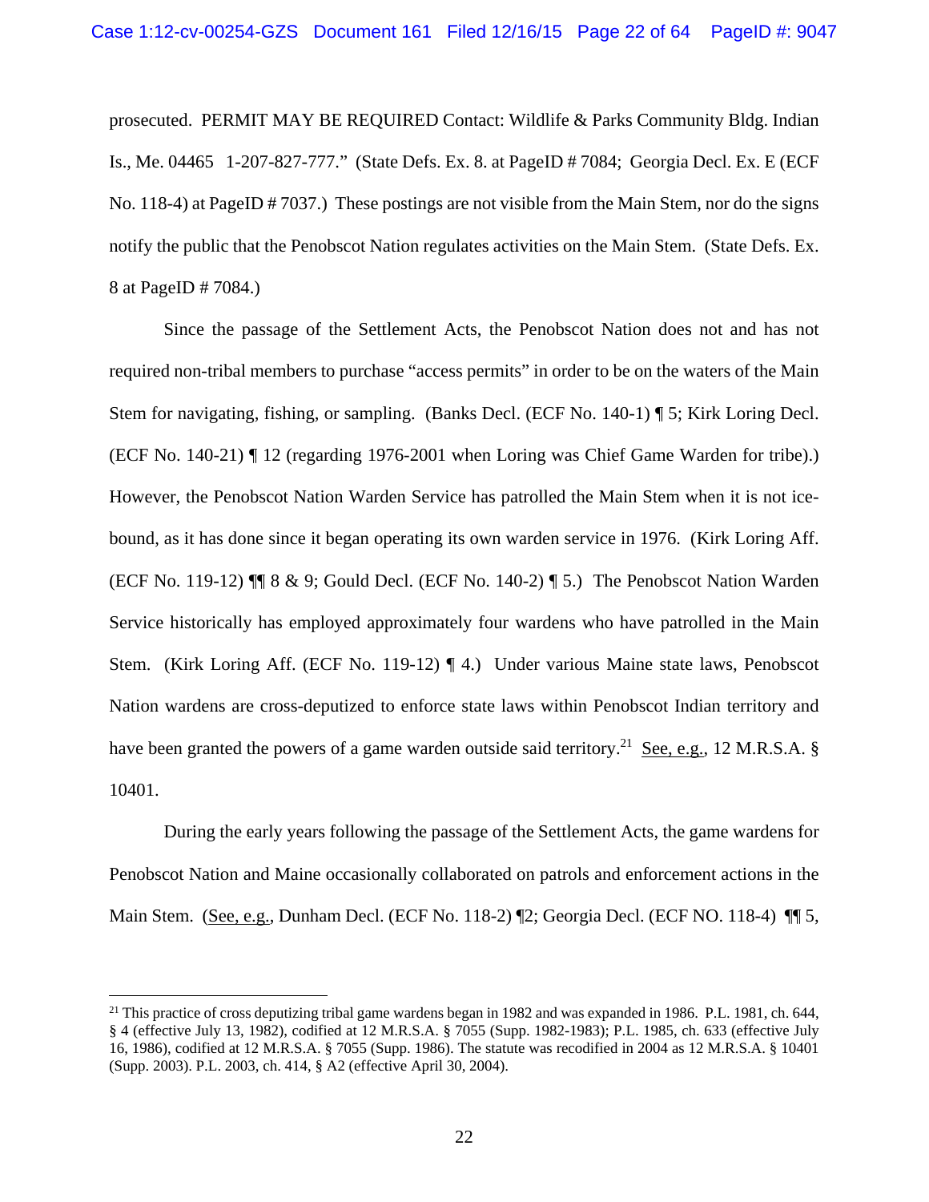prosecuted. PERMIT MAY BE REQUIRED Contact: Wildlife & Parks Community Bldg. Indian Is., Me. 04465 1-207-827-777." (State Defs. Ex. 8. at PageID # 7084; Georgia Decl. Ex. E (ECF No. 118-4) at PageID # 7037.) These postings are not visible from the Main Stem, nor do the signs notify the public that the Penobscot Nation regulates activities on the Main Stem. (State Defs. Ex. 8 at PageID # 7084.)

Since the passage of the Settlement Acts, the Penobscot Nation does not and has not required non-tribal members to purchase "access permits" in order to be on the waters of the Main Stem for navigating, fishing, or sampling. (Banks Decl. (ECF No. 140-1) ¶ 5; Kirk Loring Decl. (ECF No. 140-21) ¶ 12 (regarding 1976-2001 when Loring was Chief Game Warden for tribe).) However, the Penobscot Nation Warden Service has patrolled the Main Stem when it is not ice-bound, as it has done since it began operating its own warden service in 1976. (Kirk Loring Aff. (ECF No. 119-12) ¶¶ 8 & 9; Gould Decl. (ECF No. 140-2) ¶ 5.) The Penobscot Nation Warden Service historically has employed approximately four wardens who have patrolled in the Main Stem. (Kirk Loring Aff. (ECF No. 119-12) ¶ 4.) Under various Maine state laws, Penobscot Nation wardens are cross-deputized to enforce state laws within Penobscot Indian territory and have been granted the powers of a game warden outside said territory.[21] See, e.g., 12 M.R.S.A. § 10401.

During the early years following the passage of the Settlement Acts, the game wardens for Penobscot Nation and Maine occasionally collaborated on patrols and enforcement actions in the Main Stem. (See, e.g., Dunham Decl. (ECF No. 118-2) ¶2; Georgia Decl. (ECF NO. 118-4) ¶¶ 5,

---

[21] This practice of cross deputizing tribal game wardens began in 1982 and was expanded in 1986. P.L. 1981, ch. 644, § 4 (effective July 13, 1982), codified at 12 M.R.S.A. § 7055 (Supp. 1982-1983); P.L. 1985, ch. 633 (effective July 16, 1986), codified at 12 M.R.S.A. § 7055 (Supp. 1986). The statute was recodified in 2004 as 12 M.R.S.A. § 10401 (Supp. 2003). P.L. 2003, ch. 414, § A2 (effective April 30, 2004).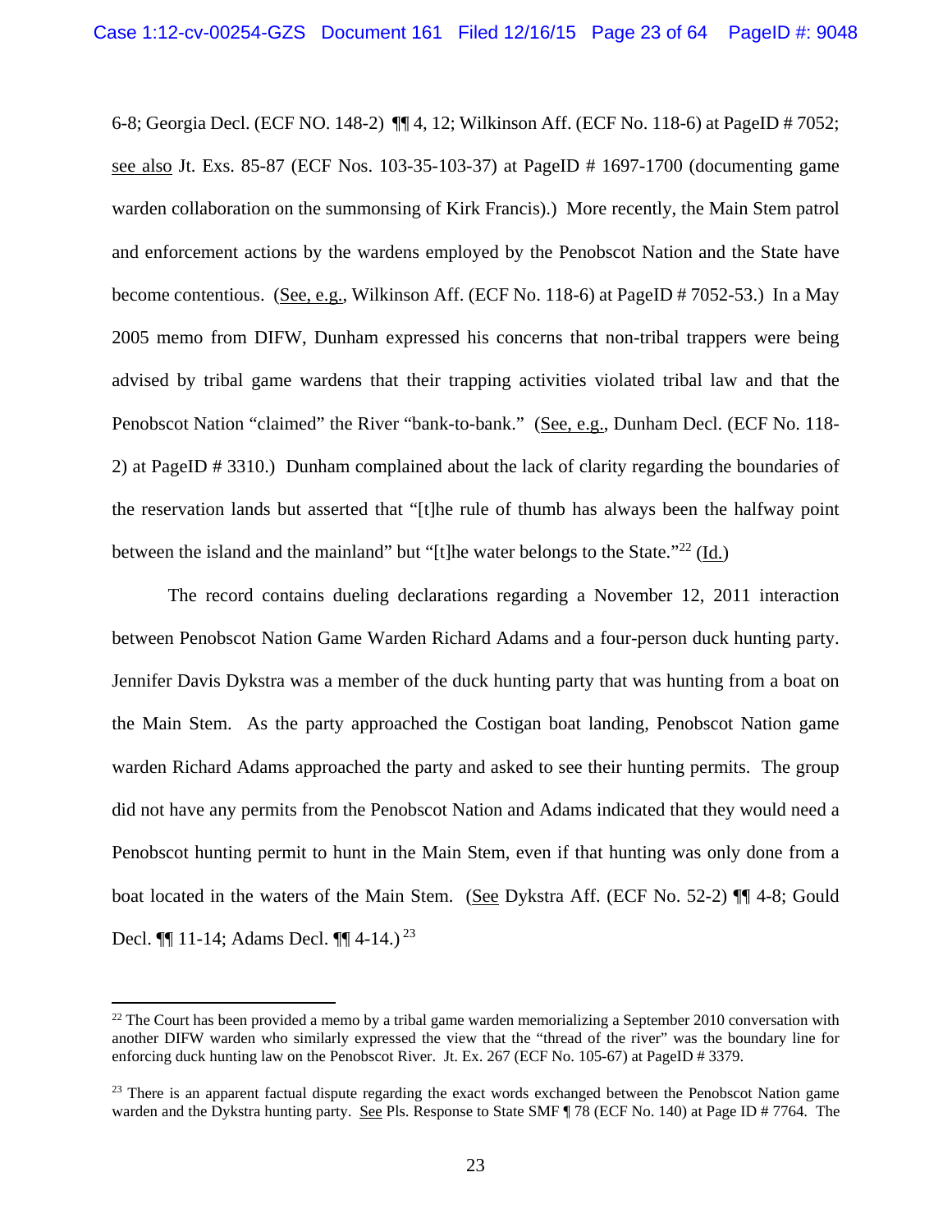6-8; Georgia Decl. (ECF NO. 148-2) ¶¶ 4, 12; Wilkinson Aff. (ECF No. 118-6) at PageID # 7052; see also Jt. Exs. 85-87 (ECF Nos. 103-35-103-37) at PageID # 1697-1700 (documenting game warden collaboration on the summonsing of Kirk Francis).) More recently, the Main Stem patrol and enforcement actions by the wardens employed by the Penobscot Nation and the State have become contentious. (See, e.g., Wilkinson Aff. (ECF No. 118-6) at PageID # 7052-53.) In a May 2005 memo from DIFW, Dunham expressed his concerns that non-tribal trappers were being advised by tribal game wardens that their trapping activities violated tribal law and that the Penobscot Nation "claimed" the River "bank-to-bank." (See, e.g., Dunham Decl. (ECF No. 118-2) at PageID # 3310.) Dunham complained about the lack of clarity regarding the boundaries of the reservation lands but asserted that "[t]he rule of thumb has always been the halfway point between the island and the mainland" but "[t]he water belongs to the State."[22] (Id.)

The record contains dueling declarations regarding a November 12, 2011 interaction between Penobscot Nation Game Warden Richard Adams and a four-person duck hunting party. Jennifer Davis Dykstra was a member of the duck hunting party that was hunting from a boat on the Main Stem. As the party approached the Costigan boat landing, Penobscot Nation game warden Richard Adams approached the party and asked to see their hunting permits. The group did not have any permits from the Penobscot Nation and Adams indicated that they would need a Penobscot hunting permit to hunt in the Main Stem, even if that hunting was only done from a boat located in the waters of the Main Stem. (See Dykstra Aff. (ECF No. 52-2) ¶¶ 4-8; Gould Decl. ¶¶ 11-14; Adams Decl. ¶¶ 4-14.)[23]

---

[22] The Court has been provided a memo by a tribal game warden memorializing a September 2010 conversation with another DIFW warden who similarly expressed the view that the "thread of the river" was the boundary line for enforcing duck hunting law on the Penobscot River. Jt. Ex. 267 (ECF No. 105-67) at PageID # 3379.

[23] There is an apparent factual dispute regarding the exact words exchanged between the Penobscot Nation game warden and the Dykstra hunting party. See Pls. Response to State SMF ¶ 78 (ECF No. 140) at Page ID # 7764. The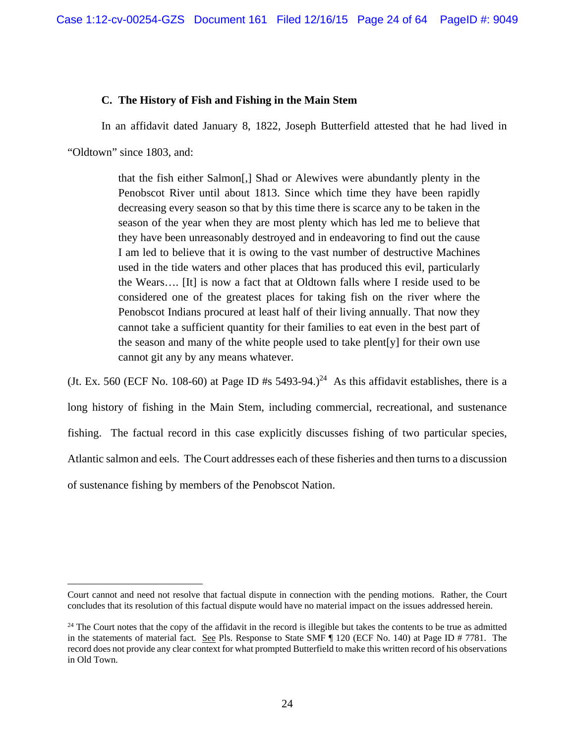### C. The History of Fish and Fishing in the Main Stem

In an affidavit dated January 8, 1822, Joseph Butterfield attested that he had lived in "Oldtown" since 1803, and:

> that the fish either Salmon[,] Shad or Alewives were abundantly plenty in the Penobscot River until about 1813. Since which time they have been rapidly decreasing every season so that by this time there is scarce any to be taken in the season of the year when they are most plenty which has led me to believe that they have been unreasonably destroyed and in endeavoring to find out the cause I am led to believe that it is owing to the vast number of destructive Machines used in the tide waters and other places that has produced this evil, particularly the Wears…. [It] is now a fact that at Oldtown falls where I reside used to be considered one of the greatest places for taking fish on the river where the Penobscot Indians procured at least half of their living annually. That now they cannot take a sufficient quantity for their families to eat even in the best part of the season and many of the white people used to take plent[y] for their own use cannot git any by any means whatever.

(Jt. Ex. 560 (ECF No. 108-60) at Page ID #s 5493-94.)[24] As this affidavit establishes, there is a long history of fishing in the Main Stem, including commercial, recreational, and sustenance fishing. The factual record in this case explicitly discusses fishing of two particular species, Atlantic salmon and eels. The Court addresses each of these fisheries and then turns to a discussion of sustenance fishing by members of the Penobscot Nation.

---

Court cannot and need not resolve that factual dispute in connection with the pending motions. Rather, the Court concludes that its resolution of this factual dispute would have no material impact on the issues addressed herein.

[24] The Court notes that the copy of the affidavit in the record is illegible but takes the contents to be true as admitted in the statements of material fact. See Pls. Response to State SMF ¶ 120 (ECF No. 140) at Page ID # 7781. The record does not provide any clear context for what prompted Butterfield to make this written record of his observations in Old Town.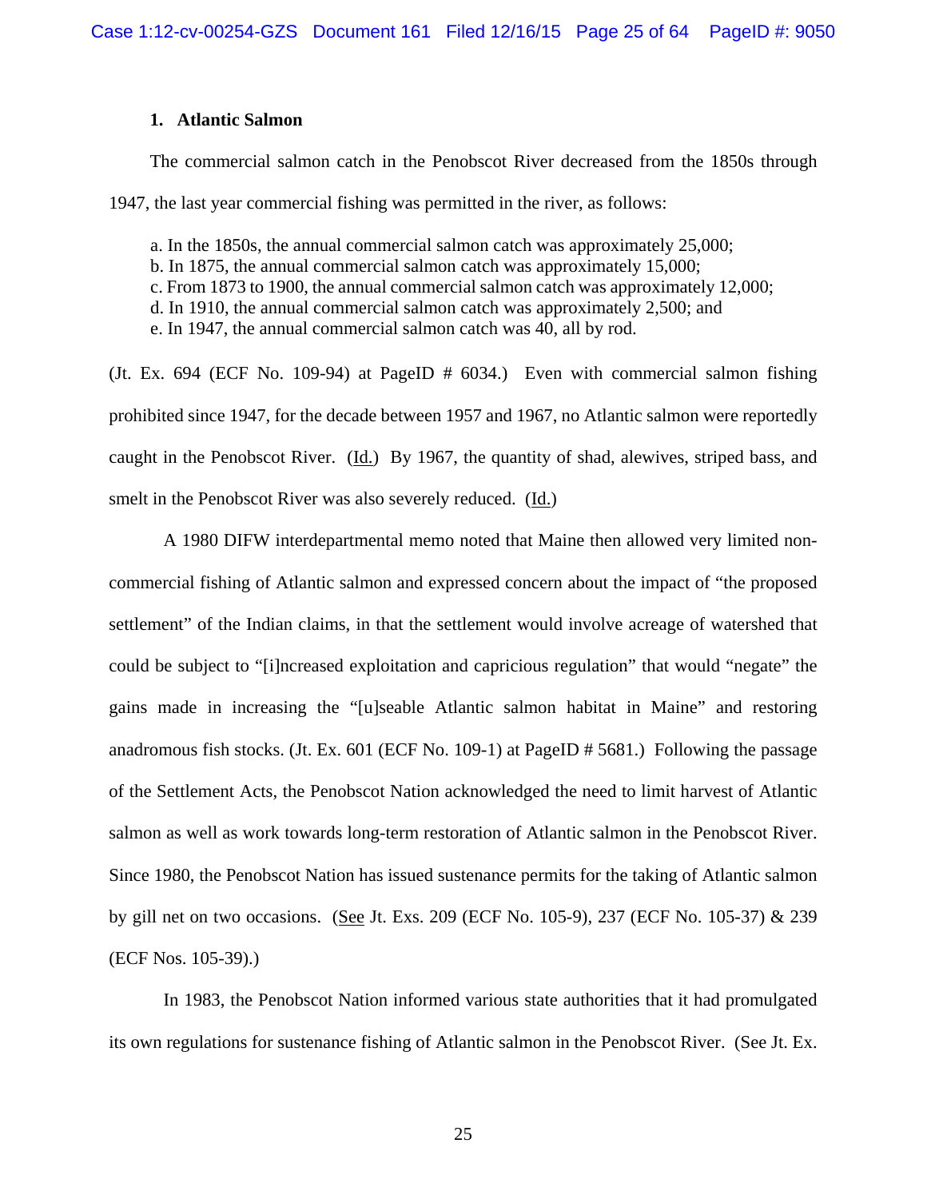### 1. Atlantic Salmon

The commercial salmon catch in the Penobscot River decreased from the 1850s through 1947, the last year commercial fishing was permitted in the river, as follows:

a. In the 1850s, the annual commercial salmon catch was approximately 25,000;
b. In 1875, the annual commercial salmon catch was approximately 15,000;
c. From 1873 to 1900, the annual commercial salmon catch was approximately 12,000;
d. In 1910, the annual commercial salmon catch was approximately 2,500; and
e. In 1947, the annual commercial salmon catch was 40, all by rod.

(Jt. Ex. 694 (ECF No. 109-94) at PageID # 6034.) Even with commercial salmon fishing prohibited since 1947, for the decade between 1957 and 1967, no Atlantic salmon were reportedly caught in the Penobscot River. (Id.) By 1967, the quantity of shad, alewives, striped bass, and smelt in the Penobscot River was also severely reduced. (Id.)

A 1980 DIFW interdepartmental memo noted that Maine then allowed very limited non-commercial fishing of Atlantic salmon and expressed concern about the impact of "the proposed settlement" of the Indian claims, in that the settlement would involve acreage of watershed that could be subject to "[i]ncreased exploitation and capricious regulation" that would "negate" the gains made in increasing the "[u]seable Atlantic salmon habitat in Maine" and restoring anadromous fish stocks. (Jt. Ex. 601 (ECF No. 109-1) at PageID # 5681.) Following the passage of the Settlement Acts, the Penobscot Nation acknowledged the need to limit harvest of Atlantic salmon as well as work towards long-term restoration of Atlantic salmon in the Penobscot River. Since 1980, the Penobscot Nation has issued sustenance permits for the taking of Atlantic salmon by gill net on two occasions. (See Jt. Exs. 209 (ECF No. 105-9), 237 (ECF No. 105-37) & 239 (ECF Nos. 105-39).)

In 1983, the Penobscot Nation informed various state authorities that it had promulgated its own regulations for sustenance fishing of Atlantic salmon in the Penobscot River. (See Jt. Ex.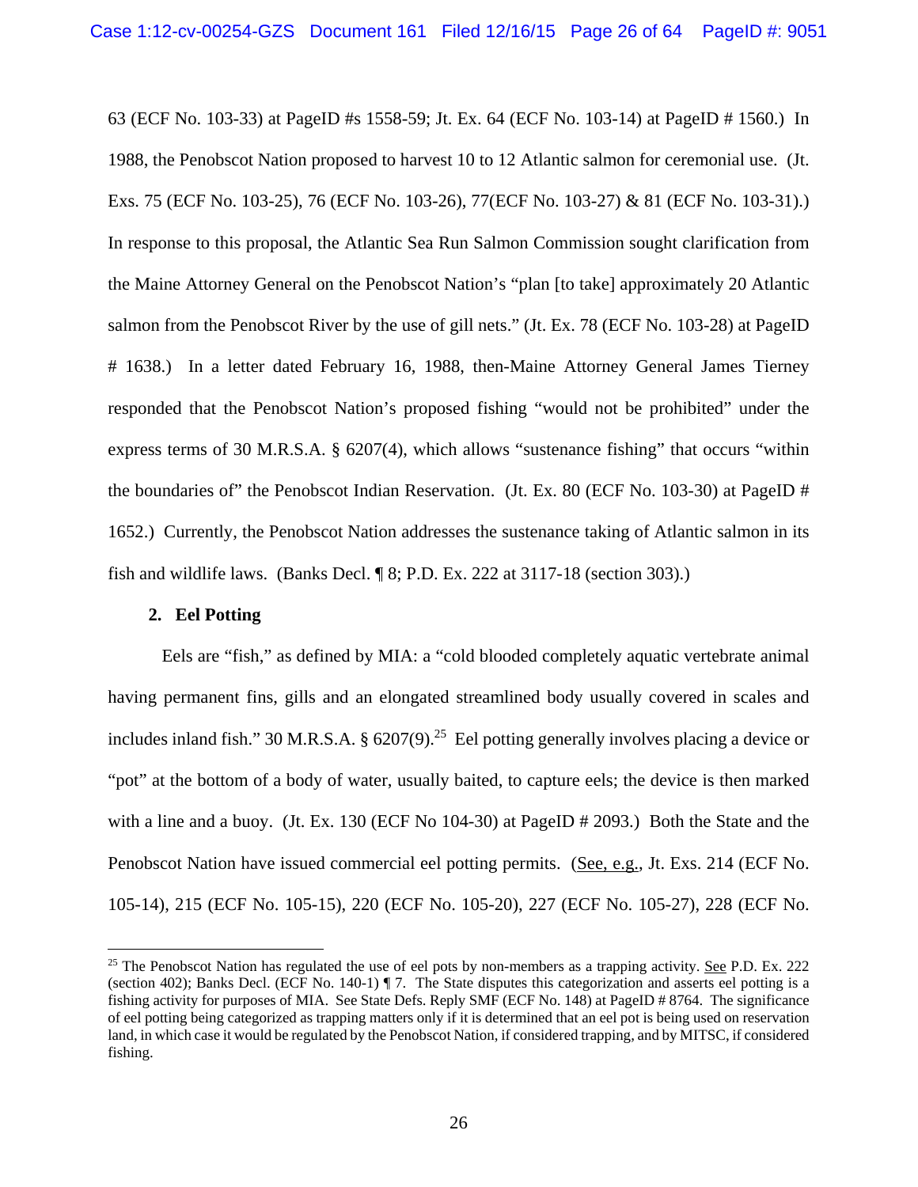63 (ECF No. 103-33) at PageID #s 1558-59; Jt. Ex. 64 (ECF No. 103-14) at PageID # 1560.) In 1988, the Penobscot Nation proposed to harvest 10 to 12 Atlantic salmon for ceremonial use. (Jt. Exs. 75 (ECF No. 103-25), 76 (ECF No. 103-26), 77(ECF No. 103-27) & 81 (ECF No. 103-31).) In response to this proposal, the Atlantic Sea Run Salmon Commission sought clarification from the Maine Attorney General on the Penobscot Nation's "plan [to take] approximately 20 Atlantic salmon from the Penobscot River by the use of gill nets." (Jt. Ex. 78 (ECF No. 103-28) at PageID # 1638.) In a letter dated February 16, 1988, then-Maine Attorney General James Tierney responded that the Penobscot Nation's proposed fishing "would not be prohibited" under the express terms of 30 M.R.S.A. § 6207(4), which allows "sustenance fishing" that occurs "within the boundaries of" the Penobscot Indian Reservation. (Jt. Ex. 80 (ECF No. 103-30) at PageID # 1652.) Currently, the Penobscot Nation addresses the sustenance taking of Atlantic salmon in its fish and wildlife laws. (Banks Decl. ¶ 8; P.D. Ex. 222 at 3117-18 (section 303).)

**2. Eel Potting**

Eels are "fish," as defined by MIA: a "cold blooded completely aquatic vertebrate animal having permanent fins, gills and an elongated streamlined body usually covered in scales and includes inland fish." 30 M.R.S.A. § 6207(9).[25] Eel potting generally involves placing a device or "pot" at the bottom of a body of water, usually baited, to capture eels; the device is then marked with a line and a buoy. (Jt. Ex. 130 (ECF No 104-30) at PageID # 2093.) Both the State and the Penobscot Nation have issued commercial eel potting permits. (See, e.g., Jt. Exs. 214 (ECF No. 105-14), 215 (ECF No. 105-15), 220 (ECF No. 105-20), 227 (ECF No. 105-27), 228 (ECF No.

---

[25] The Penobscot Nation has regulated the use of eel pots by non-members as a trapping activity. See P.D. Ex. 222 (section 402); Banks Decl. (ECF No. 140-1) ¶ 7. The State disputes this categorization and asserts eel potting is a fishing activity for purposes of MIA. See State Defs. Reply SMF (ECF No. 148) at PageID # 8764. The significance of eel potting being categorized as trapping matters only if it is determined that an eel pot is being used on reservation land, in which case it would be regulated by the Penobscot Nation, if considered trapping, and by MITSC, if considered fishing.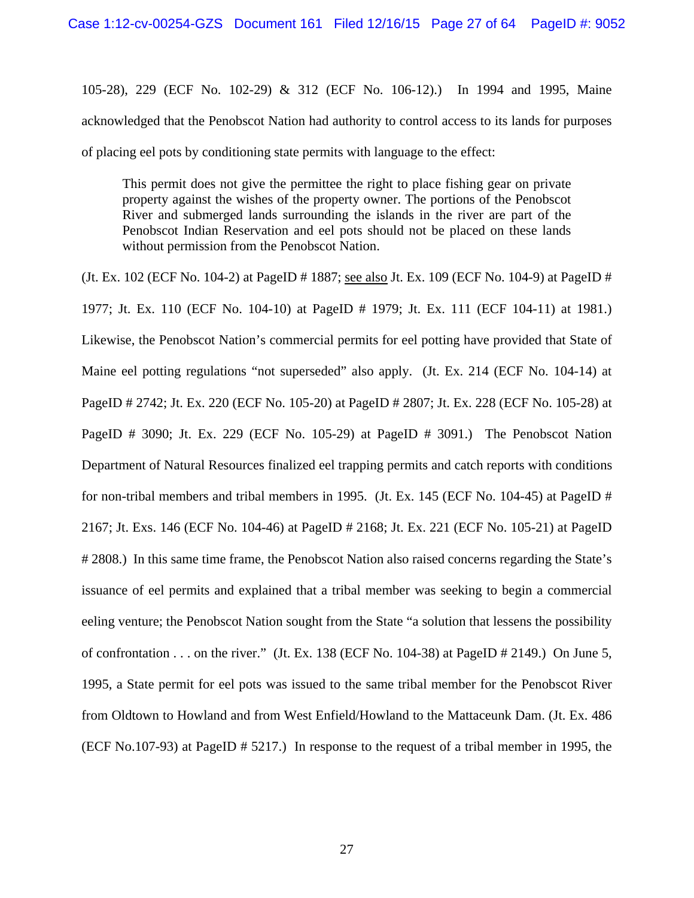105-28), 229 (ECF No. 102-29) & 312 (ECF No. 106-12).) In 1994 and 1995, Maine acknowledged that the Penobscot Nation had authority to control access to its lands for purposes of placing eel pots by conditioning state permits with language to the effect:

> This permit does not give the permittee the right to place fishing gear on private property against the wishes of the property owner. The portions of the Penobscot River and submerged lands surrounding the islands in the river are part of the Penobscot Indian Reservation and eel pots should not be placed on these lands without permission from the Penobscot Nation.

(Jt. Ex. 102 (ECF No. 104-2) at PageID # 1887; see also Jt. Ex. 109 (ECF No. 104-9) at PageID # 1977; Jt. Ex. 110 (ECF No. 104-10) at PageID # 1979; Jt. Ex. 111 (ECF 104-11) at 1981.) Likewise, the Penobscot Nation's commercial permits for eel potting have provided that State of Maine eel potting regulations "not superseded" also apply. (Jt. Ex. 214 (ECF No. 104-14) at PageID # 2742; Jt. Ex. 220 (ECF No. 105-20) at PageID # 2807; Jt. Ex. 228 (ECF No. 105-28) at PageID # 3090; Jt. Ex. 229 (ECF No. 105-29) at PageID # 3091.) The Penobscot Nation Department of Natural Resources finalized eel trapping permits and catch reports with conditions for non-tribal members and tribal members in 1995. (Jt. Ex. 145 (ECF No. 104-45) at PageID # 2167; Jt. Exs. 146 (ECF No. 104-46) at PageID # 2168; Jt. Ex. 221 (ECF No. 105-21) at PageID # 2808.) In this same time frame, the Penobscot Nation also raised concerns regarding the State's issuance of eel permits and explained that a tribal member was seeking to begin a commercial eeling venture; the Penobscot Nation sought from the State "a solution that lessens the possibility of confrontation . . . on the river." (Jt. Ex. 138 (ECF No. 104-38) at PageID # 2149.) On June 5, 1995, a State permit for eel pots was issued to the same tribal member for the Penobscot River from Oldtown to Howland and from West Enfield/Howland to the Mattaceunk Dam. (Jt. Ex. 486 (ECF No.107-93) at PageID # 5217.) In response to the request of a tribal member in 1995, the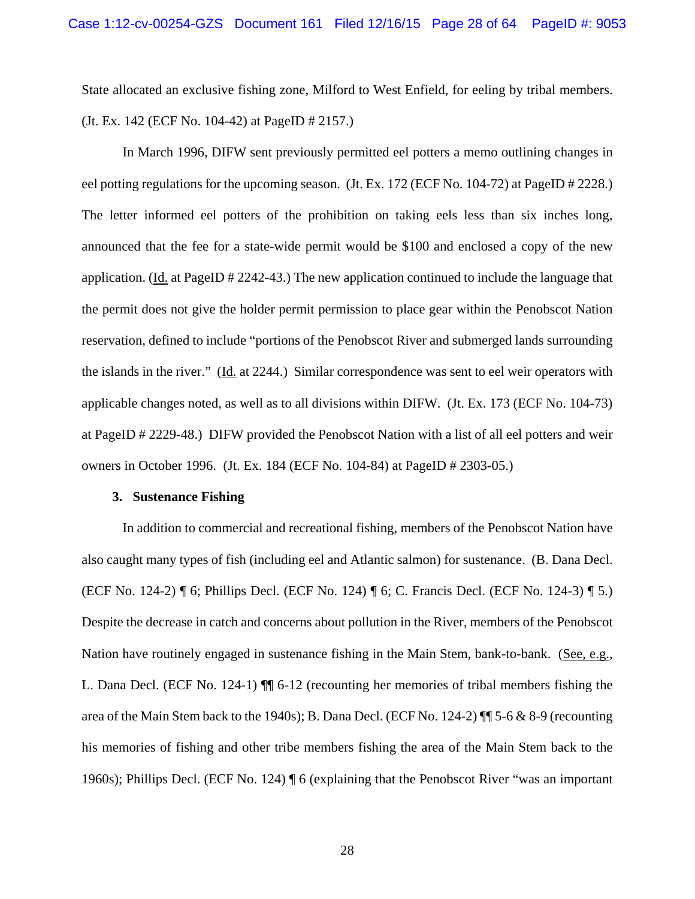State allocated an exclusive fishing zone, Milford to West Enfield, for eeling by tribal members. (Jt. Ex. 142 (ECF No. 104-42) at PageID # 2157.)

In March 1996, DIFW sent previously permitted eel potters a memo outlining changes in eel potting regulations for the upcoming season. (Jt. Ex. 172 (ECF No. 104-72) at PageID # 2228.) The letter informed eel potters of the prohibition on taking eels less than six inches long, announced that the fee for a state-wide permit would be $100 and enclosed a copy of the new application. (Id. at PageID # 2242-43.) The new application continued to include the language that the permit does not give the holder permit permission to place gear within the Penobscot Nation reservation, defined to include "portions of the Penobscot River and submerged lands surrounding the islands in the river." (Id. at 2244.) Similar correspondence was sent to eel weir operators with applicable changes noted, as well as to all divisions within DIFW. (Jt. Ex. 173 (ECF No. 104-73) at PageID # 2229-48.) DIFW provided the Penobscot Nation with a list of all eel potters and weir owners in October 1996. (Jt. Ex. 184 (ECF No. 104-84) at PageID # 2303-05.)

### 3. Sustenance Fishing

In addition to commercial and recreational fishing, members of the Penobscot Nation have also caught many types of fish (including eel and Atlantic salmon) for sustenance. (B. Dana Decl. (ECF No. 124-2) ¶ 6; Phillips Decl. (ECF No. 124) ¶ 6; C. Francis Decl. (ECF No. 124-3) ¶ 5.) Despite the decrease in catch and concerns about pollution in the River, members of the Penobscot Nation have routinely engaged in sustenance fishing in the Main Stem, bank-to-bank. (See, e.g., L. Dana Decl. (ECF No. 124-1) ¶¶ 6-12 (recounting her memories of tribal members fishing the area of the Main Stem back to the 1940s); B. Dana Decl. (ECF No. 124-2) ¶¶ 5-6 & 8-9 (recounting his memories of fishing and other tribe members fishing the area of the Main Stem back to the 1960s); Phillips Decl. (ECF No. 124) ¶ 6 (explaining that the Penobscot River "was an important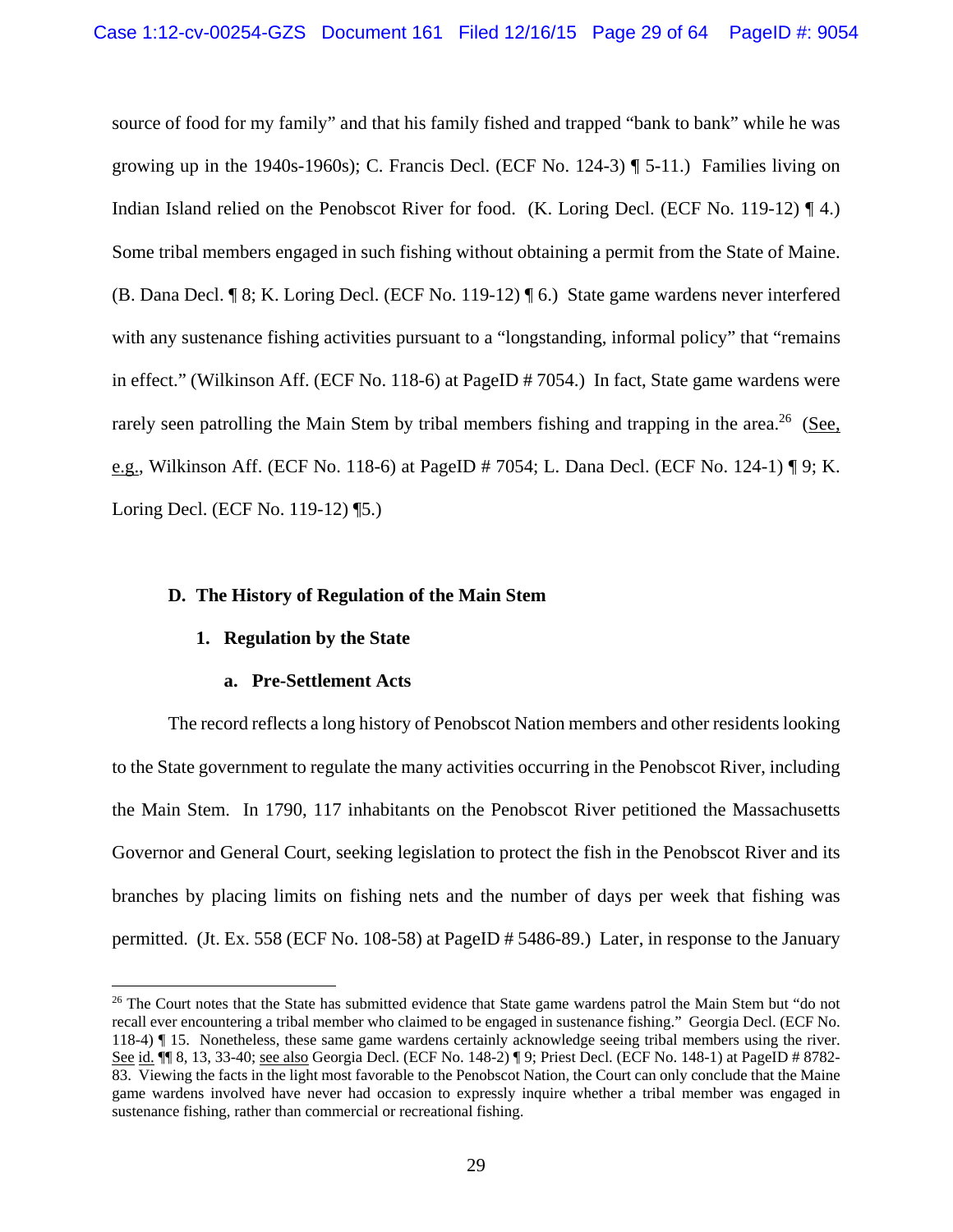source of food for my family" and that his family fished and trapped "bank to bank" while he was growing up in the 1940s-1960s); C. Francis Decl. (ECF No. 124-3) ¶ 5-11.) Families living on Indian Island relied on the Penobscot River for food. (K. Loring Decl. (ECF No. 119-12) ¶ 4.) Some tribal members engaged in such fishing without obtaining a permit from the State of Maine. (B. Dana Decl. ¶ 8; K. Loring Decl. (ECF No. 119-12) ¶ 6.) State game wardens never interfered with any sustenance fishing activities pursuant to a "longstanding, informal policy" that "remains in effect." (Wilkinson Aff. (ECF No. 118-6) at PageID # 7054.) In fact, State game wardens were rarely seen patrolling the Main Stem by tribal members fishing and trapping in the area.[26] (See, e.g., Wilkinson Aff. (ECF No. 118-6) at PageID # 7054; L. Dana Decl. (ECF No. 124-1) ¶ 9; K. Loring Decl. (ECF No. 119-12) ¶5.)

### D. The History of Regulation of the Main Stem

#### 1. Regulation by the State

##### a. Pre-Settlement Acts

The record reflects a long history of Penobscot Nation members and other residents looking to the State government to regulate the many activities occurring in the Penobscot River, including the Main Stem. In 1790, 117 inhabitants on the Penobscot River petitioned the Massachusetts Governor and General Court, seeking legislation to protect the fish in the Penobscot River and its branches by placing limits on fishing nets and the number of days per week that fishing was permitted. (Jt. Ex. 558 (ECF No. 108-58) at PageID # 5486-89.) Later, in response to the January

---

[26] The Court notes that the State has submitted evidence that State game wardens patrol the Main Stem but "do not recall ever encountering a tribal member who claimed to be engaged in sustenance fishing." Georgia Decl. (ECF No. 118-4) ¶ 15. Nonetheless, these same game wardens certainly acknowledge seeing tribal members using the river. See id. ¶¶ 8, 13, 33-40; see also Georgia Decl. (ECF No. 148-2) ¶ 9; Priest Decl. (ECF No. 148-1) at PageID # 8782-83. Viewing the facts in the light most favorable to the Penobscot Nation, the Court can only conclude that the Maine game wardens involved have never had occasion to expressly inquire whether a tribal member was engaged in sustenance fishing, rather than commercial or recreational fishing.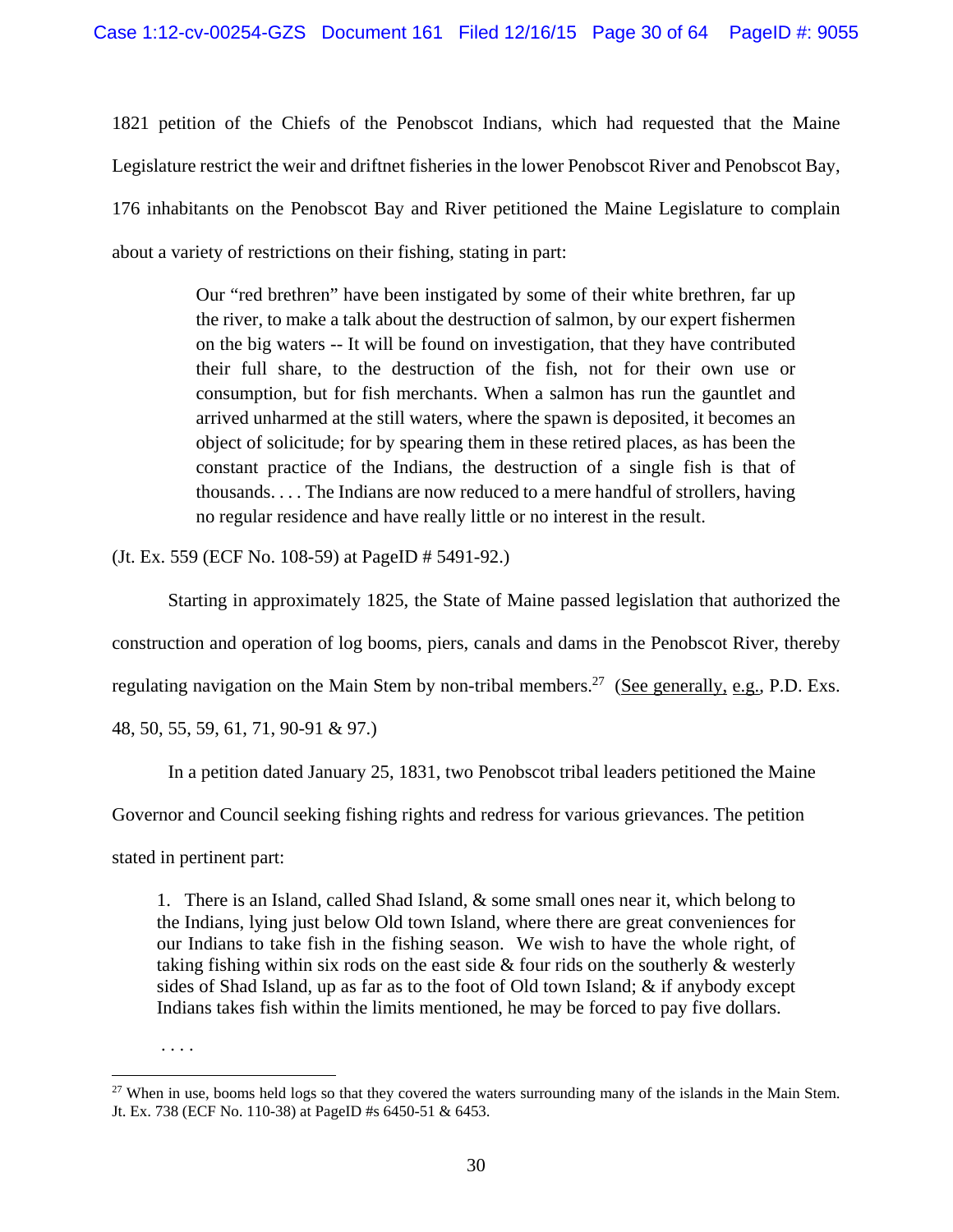1821 petition of the Chiefs of the Penobscot Indians, which had requested that the Maine Legislature restrict the weir and driftnet fisheries in the lower Penobscot River and Penobscot Bay, 176 inhabitants on the Penobscot Bay and River petitioned the Maine Legislature to complain about a variety of restrictions on their fishing, stating in part:

> Our "red brethren" have been instigated by some of their white brethren, far up the river, to make a talk about the destruction of salmon, by our expert fishermen on the big waters -- It will be found on investigation, that they have contributed their full share, to the destruction of the fish, not for their own use or consumption, but for fish merchants. When a salmon has run the gauntlet and arrived unharmed at the still waters, where the spawn is deposited, it becomes an object of solicitude; for by spearing them in these retired places, as has been the constant practice of the Indians, the destruction of a single fish is that of thousands. . . . The Indians are now reduced to a mere handful of strollers, having no regular residence and have really little or no interest in the result.

(Jt. Ex. 559 (ECF No. 108-59) at PageID # 5491-92.)

Starting in approximately 1825, the State of Maine passed legislation that authorized the construction and operation of log booms, piers, canals and dams in the Penobscot River, thereby regulating navigation on the Main Stem by non-tribal members.[27] (See generally, e.g., P.D. Exs. 48, 50, 55, 59, 61, 71, 90-91 & 97.)

In a petition dated January 25, 1831, two Penobscot tribal leaders petitioned the Maine Governor and Council seeking fishing rights and redress for various grievances. The petition stated in pertinent part:

> 1. There is an Island, called Shad Island, & some small ones near it, which belong to the Indians, lying just below Old town Island, where there are great conveniences for our Indians to take fish in the fishing season. We wish to have the whole right, of taking fishing within six rods on the east side & four rids on the southerly & westerly sides of Shad Island, up as far as to the foot of Old town Island; & if anybody except Indians takes fish within the limits mentioned, he may be forced to pay five dollars.
>
> . . . .

[27] When in use, booms held logs so that they covered the waters surrounding many of the islands in the Main Stem. Jt. Ex. 738 (ECF No. 110-38) at PageID #s 6450-51 & 6453.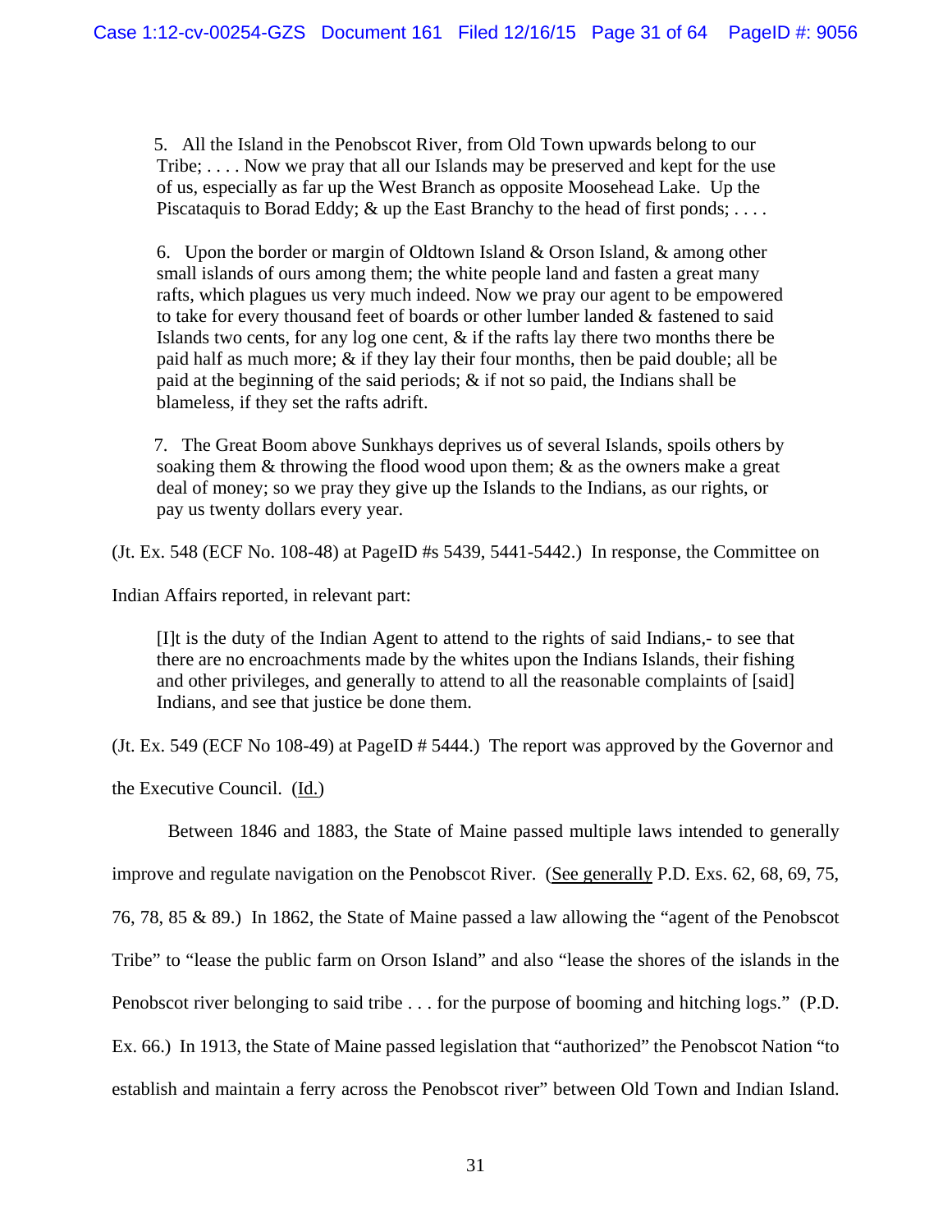> 5. All the Island in the Penobscot River, from Old Town upwards belong to our Tribe; . . . . Now we pray that all our Islands may be preserved and kept for the use of us, especially as far up the West Branch as opposite Moosehead Lake. Up the Piscataquis to Borad Eddy; & up the East Branchy to the head of first ponds; . . . .
>
> 6. Upon the border or margin of Oldtown Island & Orson Island, & among other small islands of ours among them; the white people land and fasten a great many rafts, which plagues us very much indeed. Now we pray our agent to be empowered to take for every thousand feet of boards or other lumber landed & fastened to said Islands two cents, for any log one cent, & if the rafts lay there two months there be paid half as much more; & if they lay their four months, then be paid double; all be paid at the beginning of the said periods; & if not so paid, the Indians shall be blameless, if they set the rafts adrift.
>
> 7. The Great Boom above Sunkhays deprives us of several Islands, spoils others by soaking them & throwing the flood wood upon them; & as the owners make a great deal of money; so we pray they give up the Islands to the Indians, as our rights, or pay us twenty dollars every year.

(Jt. Ex. 548 (ECF No. 108-48) at PageID #s 5439, 5441-5442.) In response, the Committee on Indian Affairs reported, in relevant part:

> [I]t is the duty of the Indian Agent to attend to the rights of said Indians,- to see that there are no encroachments made by the whites upon the Indians Islands, their fishing and other privileges, and generally to attend to all the reasonable complaints of [said] Indians, and see that justice be done them.

(Jt. Ex. 549 (ECF No 108-49) at PageID # 5444.) The report was approved by the Governor and the Executive Council. (Id.)

Between 1846 and 1883, the State of Maine passed multiple laws intended to generally improve and regulate navigation on the Penobscot River. (See generally P.D. Exs. 62, 68, 69, 75, 76, 78, 85 & 89.) In 1862, the State of Maine passed a law allowing the "agent of the Penobscot Tribe" to "lease the public farm on Orson Island" and also "lease the shores of the islands in the Penobscot river belonging to said tribe . . . for the purpose of booming and hitching logs." (P.D. Ex. 66.) In 1913, the State of Maine passed legislation that "authorized" the Penobscot Nation "to establish and maintain a ferry across the Penobscot river" between Old Town and Indian Island.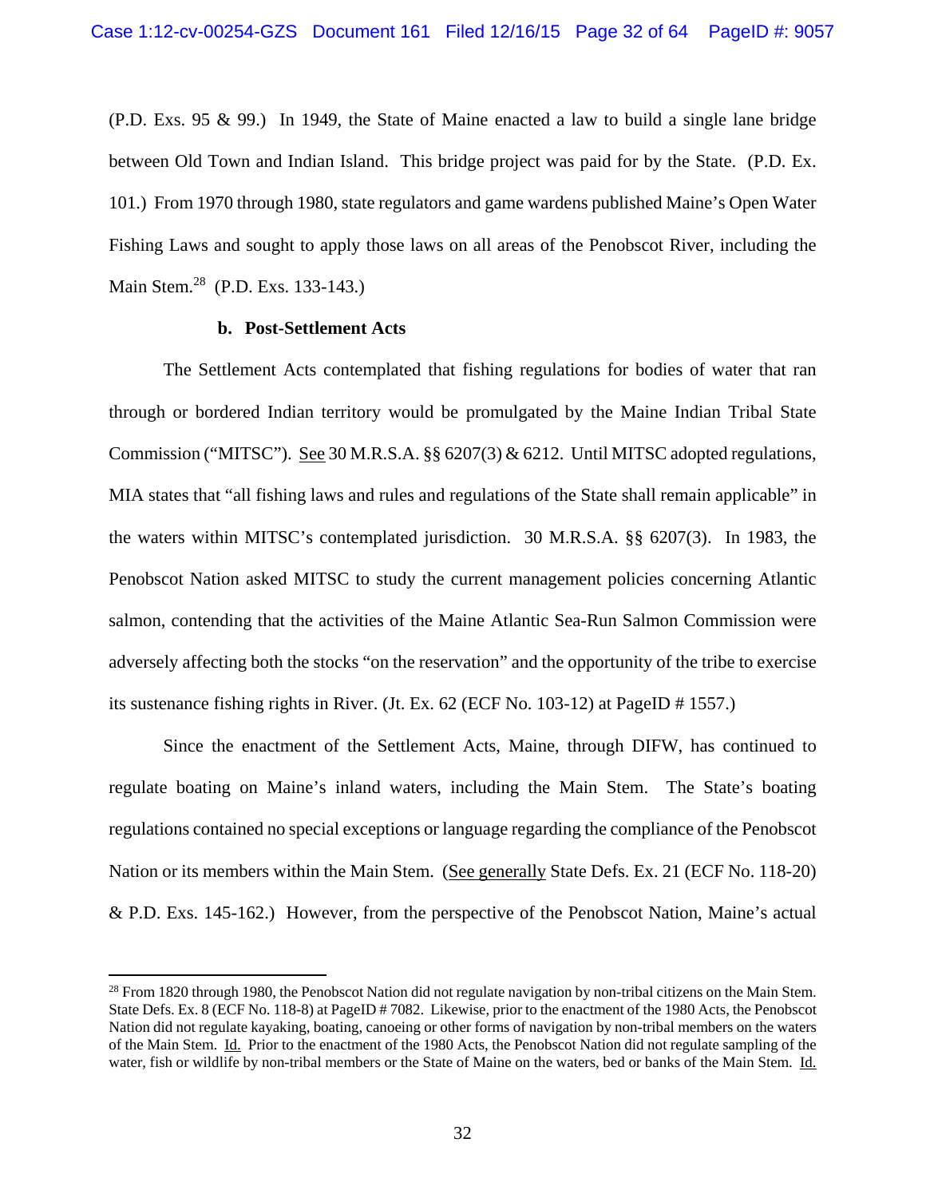(P.D. Exs. 95 & 99.) In 1949, the State of Maine enacted a law to build a single lane bridge between Old Town and Indian Island. This bridge project was paid for by the State. (P.D. Ex. 101.) From 1970 through 1980, state regulators and game wardens published Maine's Open Water Fishing Laws and sought to apply those laws on all areas of the Penobscot River, including the Main Stem.[28] (P.D. Exs. 133-143.)

**b. Post-Settlement Acts**

The Settlement Acts contemplated that fishing regulations for bodies of water that ran through or bordered Indian territory would be promulgated by the Maine Indian Tribal State Commission ("MITSC"). See 30 M.R.S.A. §§ 6207(3) & 6212. Until MITSC adopted regulations, MIA states that "all fishing laws and rules and regulations of the State shall remain applicable" in the waters within MITSC's contemplated jurisdiction. 30 M.R.S.A. §§ 6207(3). In 1983, the Penobscot Nation asked MITSC to study the current management policies concerning Atlantic salmon, contending that the activities of the Maine Atlantic Sea-Run Salmon Commission were adversely affecting both the stocks "on the reservation" and the opportunity of the tribe to exercise its sustenance fishing rights in River. (Jt. Ex. 62 (ECF No. 103-12) at PageID # 1557.)

Since the enactment of the Settlement Acts, Maine, through DIFW, has continued to regulate boating on Maine's inland waters, including the Main Stem. The State's boating regulations contained no special exceptions or language regarding the compliance of the Penobscot Nation or its members within the Main Stem. (See generally State Defs. Ex. 21 (ECF No. 118-20) & P.D. Exs. 145-162.) However, from the perspective of the Penobscot Nation, Maine's actual

---

[28] From 1820 through 1980, the Penobscot Nation did not regulate navigation by non-tribal citizens on the Main Stem. State Defs. Ex. 8 (ECF No. 118-8) at PageID # 7082. Likewise, prior to the enactment of the 1980 Acts, the Penobscot Nation did not regulate kayaking, boating, canoeing or other forms of navigation by non-tribal members on the waters of the Main Stem. Id. Prior to the enactment of the 1980 Acts, the Penobscot Nation did not regulate sampling of the water, fish or wildlife by non-tribal members or the State of Maine on the waters, bed or banks of the Main Stem. Id.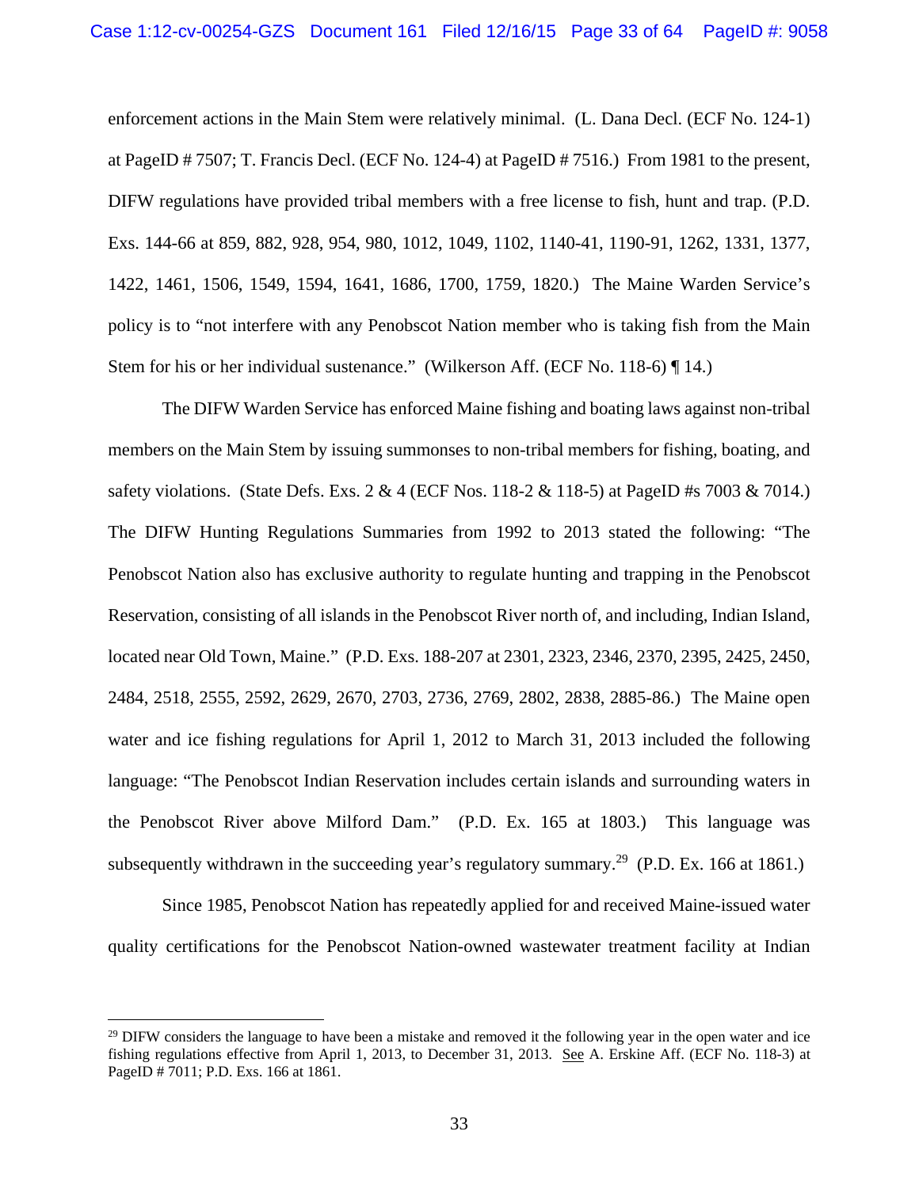enforcement actions in the Main Stem were relatively minimal. (L. Dana Decl. (ECF No. 124-1) at PageID # 7507; T. Francis Decl. (ECF No. 124-4) at PageID # 7516.) From 1981 to the present, DIFW regulations have provided tribal members with a free license to fish, hunt and trap. (P.D. Exs. 144-66 at 859, 882, 928, 954, 980, 1012, 1049, 1102, 1140-41, 1190-91, 1262, 1331, 1377, 1422, 1461, 1506, 1549, 1594, 1641, 1686, 1700, 1759, 1820.) The Maine Warden Service's policy is to "not interfere with any Penobscot Nation member who is taking fish from the Main Stem for his or her individual sustenance." (Wilkerson Aff. (ECF No. 118-6) ¶ 14.)

The DIFW Warden Service has enforced Maine fishing and boating laws against non-tribal members on the Main Stem by issuing summonses to non-tribal members for fishing, boating, and safety violations. (State Defs. Exs. 2 & 4 (ECF Nos. 118-2 & 118-5) at PageID #s 7003 & 7014.) The DIFW Hunting Regulations Summaries from 1992 to 2013 stated the following: "The Penobscot Nation also has exclusive authority to regulate hunting and trapping in the Penobscot Reservation, consisting of all islands in the Penobscot River north of, and including, Indian Island, located near Old Town, Maine." (P.D. Exs. 188-207 at 2301, 2323, 2346, 2370, 2395, 2425, 2450, 2484, 2518, 2555, 2592, 2629, 2670, 2703, 2736, 2769, 2802, 2838, 2885-86.) The Maine open water and ice fishing regulations for April 1, 2012 to March 31, 2013 included the following language: "The Penobscot Indian Reservation includes certain islands and surrounding waters in the Penobscot River above Milford Dam." (P.D. Ex. 165 at 1803.) This language was subsequently withdrawn in the succeeding year's regulatory summary.[29] (P.D. Ex. 166 at 1861.)

Since 1985, Penobscot Nation has repeatedly applied for and received Maine-issued water quality certifications for the Penobscot Nation-owned wastewater treatment facility at Indian

[29] DIFW considers the language to have been a mistake and removed it the following year in the open water and ice fishing regulations effective from April 1, 2013, to December 31, 2013. See A. Erskine Aff. (ECF No. 118-3) at PageID # 7011; P.D. Exs. 166 at 1861.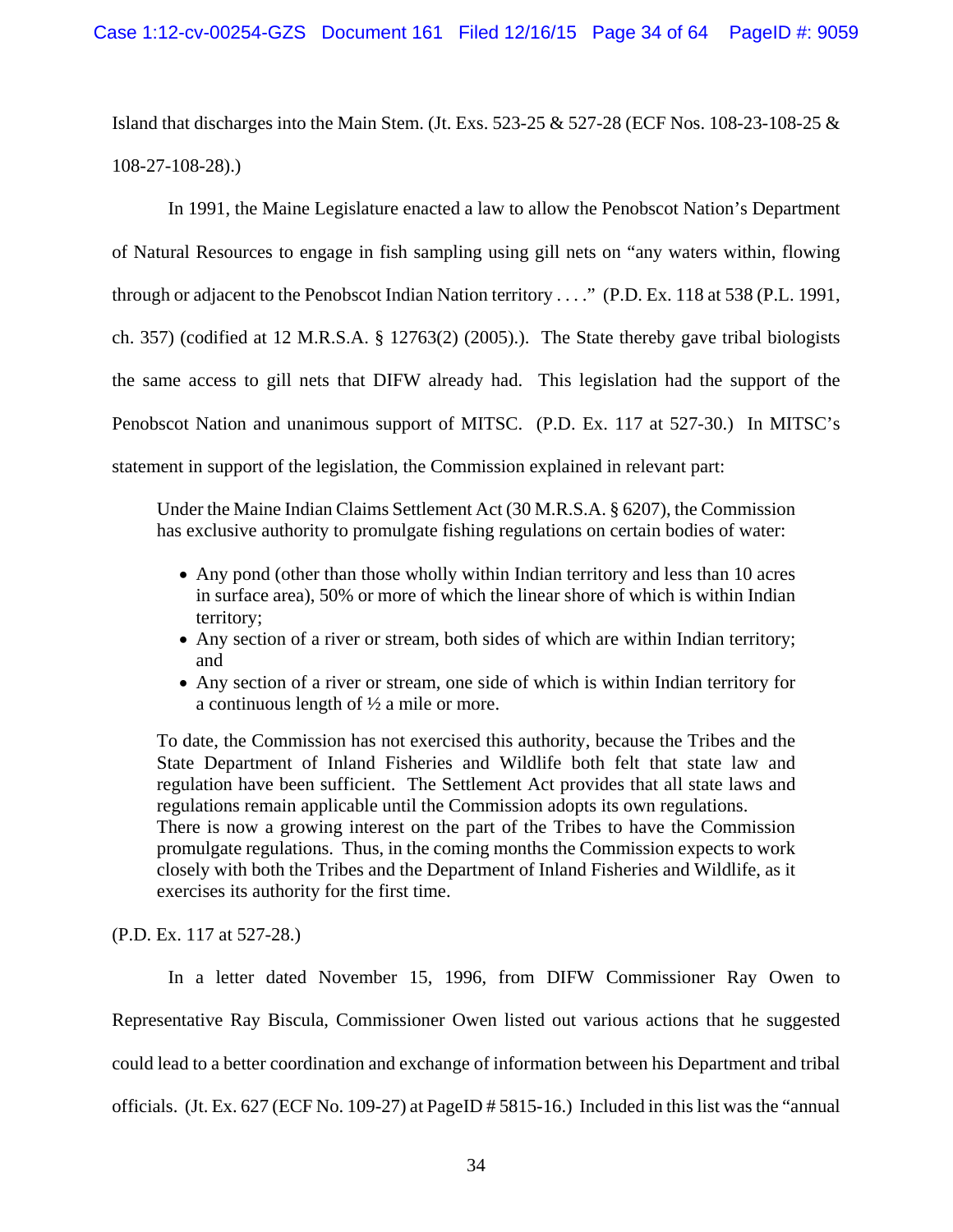Island that discharges into the Main Stem. (Jt. Exs. 523-25 & 527-28 (ECF Nos. 108-23-108-25 & 108-27-108-28).)

In 1991, the Maine Legislature enacted a law to allow the Penobscot Nation's Department of Natural Resources to engage in fish sampling using gill nets on "any waters within, flowing through or adjacent to the Penobscot Indian Nation territory . . . ." (P.D. Ex. 118 at 538 (P.L. 1991, ch. 357) (codified at 12 M.R.S.A. § 12763(2) (2005).). The State thereby gave tribal biologists the same access to gill nets that DIFW already had. This legislation had the support of the Penobscot Nation and unanimous support of MITSC. (P.D. Ex. 117 at 527-30.) In MITSC's statement in support of the legislation, the Commission explained in relevant part:

> Under the Maine Indian Claims Settlement Act (30 M.R.S.A. § 6207), the Commission has exclusive authority to promulgate fishing regulations on certain bodies of water:
>
> - Any pond (other than those wholly within Indian territory and less than 10 acres in surface area), 50% or more of which the linear shore of which is within Indian territory;
> - Any section of a river or stream, both sides of which are within Indian territory; and
> - Any section of a river or stream, one side of which is within Indian territory for a continuous length of ½ a mile or more.
>
> To date, the Commission has not exercised this authority, because the Tribes and the State Department of Inland Fisheries and Wildlife both felt that state law and regulation have been sufficient. The Settlement Act provides that all state laws and regulations remain applicable until the Commission adopts its own regulations.
> There is now a growing interest on the part of the Tribes to have the Commission promulgate regulations. Thus, in the coming months the Commission expects to work closely with both the Tribes and the Department of Inland Fisheries and Wildlife, as it exercises its authority for the first time.

(P.D. Ex. 117 at 527-28.)

In a letter dated November 15, 1996, from DIFW Commissioner Ray Owen to Representative Ray Biscula, Commissioner Owen listed out various actions that he suggested could lead to a better coordination and exchange of information between his Department and tribal officials. (Jt. Ex. 627 (ECF No. 109-27) at PageID # 5815-16.) Included in this list was the "annual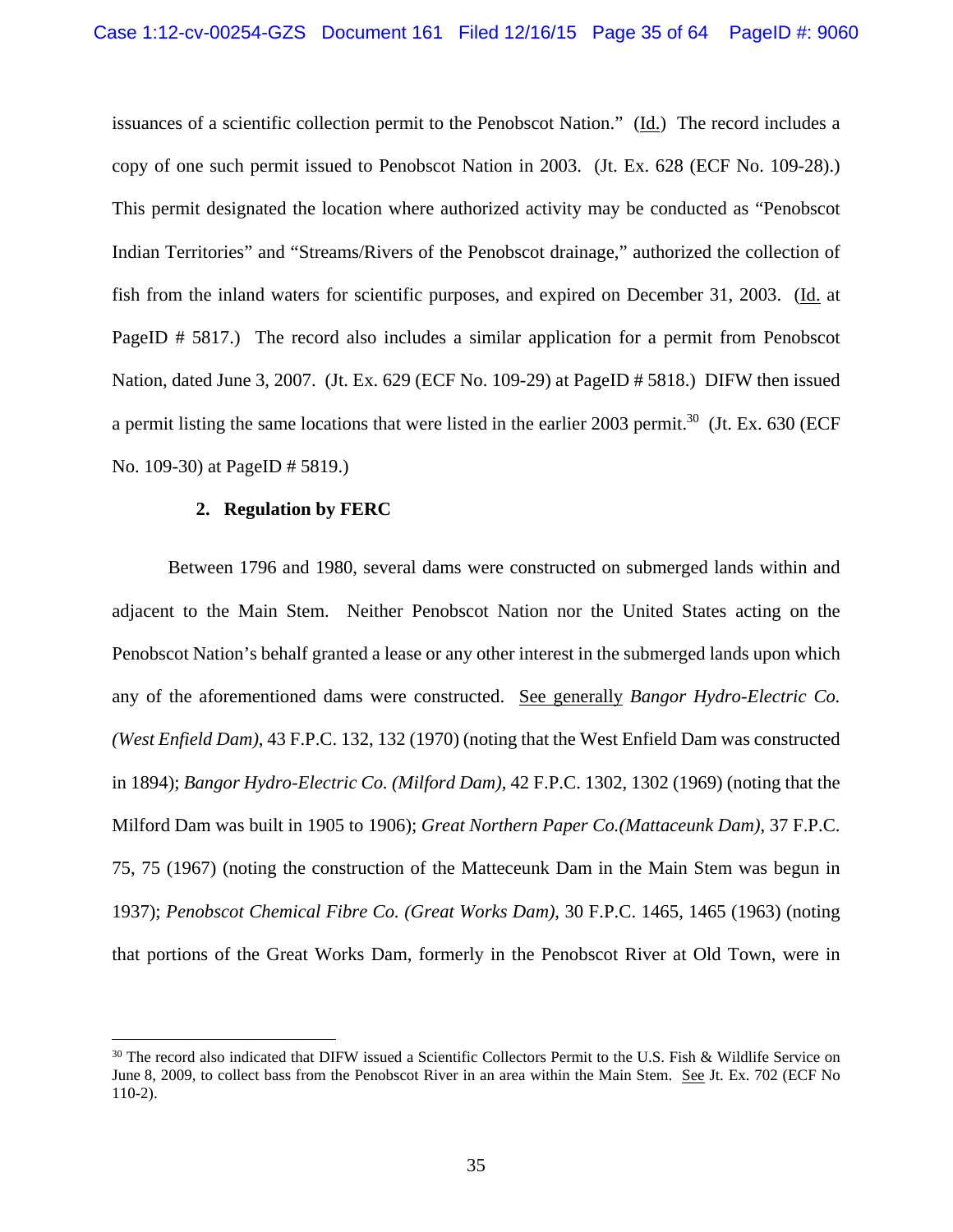issuances of a scientific collection permit to the Penobscot Nation." (Id.) The record includes a copy of one such permit issued to Penobscot Nation in 2003. (Jt. Ex. 628 (ECF No. 109-28).) This permit designated the location where authorized activity may be conducted as "Penobscot Indian Territories" and "Streams/Rivers of the Penobscot drainage," authorized the collection of fish from the inland waters for scientific purposes, and expired on December 31, 2003. (Id. at PageID # 5817.) The record also includes a similar application for a permit from Penobscot Nation, dated June 3, 2007. (Jt. Ex. 629 (ECF No. 109-29) at PageID # 5818.) DIFW then issued a permit listing the same locations that were listed in the earlier 2003 permit.[30] (Jt. Ex. 630 (ECF No. 109-30) at PageID # 5819.)

### 2. Regulation by FERC

Between 1796 and 1980, several dams were constructed on submerged lands within and adjacent to the Main Stem. Neither Penobscot Nation nor the United States acting on the Penobscot Nation's behalf granted a lease or any other interest in the submerged lands upon which any of the aforementioned dams were constructed. See generally *Bangor Hydro-Electric Co. (West Enfield Dam)*, 43 F.P.C. 132, 132 (1970) (noting that the West Enfield Dam was constructed in 1894); *Bangor Hydro-Electric Co. (Milford Dam)*, 42 F.P.C. 1302, 1302 (1969) (noting that the Milford Dam was built in 1905 to 1906); *Great Northern Paper Co.(Mattaceunk Dam)*, 37 F.P.C. 75, 75 (1967) (noting the construction of the Matteceunk Dam in the Main Stem was begun in 1937); *Penobscot Chemical Fibre Co. (Great Works Dam)*, 30 F.P.C. 1465, 1465 (1963) (noting that portions of the Great Works Dam, formerly in the Penobscot River at Old Town, were in

---

[30] The record also indicated that DIFW issued a Scientific Collectors Permit to the U.S. Fish & Wildlife Service on June 8, 2009, to collect bass from the Penobscot River in an area within the Main Stem. See Jt. Ex. 702 (ECF No 110-2).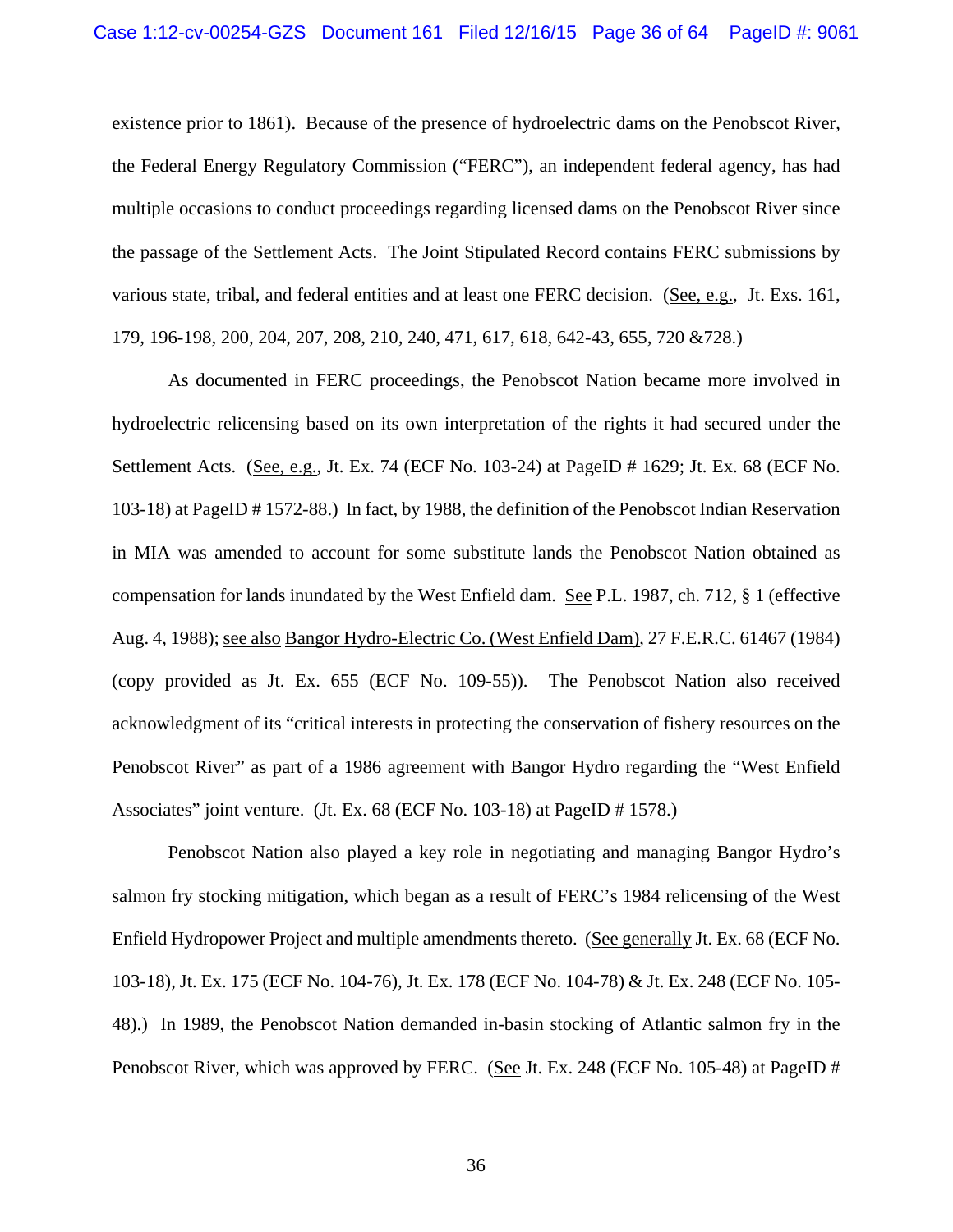existence prior to 1861). Because of the presence of hydroelectric dams on the Penobscot River, the Federal Energy Regulatory Commission ("FERC"), an independent federal agency, has had multiple occasions to conduct proceedings regarding licensed dams on the Penobscot River since the passage of the Settlement Acts. The Joint Stipulated Record contains FERC submissions by various state, tribal, and federal entities and at least one FERC decision. (See, e.g., Jt. Exs. 161, 179, 196-198, 200, 204, 207, 208, 210, 240, 471, 617, 618, 642-43, 655, 720 &728.)

As documented in FERC proceedings, the Penobscot Nation became more involved in hydroelectric relicensing based on its own interpretation of the rights it had secured under the Settlement Acts. (See, e.g., Jt. Ex. 74 (ECF No. 103-24) at PageID # 1629; Jt. Ex. 68 (ECF No. 103-18) at PageID # 1572-88.) In fact, by 1988, the definition of the Penobscot Indian Reservation in MIA was amended to account for some substitute lands the Penobscot Nation obtained as compensation for lands inundated by the West Enfield dam. See P.L. 1987, ch. 712, § 1 (effective Aug. 4, 1988); see also Bangor Hydro-Electric Co. (West Enfield Dam), 27 F.E.R.C. 61467 (1984) (copy provided as Jt. Ex. 655 (ECF No. 109-55)). The Penobscot Nation also received acknowledgment of its "critical interests in protecting the conservation of fishery resources on the Penobscot River" as part of a 1986 agreement with Bangor Hydro regarding the "West Enfield Associates" joint venture. (Jt. Ex. 68 (ECF No. 103-18) at PageID # 1578.)

Penobscot Nation also played a key role in negotiating and managing Bangor Hydro's salmon fry stocking mitigation, which began as a result of FERC's 1984 relicensing of the West Enfield Hydropower Project and multiple amendments thereto. (See generally Jt. Ex. 68 (ECF No. 103-18), Jt. Ex. 175 (ECF No. 104-76), Jt. Ex. 178 (ECF No. 104-78) & Jt. Ex. 248 (ECF No. 105-48).) In 1989, the Penobscot Nation demanded in-basin stocking of Atlantic salmon fry in the Penobscot River, which was approved by FERC. (See Jt. Ex. 248 (ECF No. 105-48) at PageID #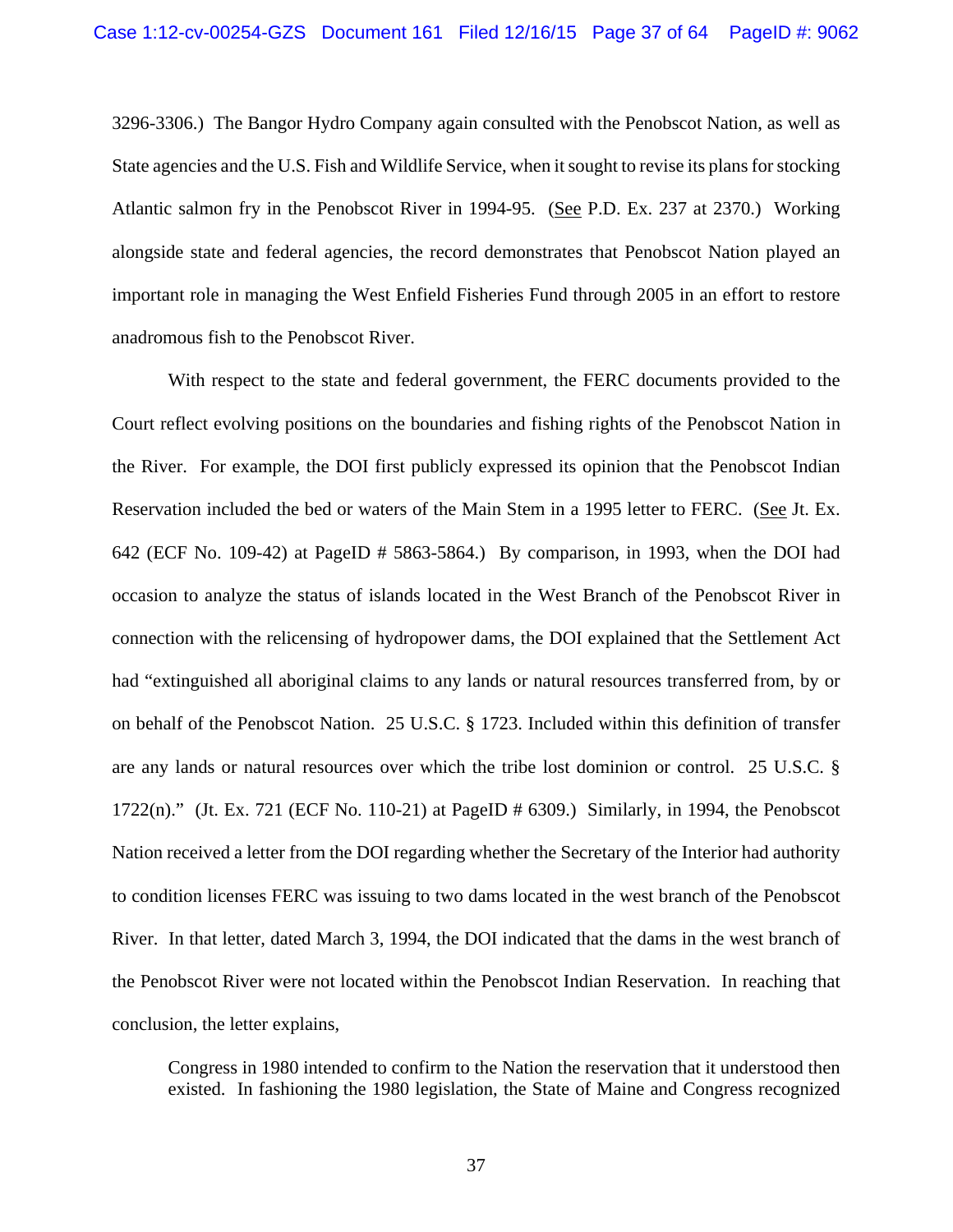3296-3306.) The Bangor Hydro Company again consulted with the Penobscot Nation, as well as State agencies and the U.S. Fish and Wildlife Service, when it sought to revise its plans for stocking Atlantic salmon fry in the Penobscot River in 1994-95. (See P.D. Ex. 237 at 2370.) Working alongside state and federal agencies, the record demonstrates that Penobscot Nation played an important role in managing the West Enfield Fisheries Fund through 2005 in an effort to restore anadromous fish to the Penobscot River.

With respect to the state and federal government, the FERC documents provided to the Court reflect evolving positions on the boundaries and fishing rights of the Penobscot Nation in the River. For example, the DOI first publicly expressed its opinion that the Penobscot Indian Reservation included the bed or waters of the Main Stem in a 1995 letter to FERC. (See Jt. Ex. 642 (ECF No. 109-42) at PageID # 5863-5864.) By comparison, in 1993, when the DOI had occasion to analyze the status of islands located in the West Branch of the Penobscot River in connection with the relicensing of hydropower dams, the DOI explained that the Settlement Act had "extinguished all aboriginal claims to any lands or natural resources transferred from, by or on behalf of the Penobscot Nation. 25 U.S.C. § 1723. Included within this definition of transfer are any lands or natural resources over which the tribe lost dominion or control. 25 U.S.C. § 1722(n)." (Jt. Ex. 721 (ECF No. 110-21) at PageID # 6309.) Similarly, in 1994, the Penobscot Nation received a letter from the DOI regarding whether the Secretary of the Interior had authority to condition licenses FERC was issuing to two dams located in the west branch of the Penobscot River. In that letter, dated March 3, 1994, the DOI indicated that the dams in the west branch of the Penobscot River were not located within the Penobscot Indian Reservation. In reaching that conclusion, the letter explains,

> Congress in 1980 intended to confirm to the Nation the reservation that it understood then existed. In fashioning the 1980 legislation, the State of Maine and Congress recognized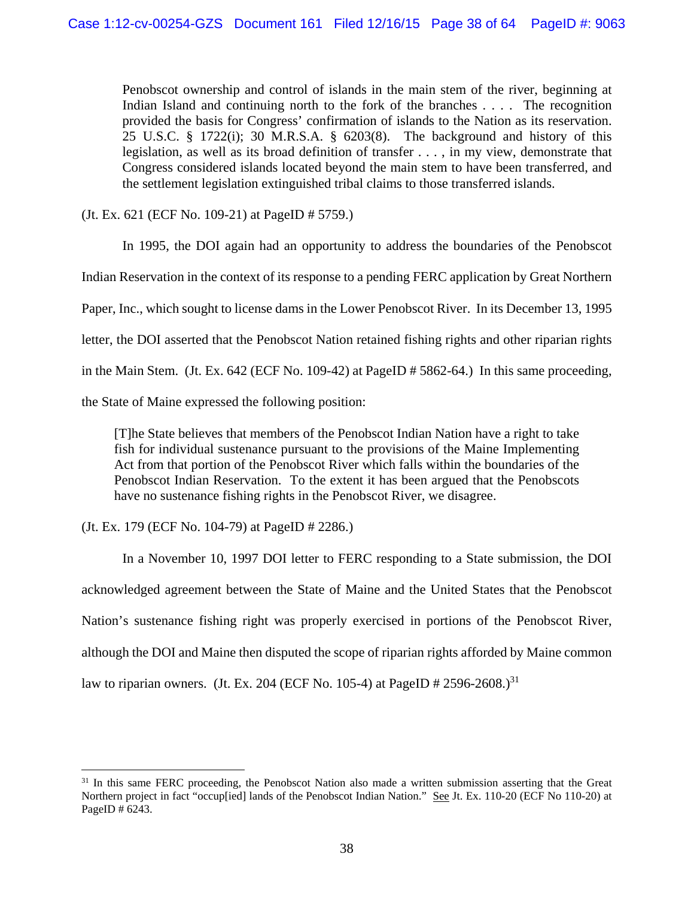> Penobscot ownership and control of islands in the main stem of the river, beginning at Indian Island and continuing north to the fork of the branches . . . . The recognition provided the basis for Congress' confirmation of islands to the Nation as its reservation. 25 U.S.C. § 1722(i); 30 M.R.S.A. § 6203(8). The background and history of this legislation, as well as its broad definition of transfer . . . , in my view, demonstrate that Congress considered islands located beyond the main stem to have been transferred, and the settlement legislation extinguished tribal claims to those transferred islands.

(Jt. Ex. 621 (ECF No. 109-21) at PageID # 5759.)

In 1995, the DOI again had an opportunity to address the boundaries of the Penobscot Indian Reservation in the context of its response to a pending FERC application by Great Northern Paper, Inc., which sought to license dams in the Lower Penobscot River. In its December 13, 1995 letter, the DOI asserted that the Penobscot Nation retained fishing rights and other riparian rights in the Main Stem. (Jt. Ex. 642 (ECF No. 109-42) at PageID # 5862-64.) In this same proceeding, the State of Maine expressed the following position:

> [T]he State believes that members of the Penobscot Indian Nation have a right to take fish for individual sustenance pursuant to the provisions of the Maine Implementing Act from that portion of the Penobscot River which falls within the boundaries of the Penobscot Indian Reservation. To the extent it has been argued that the Penobscots have no sustenance fishing rights in the Penobscot River, we disagree.

(Jt. Ex. 179 (ECF No. 104-79) at PageID # 2286.)

In a November 10, 1997 DOI letter to FERC responding to a State submission, the DOI acknowledged agreement between the State of Maine and the United States that the Penobscot Nation's sustenance fishing right was properly exercised in portions of the Penobscot River, although the DOI and Maine then disputed the scope of riparian rights afforded by Maine common law to riparian owners. (Jt. Ex. 204 (ECF No. 105-4) at PageID # 2596-2608.)[31]

[31] In this same FERC proceeding, the Penobscot Nation also made a written submission asserting that the Great Northern project in fact "occup[ied] lands of the Penobscot Indian Nation." See Jt. Ex. 110-20 (ECF No 110-20) at PageID # 6243.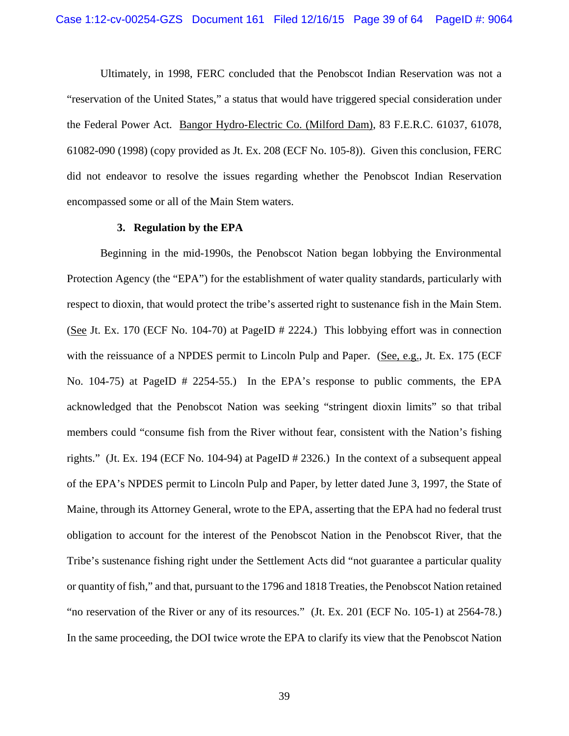Ultimately, in 1998, FERC concluded that the Penobscot Indian Reservation was not a "reservation of the United States," a status that would have triggered special consideration under the Federal Power Act. Bangor Hydro-Electric Co. (Milford Dam), 83 F.E.R.C. 61037, 61078, 61082-090 (1998) (copy provided as Jt. Ex. 208 (ECF No. 105-8)). Given this conclusion, FERC did not endeavor to resolve the issues regarding whether the Penobscot Indian Reservation encompassed some or all of the Main Stem waters.

### 3. Regulation by the EPA

Beginning in the mid-1990s, the Penobscot Nation began lobbying the Environmental Protection Agency (the "EPA") for the establishment of water quality standards, particularly with respect to dioxin, that would protect the tribe's asserted right to sustenance fish in the Main Stem. (See Jt. Ex. 170 (ECF No. 104-70) at PageID # 2224.) This lobbying effort was in connection with the reissuance of a NPDES permit to Lincoln Pulp and Paper. (See, e.g., Jt. Ex. 175 (ECF No. 104-75) at PageID # 2254-55.) In the EPA's response to public comments, the EPA acknowledged that the Penobscot Nation was seeking "stringent dioxin limits" so that tribal members could "consume fish from the River without fear, consistent with the Nation's fishing rights." (Jt. Ex. 194 (ECF No. 104-94) at PageID # 2326.) In the context of a subsequent appeal of the EPA's NPDES permit to Lincoln Pulp and Paper, by letter dated June 3, 1997, the State of Maine, through its Attorney General, wrote to the EPA, asserting that the EPA had no federal trust obligation to account for the interest of the Penobscot Nation in the Penobscot River, that the Tribe's sustenance fishing right under the Settlement Acts did "not guarantee a particular quality or quantity of fish," and that, pursuant to the 1796 and 1818 Treaties, the Penobscot Nation retained "no reservation of the River or any of its resources." (Jt. Ex. 201 (ECF No. 105-1) at 2564-78.) In the same proceeding, the DOI twice wrote the EPA to clarify its view that the Penobscot Nation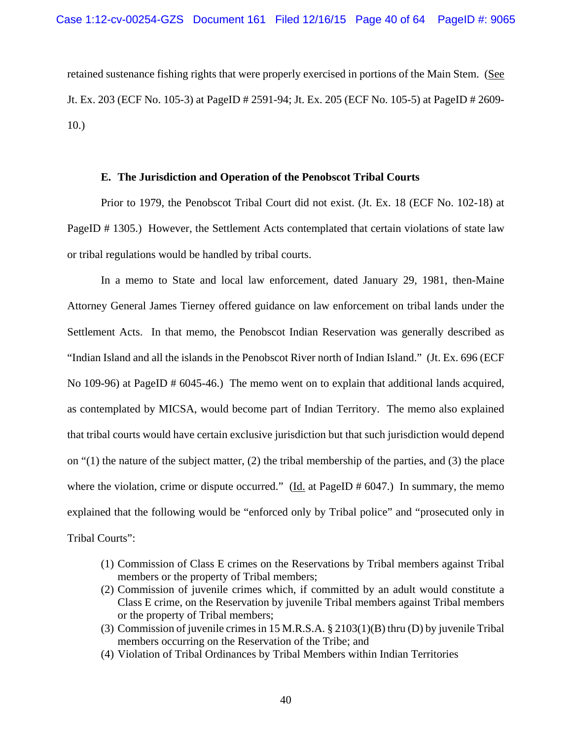retained sustenance fishing rights that were properly exercised in portions of the Main Stem. (See Jt. Ex. 203 (ECF No. 105-3) at PageID # 2591-94; Jt. Ex. 205 (ECF No. 105-5) at PageID # 2609-10.)

### E. The Jurisdiction and Operation of the Penobscot Tribal Courts

Prior to 1979, the Penobscot Tribal Court did not exist. (Jt. Ex. 18 (ECF No. 102-18) at PageID # 1305.) However, the Settlement Acts contemplated that certain violations of state law or tribal regulations would be handled by tribal courts.

In a memo to State and local law enforcement, dated January 29, 1981, then-Maine Attorney General James Tierney offered guidance on law enforcement on tribal lands under the Settlement Acts. In that memo, the Penobscot Indian Reservation was generally described as "Indian Island and all the islands in the Penobscot River north of Indian Island." (Jt. Ex. 696 (ECF No 109-96) at PageID # 6045-46.) The memo went on to explain that additional lands acquired, as contemplated by MICSA, would become part of Indian Territory. The memo also explained that tribal courts would have certain exclusive jurisdiction but that such jurisdiction would depend on "(1) the nature of the subject matter, (2) the tribal membership of the parties, and (3) the place where the violation, crime or dispute occurred." (Id. at PageID # 6047.) In summary, the memo explained that the following would be "enforced only by Tribal police" and "prosecuted only in Tribal Courts":

(1) Commission of Class E crimes on the Reservations by Tribal members against Tribal members or the property of Tribal members;
(2) Commission of juvenile crimes which, if committed by an adult would constitute a Class E crime, on the Reservation by juvenile Tribal members against Tribal members or the property of Tribal members;
(3) Commission of juvenile crimes in 15 M.R.S.A. § 2103(1)(B) thru (D) by juvenile Tribal members occurring on the Reservation of the Tribe; and
(4) Violation of Tribal Ordinances by Tribal Members within Indian Territories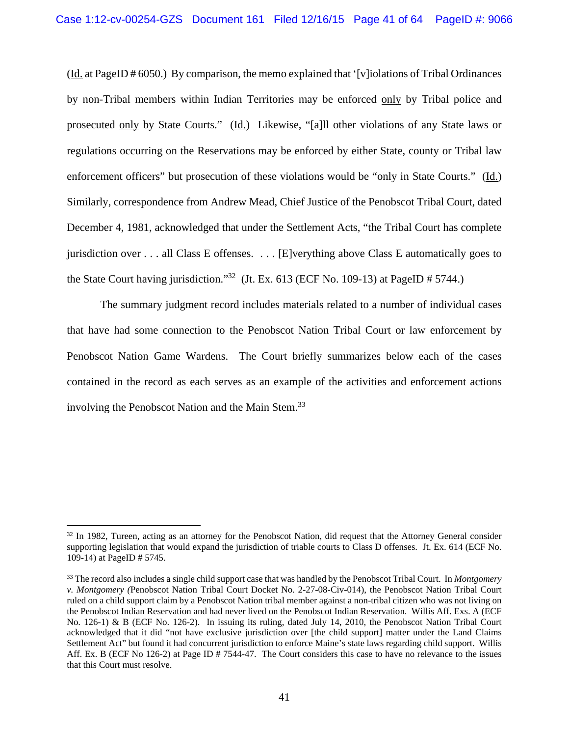(Id. at PageID # 6050.) By comparison, the memo explained that '[v]iolations of Tribal Ordinances by non-Tribal members within Indian Territories may be enforced only by Tribal police and prosecuted only by State Courts." (Id.) Likewise, "[a]ll other violations of any State laws or regulations occurring on the Reservations may be enforced by either State, county or Tribal law enforcement officers" but prosecution of these violations would be "only in State Courts." (Id.) Similarly, correspondence from Andrew Mead, Chief Justice of the Penobscot Tribal Court, dated December 4, 1981, acknowledged that under the Settlement Acts, "the Tribal Court has complete jurisdiction over . . . all Class E offenses. . . . [E]verything above Class E automatically goes to the State Court having jurisdiction."[32] (Jt. Ex. 613 (ECF No. 109-13) at PageID # 5744.)

The summary judgment record includes materials related to a number of individual cases that have had some connection to the Penobscot Nation Tribal Court or law enforcement by Penobscot Nation Game Wardens. The Court briefly summarizes below each of the cases contained in the record as each serves as an example of the activities and enforcement actions involving the Penobscot Nation and the Main Stem.[33]

---

[32] In 1982, Tureen, acting as an attorney for the Penobscot Nation, did request that the Attorney General consider supporting legislation that would expand the jurisdiction of triable courts to Class D offenses. Jt. Ex. 614 (ECF No. 109-14) at PageID # 5745.

[33] The record also includes a single child support case that was handled by the Penobscot Tribal Court. In *Montgomery v. Montgomery (*Penobscot Nation Tribal Court Docket No. 2-27-08-Civ-014), the Penobscot Nation Tribal Court ruled on a child support claim by a Penobscot Nation tribal member against a non-tribal citizen who was not living on the Penobscot Indian Reservation and had never lived on the Penobscot Indian Reservation. Willis Aff. Exs. A (ECF No. 126-1) & B (ECF No. 126-2). In issuing its ruling, dated July 14, 2010, the Penobscot Nation Tribal Court acknowledged that it did "not have exclusive jurisdiction over [the child support] matter under the Land Claims Settlement Act" but found it had concurrent jurisdiction to enforce Maine's state laws regarding child support. Willis Aff. Ex. B (ECF No 126-2) at Page ID # 7544-47. The Court considers this case to have no relevance to the issues that this Court must resolve.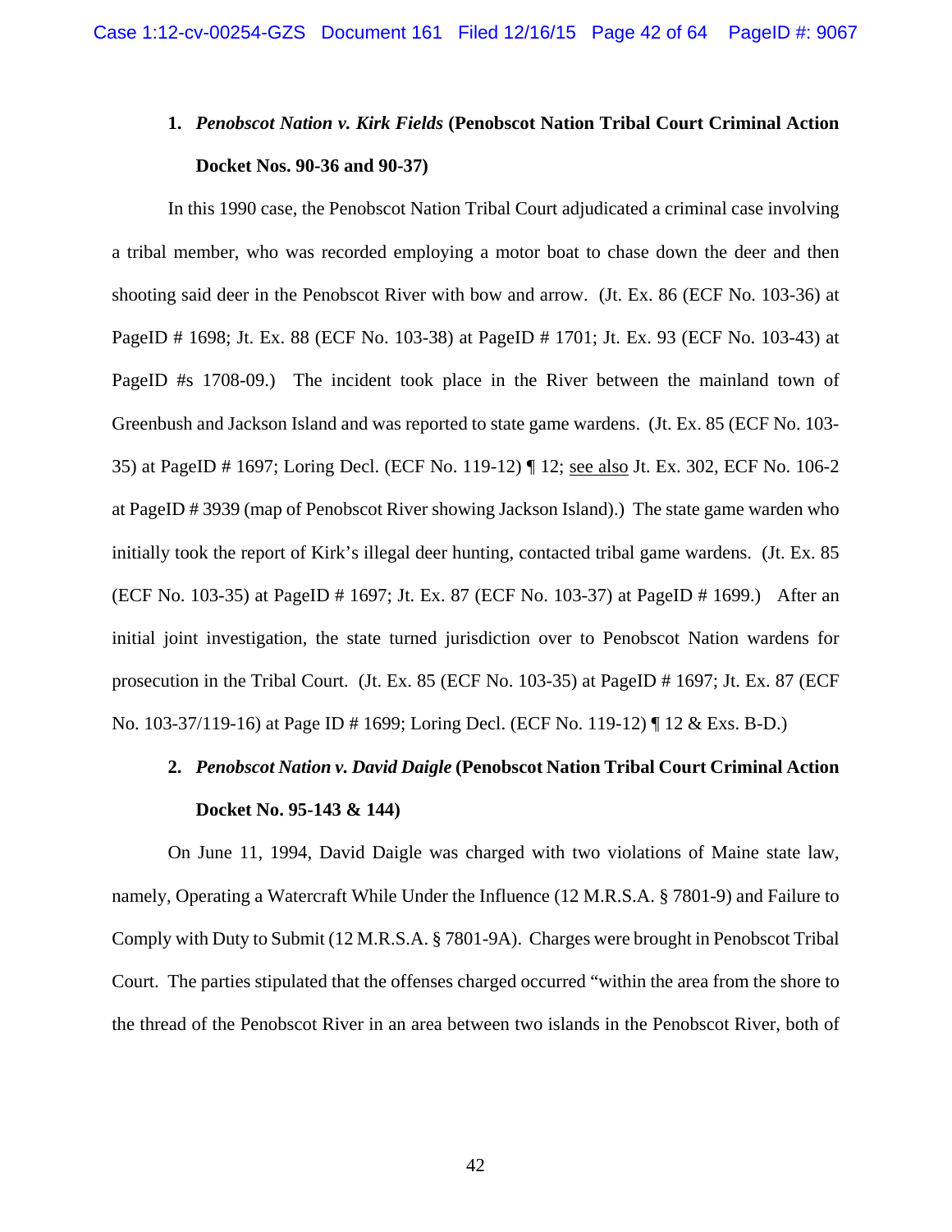**1. *Penobscot Nation v. Kirk Fields* (Penobscot Nation Tribal Court Criminal Action Docket Nos. 90-36 and 90-37)**

In this 1990 case, the Penobscot Nation Tribal Court adjudicated a criminal case involving a tribal member, who was recorded employing a motor boat to chase down the deer and then shooting said deer in the Penobscot River with bow and arrow. (Jt. Ex. 86 (ECF No. 103-36) at PageID # 1698; Jt. Ex. 88 (ECF No. 103-38) at PageID # 1701; Jt. Ex. 93 (ECF No. 103-43) at PageID #s 1708-09.) The incident took place in the River between the mainland town of Greenbush and Jackson Island and was reported to state game wardens. (Jt. Ex. 85 (ECF No. 103-35) at PageID # 1697; Loring Decl. (ECF No. 119-12) ¶ 12; see also Jt. Ex. 302, ECF No. 106-2 at PageID # 3939 (map of Penobscot River showing Jackson Island).) The state game warden who initially took the report of Kirk's illegal deer hunting, contacted tribal game wardens. (Jt. Ex. 85 (ECF No. 103-35) at PageID # 1697; Jt. Ex. 87 (ECF No. 103-37) at PageID # 1699.) After an initial joint investigation, the state turned jurisdiction over to Penobscot Nation wardens for prosecution in the Tribal Court. (Jt. Ex. 85 (ECF No. 103-35) at PageID # 1697; Jt. Ex. 87 (ECF No. 103-37/119-16) at Page ID # 1699; Loring Decl. (ECF No. 119-12) ¶ 12 & Exs. B-D.)

**2. *Penobscot Nation v. David Daigle* (Penobscot Nation Tribal Court Criminal Action Docket No. 95-143 & 144)**

On June 11, 1994, David Daigle was charged with two violations of Maine state law, namely, Operating a Watercraft While Under the Influence (12 M.R.S.A. § 7801-9) and Failure to Comply with Duty to Submit (12 M.R.S.A. § 7801-9A). Charges were brought in Penobscot Tribal Court. The parties stipulated that the offenses charged occurred "within the area from the shore to the thread of the Penobscot River in an area between two islands in the Penobscot River, both of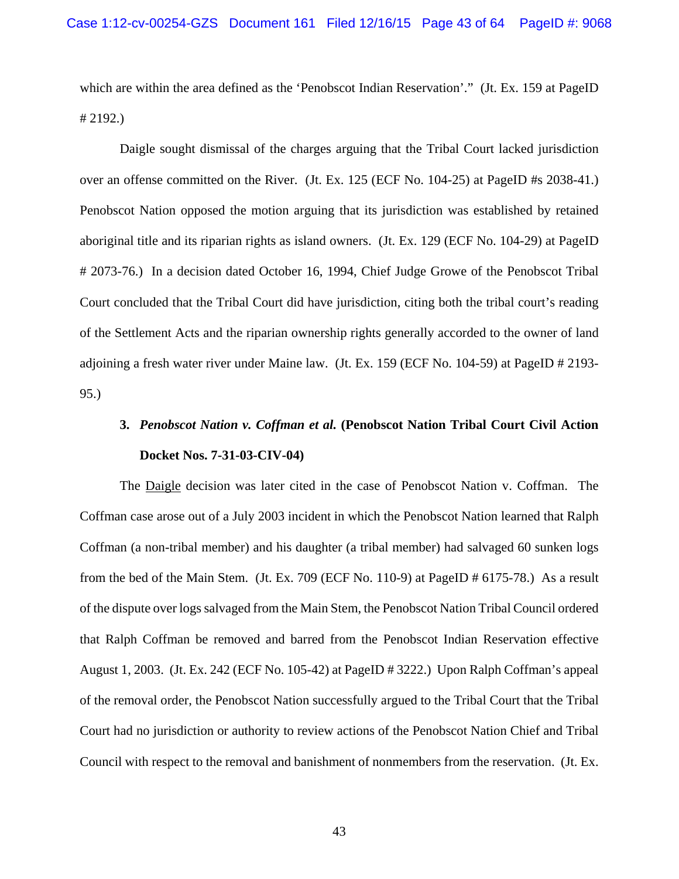which are within the area defined as the 'Penobscot Indian Reservation'." (Jt. Ex. 159 at PageID # 2192.)

Daigle sought dismissal of the charges arguing that the Tribal Court lacked jurisdiction over an offense committed on the River. (Jt. Ex. 125 (ECF No. 104-25) at PageID #s 2038-41.) Penobscot Nation opposed the motion arguing that its jurisdiction was established by retained aboriginal title and its riparian rights as island owners. (Jt. Ex. 129 (ECF No. 104-29) at PageID # 2073-76.) In a decision dated October 16, 1994, Chief Judge Growe of the Penobscot Tribal Court concluded that the Tribal Court did have jurisdiction, citing both the tribal court's reading of the Settlement Acts and the riparian ownership rights generally accorded to the owner of land adjoining a fresh water river under Maine law. (Jt. Ex. 159 (ECF No. 104-59) at PageID # 2193-95.)

### 3. *Penobscot Nation v. Coffman et al.* (Penobscot Nation Tribal Court Civil Action Docket Nos. 7-31-03-CIV-04)

The Daigle decision was later cited in the case of Penobscot Nation v. Coffman. The Coffman case arose out of a July 2003 incident in which the Penobscot Nation learned that Ralph Coffman (a non-tribal member) and his daughter (a tribal member) had salvaged 60 sunken logs from the bed of the Main Stem. (Jt. Ex. 709 (ECF No. 110-9) at PageID # 6175-78.) As a result of the dispute over logs salvaged from the Main Stem, the Penobscot Nation Tribal Council ordered that Ralph Coffman be removed and barred from the Penobscot Indian Reservation effective August 1, 2003. (Jt. Ex. 242 (ECF No. 105-42) at PageID # 3222.) Upon Ralph Coffman's appeal of the removal order, the Penobscot Nation successfully argued to the Tribal Court that the Tribal Court had no jurisdiction or authority to review actions of the Penobscot Nation Chief and Tribal Council with respect to the removal and banishment of nonmembers from the reservation. (Jt. Ex.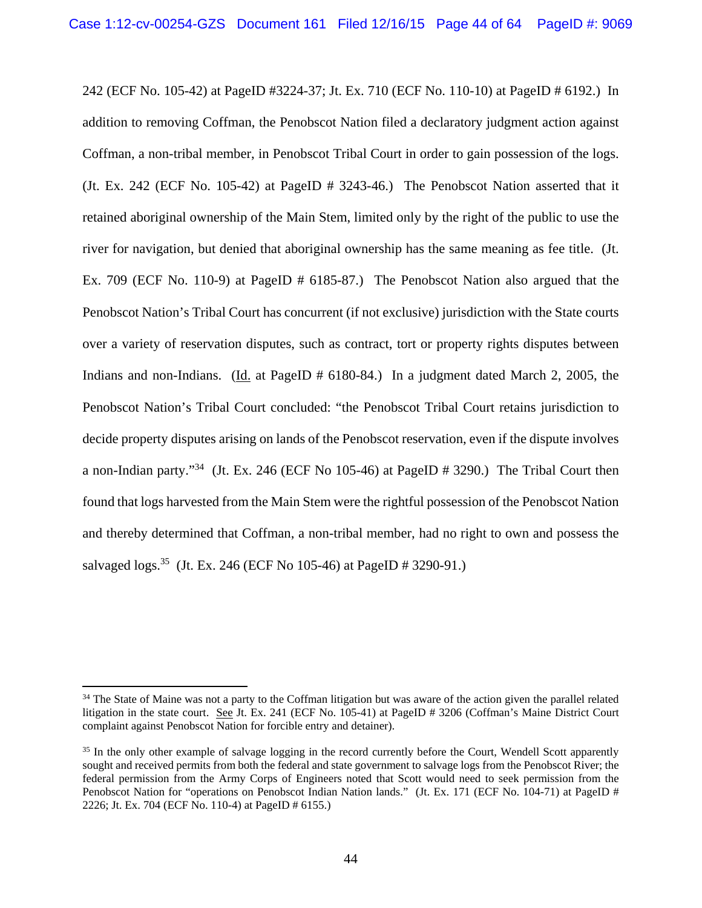242 (ECF No. 105-42) at PageID #3224-37; Jt. Ex. 710 (ECF No. 110-10) at PageID # 6192.) In addition to removing Coffman, the Penobscot Nation filed a declaratory judgment action against Coffman, a non-tribal member, in Penobscot Tribal Court in order to gain possession of the logs. (Jt. Ex. 242 (ECF No. 105-42) at PageID # 3243-46.) The Penobscot Nation asserted that it retained aboriginal ownership of the Main Stem, limited only by the right of the public to use the river for navigation, but denied that aboriginal ownership has the same meaning as fee title. (Jt. Ex. 709 (ECF No. 110-9) at PageID # 6185-87.) The Penobscot Nation also argued that the Penobscot Nation's Tribal Court has concurrent (if not exclusive) jurisdiction with the State courts over a variety of reservation disputes, such as contract, tort or property rights disputes between Indians and non-Indians. (Id. at PageID # 6180-84.) In a judgment dated March 2, 2005, the Penobscot Nation's Tribal Court concluded: "the Penobscot Tribal Court retains jurisdiction to decide property disputes arising on lands of the Penobscot reservation, even if the dispute involves a non-Indian party."[34] (Jt. Ex. 246 (ECF No 105-46) at PageID # 3290.) The Tribal Court then found that logs harvested from the Main Stem were the rightful possession of the Penobscot Nation and thereby determined that Coffman, a non-tribal member, had no right to own and possess the salvaged logs.[35] (Jt. Ex. 246 (ECF No 105-46) at PageID # 3290-91.)

---

[34] The State of Maine was not a party to the Coffman litigation but was aware of the action given the parallel related litigation in the state court. See Jt. Ex. 241 (ECF No. 105-41) at PageID # 3206 (Coffman's Maine District Court complaint against Penobscot Nation for forcible entry and detainer).

[35] In the only other example of salvage logging in the record currently before the Court, Wendell Scott apparently sought and received permits from both the federal and state government to salvage logs from the Penobscot River; the federal permission from the Army Corps of Engineers noted that Scott would need to seek permission from the Penobscot Nation for "operations on Penobscot Indian Nation lands." (Jt. Ex. 171 (ECF No. 104-71) at PageID # 2226; Jt. Ex. 704 (ECF No. 110-4) at PageID # 6155.)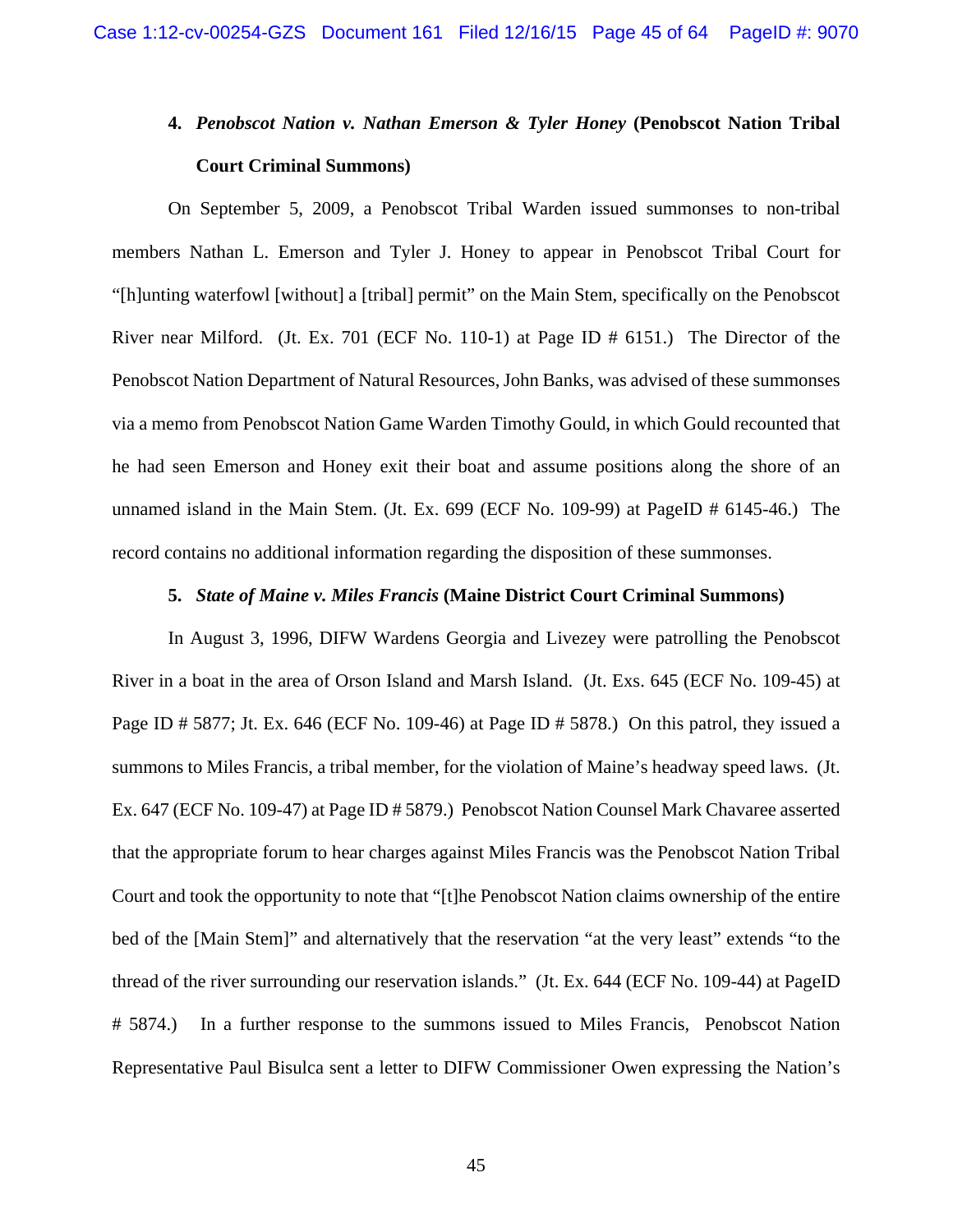**4. *Penobscot Nation v. Nathan Emerson & Tyler Honey* (Penobscot Nation Tribal Court Criminal Summons)**

On September 5, 2009, a Penobscot Tribal Warden issued summonses to non-tribal members Nathan L. Emerson and Tyler J. Honey to appear in Penobscot Tribal Court for "[h]unting waterfowl [without] a [tribal] permit" on the Main Stem, specifically on the Penobscot River near Milford. (Jt. Ex. 701 (ECF No. 110-1) at Page ID # 6151.) The Director of the Penobscot Nation Department of Natural Resources, John Banks, was advised of these summonses via a memo from Penobscot Nation Game Warden Timothy Gould, in which Gould recounted that he had seen Emerson and Honey exit their boat and assume positions along the shore of an unnamed island in the Main Stem. (Jt. Ex. 699 (ECF No. 109-99) at PageID # 6145-46.) The record contains no additional information regarding the disposition of these summonses.

**5. *State of Maine v. Miles Francis* (Maine District Court Criminal Summons)**

In August 3, 1996, DIFW Wardens Georgia and Livezey were patrolling the Penobscot River in a boat in the area of Orson Island and Marsh Island. (Jt. Exs. 645 (ECF No. 109-45) at Page ID # 5877; Jt. Ex. 646 (ECF No. 109-46) at Page ID # 5878.) On this patrol, they issued a summons to Miles Francis, a tribal member, for the violation of Maine's headway speed laws. (Jt. Ex. 647 (ECF No. 109-47) at Page ID # 5879.) Penobscot Nation Counsel Mark Chavaree asserted that the appropriate forum to hear charges against Miles Francis was the Penobscot Nation Tribal Court and took the opportunity to note that "[t]he Penobscot Nation claims ownership of the entire bed of the [Main Stem]" and alternatively that the reservation "at the very least" extends "to the thread of the river surrounding our reservation islands." (Jt. Ex. 644 (ECF No. 109-44) at PageID # 5874.) In a further response to the summons issued to Miles Francis, Penobscot Nation Representative Paul Bisulca sent a letter to DIFW Commissioner Owen expressing the Nation's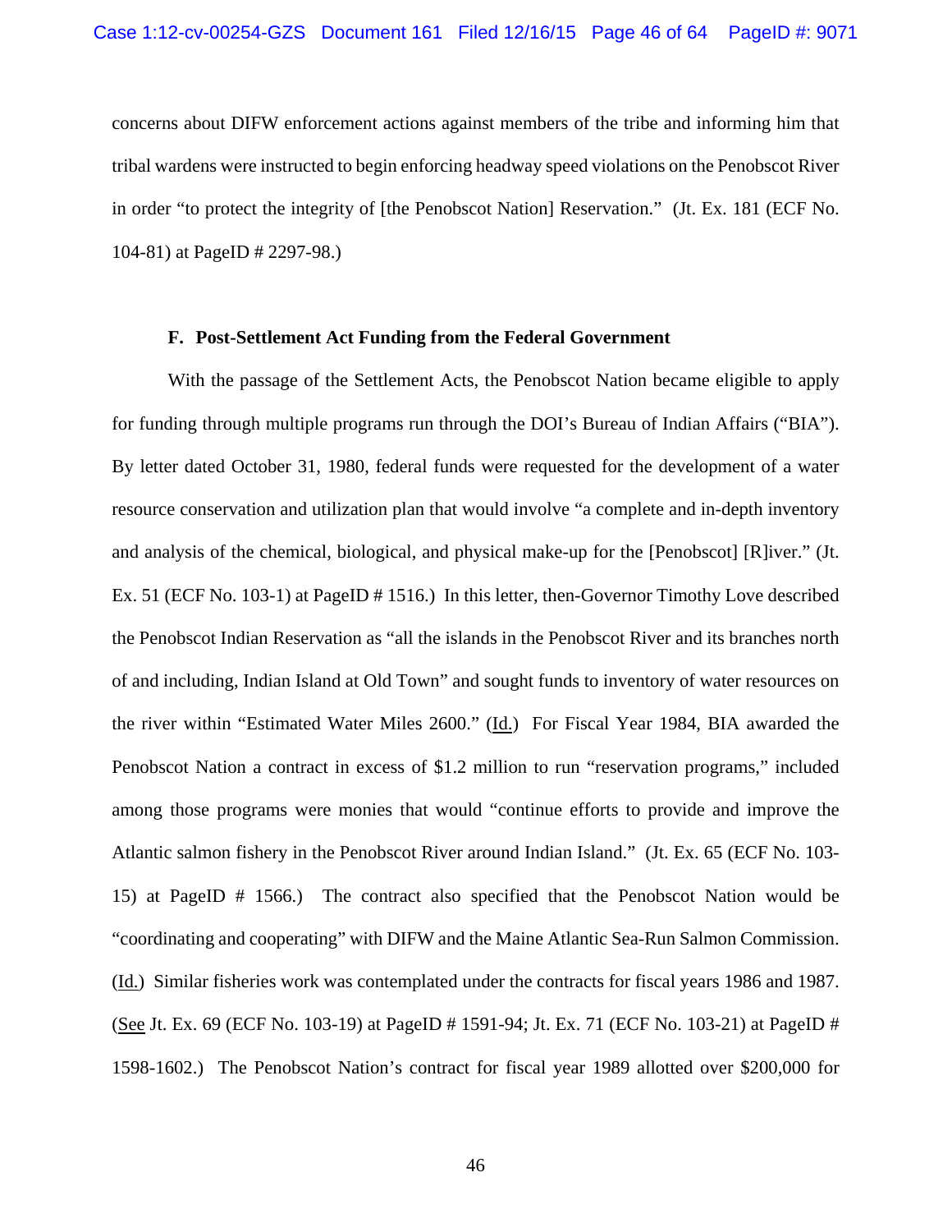concerns about DIFW enforcement actions against members of the tribe and informing him that tribal wardens were instructed to begin enforcing headway speed violations on the Penobscot River in order "to protect the integrity of [the Penobscot Nation] Reservation." (Jt. Ex. 181 (ECF No. 104-81) at PageID # 2297-98.)

### F. Post-Settlement Act Funding from the Federal Government

With the passage of the Settlement Acts, the Penobscot Nation became eligible to apply for funding through multiple programs run through the DOI's Bureau of Indian Affairs ("BIA"). By letter dated October 31, 1980, federal funds were requested for the development of a water resource conservation and utilization plan that would involve "a complete and in-depth inventory and analysis of the chemical, biological, and physical make-up for the [Penobscot] [R]iver." (Jt. Ex. 51 (ECF No. 103-1) at PageID # 1516.) In this letter, then-Governor Timothy Love described the Penobscot Indian Reservation as "all the islands in the Penobscot River and its branches north of and including, Indian Island at Old Town" and sought funds to inventory of water resources on the river within "Estimated Water Miles 2600." (Id.) For Fiscal Year 1984, BIA awarded the Penobscot Nation a contract in excess of $1.2 million to run "reservation programs," included among those programs were monies that would "continue efforts to provide and improve the Atlantic salmon fishery in the Penobscot River around Indian Island." (Jt. Ex. 65 (ECF No. 103-15) at PageID # 1566.) The contract also specified that the Penobscot Nation would be "coordinating and cooperating" with DIFW and the Maine Atlantic Sea-Run Salmon Commission. (Id.) Similar fisheries work was contemplated under the contracts for fiscal years 1986 and 1987. (See Jt. Ex. 69 (ECF No. 103-19) at PageID # 1591-94; Jt. Ex. 71 (ECF No. 103-21) at PageID # 1598-1602.) The Penobscot Nation's contract for fiscal year 1989 allotted over $200,000 for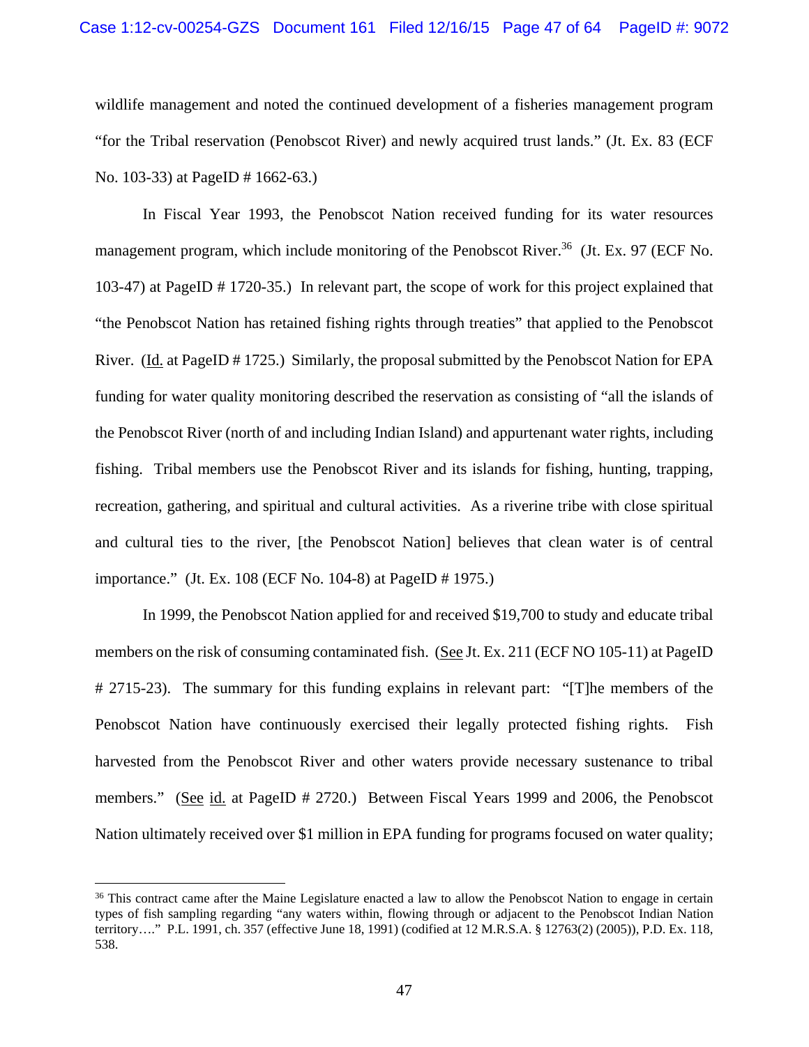wildlife management and noted the continued development of a fisheries management program "for the Tribal reservation (Penobscot River) and newly acquired trust lands." (Jt. Ex. 83 (ECF No. 103-33) at PageID # 1662-63.)

In Fiscal Year 1993, the Penobscot Nation received funding for its water resources management program, which include monitoring of the Penobscot River.[36] (Jt. Ex. 97 (ECF No. 103-47) at PageID # 1720-35.) In relevant part, the scope of work for this project explained that "the Penobscot Nation has retained fishing rights through treaties" that applied to the Penobscot River. (Id. at PageID # 1725.) Similarly, the proposal submitted by the Penobscot Nation for EPA funding for water quality monitoring described the reservation as consisting of "all the islands of the Penobscot River (north of and including Indian Island) and appurtenant water rights, including fishing. Tribal members use the Penobscot River and its islands for fishing, hunting, trapping, recreation, gathering, and spiritual and cultural activities. As a riverine tribe with close spiritual and cultural ties to the river, [the Penobscot Nation] believes that clean water is of central importance." (Jt. Ex. 108 (ECF No. 104-8) at PageID # 1975.)

In 1999, the Penobscot Nation applied for and received $19,700 to study and educate tribal members on the risk of consuming contaminated fish. (See Jt. Ex. 211 (ECF NO 105-11) at PageID # 2715-23). The summary for this funding explains in relevant part: "[T]he members of the Penobscot Nation have continuously exercised their legally protected fishing rights. Fish harvested from the Penobscot River and other waters provide necessary sustenance to tribal members." (See id. at PageID # 2720.) Between Fiscal Years 1999 and 2006, the Penobscot Nation ultimately received over $1 million in EPA funding for programs focused on water quality;

---

[36] This contract came after the Maine Legislature enacted a law to allow the Penobscot Nation to engage in certain types of fish sampling regarding "any waters within, flowing through or adjacent to the Penobscot Indian Nation territory…." P.L. 1991, ch. 357 (effective June 18, 1991) (codified at 12 M.R.S.A. § 12763(2) (2005)), P.D. Ex. 118, 538.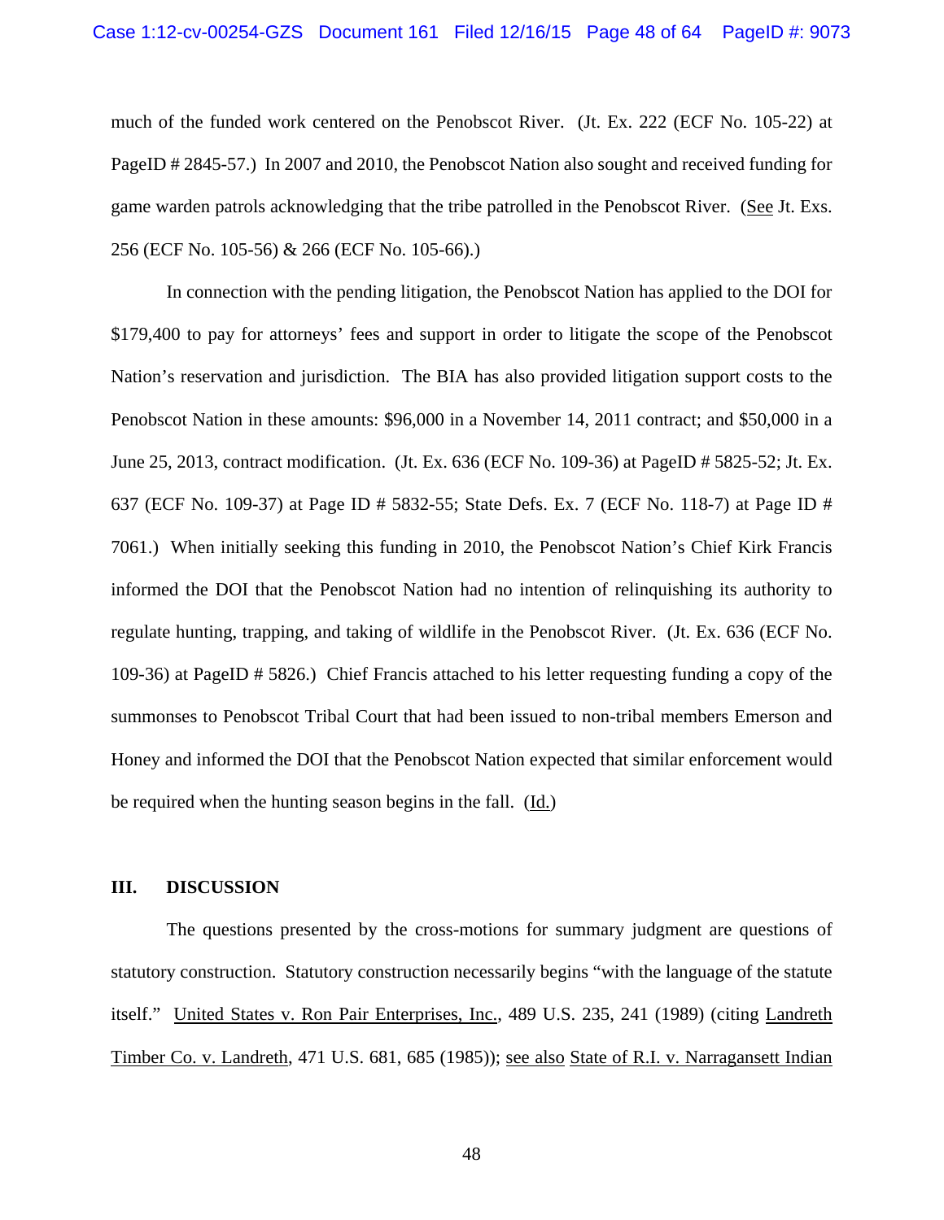much of the funded work centered on the Penobscot River. (Jt. Ex. 222 (ECF No. 105-22) at PageID # 2845-57.) In 2007 and 2010, the Penobscot Nation also sought and received funding for game warden patrols acknowledging that the tribe patrolled in the Penobscot River. (See Jt. Exs. 256 (ECF No. 105-56) & 266 (ECF No. 105-66).)

In connection with the pending litigation, the Penobscot Nation has applied to the DOI for $179,400 to pay for attorneys' fees and support in order to litigate the scope of the Penobscot Nation's reservation and jurisdiction. The BIA has also provided litigation support costs to the Penobscot Nation in these amounts: $96,000 in a November 14, 2011 contract; and $50,000 in a June 25, 2013, contract modification. (Jt. Ex. 636 (ECF No. 109-36) at PageID # 5825-52; Jt. Ex. 637 (ECF No. 109-37) at Page ID # 5832-55; State Defs. Ex. 7 (ECF No. 118-7) at Page ID # 7061.) When initially seeking this funding in 2010, the Penobscot Nation's Chief Kirk Francis informed the DOI that the Penobscot Nation had no intention of relinquishing its authority to regulate hunting, trapping, and taking of wildlife in the Penobscot River. (Jt. Ex. 636 (ECF No. 109-36) at PageID # 5826.) Chief Francis attached to his letter requesting funding a copy of the summonses to Penobscot Tribal Court that had been issued to non-tribal members Emerson and Honey and informed the DOI that the Penobscot Nation expected that similar enforcement would be required when the hunting season begins in the fall. (Id.)

## III. DISCUSSION

The questions presented by the cross-motions for summary judgment are questions of statutory construction. Statutory construction necessarily begins "with the language of the statute itself." United States v. Ron Pair Enterprises, Inc., 489 U.S. 235, 241 (1989) (citing Landreth Timber Co. v. Landreth, 471 U.S. 681, 685 (1985)); see also State of R.I. v. Narragansett Indian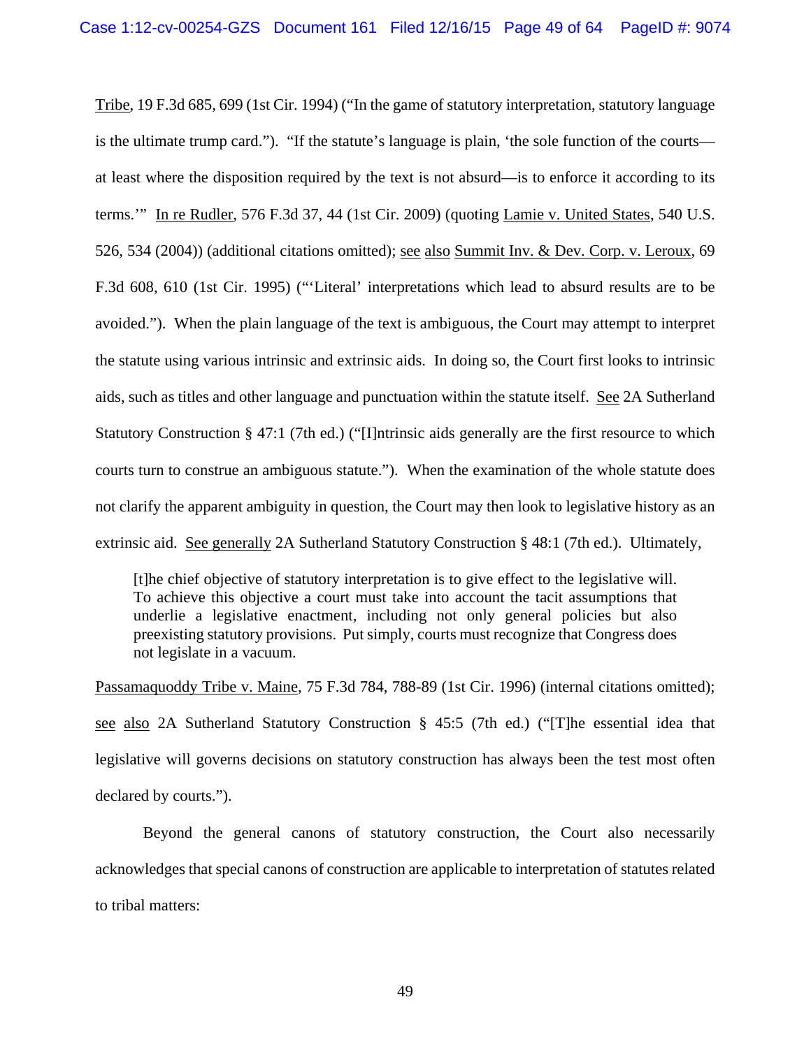Tribe, 19 F.3d 685, 699 (1st Cir. 1994) ("In the game of statutory interpretation, statutory language is the ultimate trump card."). "If the statute's language is plain, 'the sole function of the courts—at least where the disposition required by the text is not absurd—is to enforce it according to its terms.'" In re Rudler, 576 F.3d 37, 44 (1st Cir. 2009) (quoting Lamie v. United States, 540 U.S. 526, 534 (2004)) (additional citations omitted); see also Summit Inv. & Dev. Corp. v. Leroux, 69 F.3d 608, 610 (1st Cir. 1995) ("'Literal' interpretations which lead to absurd results are to be avoided."). When the plain language of the text is ambiguous, the Court may attempt to interpret the statute using various intrinsic and extrinsic aids. In doing so, the Court first looks to intrinsic aids, such as titles and other language and punctuation within the statute itself. See 2A Sutherland Statutory Construction § 47:1 (7th ed.) ("[I]ntrinsic aids generally are the first resource to which courts turn to construe an ambiguous statute."). When the examination of the whole statute does not clarify the apparent ambiguity in question, the Court may then look to legislative history as an extrinsic aid. See generally 2A Sutherland Statutory Construction § 48:1 (7th ed.). Ultimately,

> [t]he chief objective of statutory interpretation is to give effect to the legislative will. To achieve this objective a court must take into account the tacit assumptions that underlie a legislative enactment, including not only general policies but also preexisting statutory provisions. Put simply, courts must recognize that Congress does not legislate in a vacuum.

Passamaquoddy Tribe v. Maine, 75 F.3d 784, 788-89 (1st Cir. 1996) (internal citations omitted); see also 2A Sutherland Statutory Construction § 45:5 (7th ed.) ("[T]he essential idea that legislative will governs decisions on statutory construction has always been the test most often declared by courts.").

Beyond the general canons of statutory construction, the Court also necessarily acknowledges that special canons of construction are applicable to interpretation of statutes related to tribal matters: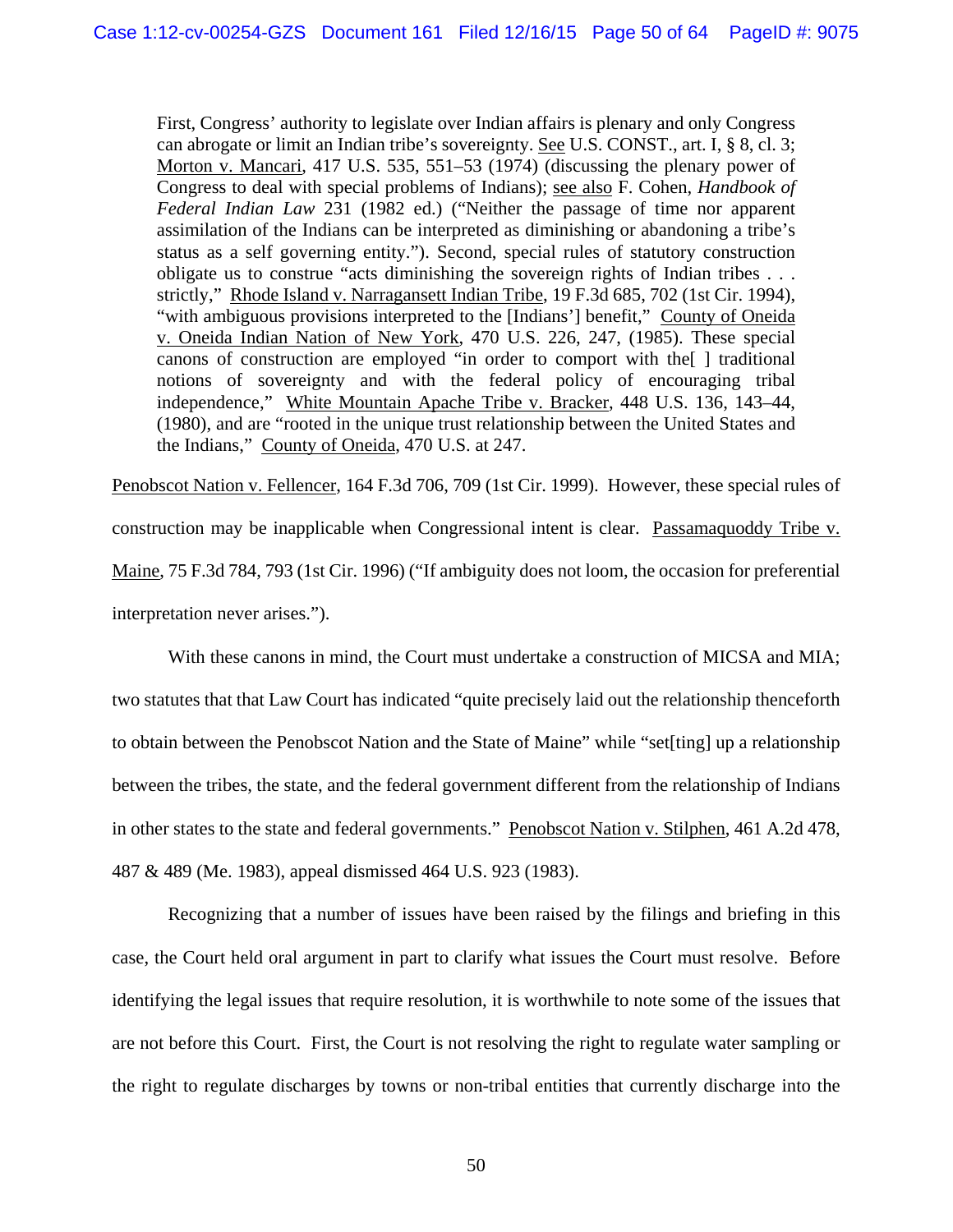> First, Congress' authority to legislate over Indian affairs is plenary and only Congress can abrogate or limit an Indian tribe's sovereignty. See U.S. CONST., art. I, § 8, cl. 3; Morton v. Mancari, 417 U.S. 535, 551–53 (1974) (discussing the plenary power of Congress to deal with special problems of Indians); see also F. Cohen, *Handbook of Federal Indian Law* 231 (1982 ed.) ("Neither the passage of time nor apparent assimilation of the Indians can be interpreted as diminishing or abandoning a tribe's status as a self governing entity."). Second, special rules of statutory construction obligate us to construe "acts diminishing the sovereign rights of Indian tribes . . . strictly," Rhode Island v. Narragansett Indian Tribe, 19 F.3d 685, 702 (1st Cir. 1994), "with ambiguous provisions interpreted to the [Indians'] benefit," County of Oneida v. Oneida Indian Nation of New York, 470 U.S. 226, 247, (1985). These special canons of construction are employed "in order to comport with the[ ] traditional notions of sovereignty and with the federal policy of encouraging tribal independence," White Mountain Apache Tribe v. Bracker, 448 U.S. 136, 143–44, (1980), and are "rooted in the unique trust relationship between the United States and the Indians," County of Oneida, 470 U.S. at 247.

Penobscot Nation v. Fellencer, 164 F.3d 706, 709 (1st Cir. 1999). However, these special rules of construction may be inapplicable when Congressional intent is clear. Passamaquoddy Tribe v. Maine, 75 F.3d 784, 793 (1st Cir. 1996) ("If ambiguity does not loom, the occasion for preferential interpretation never arises.").

With these canons in mind, the Court must undertake a construction of MICSA and MIA; two statutes that that Law Court has indicated "quite precisely laid out the relationship thenceforth to obtain between the Penobscot Nation and the State of Maine" while "set[ting] up a relationship between the tribes, the state, and the federal government different from the relationship of Indians in other states to the state and federal governments." Penobscot Nation v. Stilphen, 461 A.2d 478, 487 & 489 (Me. 1983), appeal dismissed 464 U.S. 923 (1983).

Recognizing that a number of issues have been raised by the filings and briefing in this case, the Court held oral argument in part to clarify what issues the Court must resolve. Before identifying the legal issues that require resolution, it is worthwhile to note some of the issues that are not before this Court. First, the Court is not resolving the right to regulate water sampling or the right to regulate discharges by towns or non-tribal entities that currently discharge into the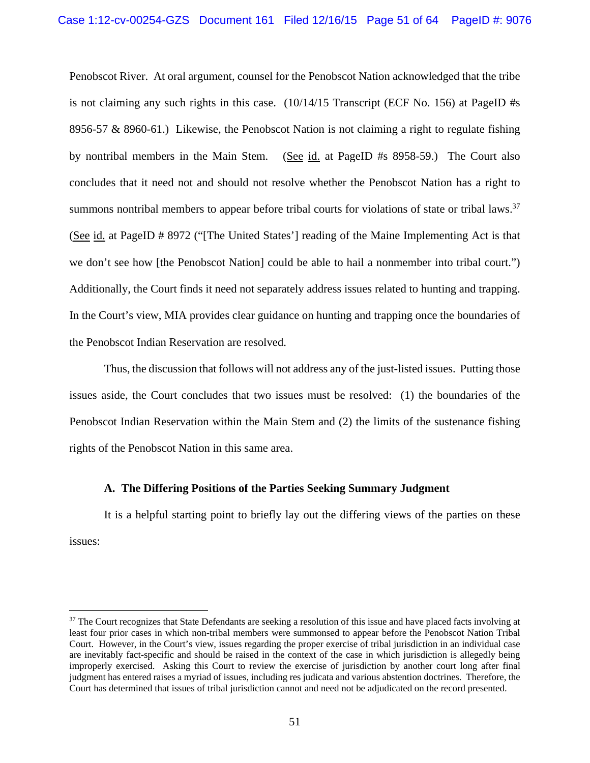Penobscot River. At oral argument, counsel for the Penobscot Nation acknowledged that the tribe is not claiming any such rights in this case. (10/14/15 Transcript (ECF No. 156) at PageID #s 8956-57 & 8960-61.) Likewise, the Penobscot Nation is not claiming a right to regulate fishing by nontribal members in the Main Stem. (See id. at PageID #s 8958-59.) The Court also concludes that it need not and should not resolve whether the Penobscot Nation has a right to summons nontribal members to appear before tribal courts for violations of state or tribal laws.[37] (See id. at PageID # 8972 ("[The United States'] reading of the Maine Implementing Act is that we don't see how [the Penobscot Nation] could be able to hail a nonmember into tribal court.") Additionally, the Court finds it need not separately address issues related to hunting and trapping. In the Court's view, MIA provides clear guidance on hunting and trapping once the boundaries of the Penobscot Indian Reservation are resolved.

Thus, the discussion that follows will not address any of the just-listed issues. Putting those issues aside, the Court concludes that two issues must be resolved: (1) the boundaries of the Penobscot Indian Reservation within the Main Stem and (2) the limits of the sustenance fishing rights of the Penobscot Nation in this same area.

### A. The Differing Positions of the Parties Seeking Summary Judgment

It is a helpful starting point to briefly lay out the differing views of the parties on these issues:

---

[37] The Court recognizes that State Defendants are seeking a resolution of this issue and have placed facts involving at least four prior cases in which non-tribal members were summonsed to appear before the Penobscot Nation Tribal Court. However, in the Court's view, issues regarding the proper exercise of tribal jurisdiction in an individual case are inevitably fact-specific and should be raised in the context of the case in which jurisdiction is allegedly being improperly exercised. Asking this Court to review the exercise of jurisdiction by another court long after final judgment has entered raises a myriad of issues, including res judicata and various abstention doctrines. Therefore, the Court has determined that issues of tribal jurisdiction cannot and need not be adjudicated on the record presented.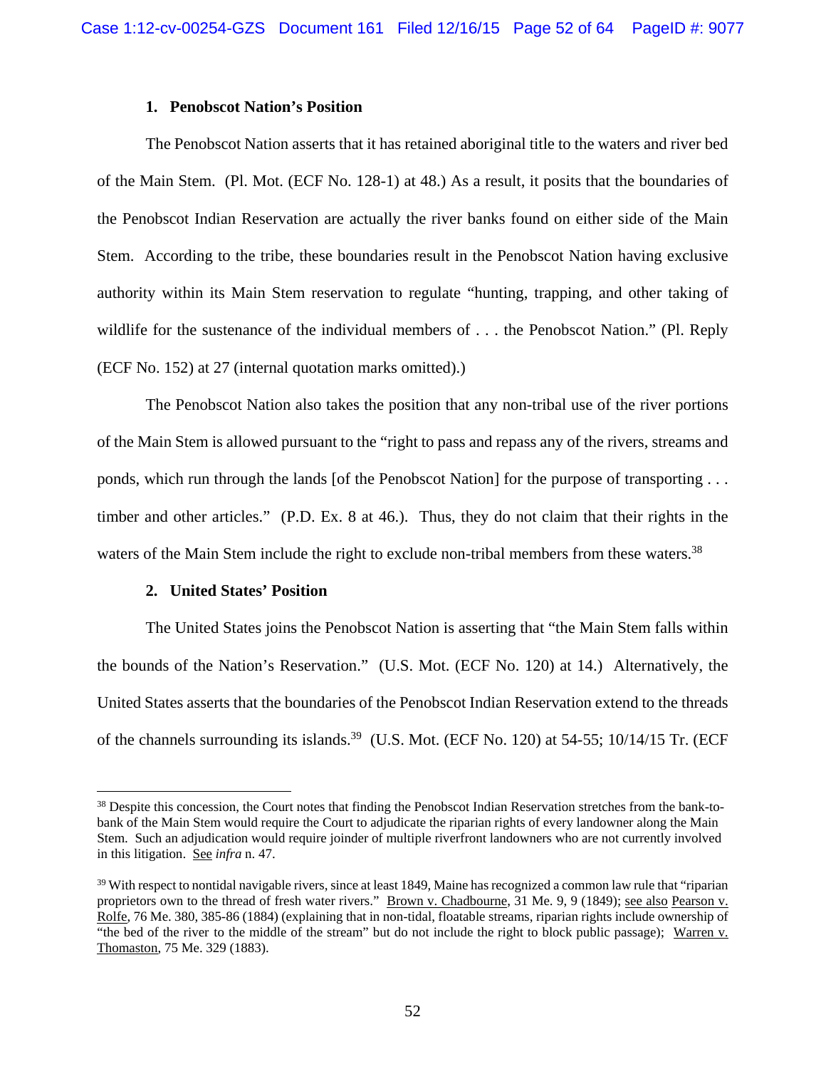### 1. Penobscot Nation's Position

The Penobscot Nation asserts that it has retained aboriginal title to the waters and river bed of the Main Stem. (Pl. Mot. (ECF No. 128-1) at 48.) As a result, it posits that the boundaries of the Penobscot Indian Reservation are actually the river banks found on either side of the Main Stem. According to the tribe, these boundaries result in the Penobscot Nation having exclusive authority within its Main Stem reservation to regulate "hunting, trapping, and other taking of wildlife for the sustenance of the individual members of . . . the Penobscot Nation." (Pl. Reply (ECF No. 152) at 27 (internal quotation marks omitted).)

The Penobscot Nation also takes the position that any non-tribal use of the river portions of the Main Stem is allowed pursuant to the "right to pass and repass any of the rivers, streams and ponds, which run through the lands [of the Penobscot Nation] for the purpose of transporting . . . timber and other articles." (P.D. Ex. 8 at 46.). Thus, they do not claim that their rights in the waters of the Main Stem include the right to exclude non-tribal members from these waters.[38]

### 2. United States' Position

The United States joins the Penobscot Nation is asserting that "the Main Stem falls within the bounds of the Nation's Reservation." (U.S. Mot. (ECF No. 120) at 14.) Alternatively, the United States asserts that the boundaries of the Penobscot Indian Reservation extend to the threads of the channels surrounding its islands.[39] (U.S. Mot. (ECF No. 120) at 54-55; 10/14/15 Tr. (ECF

---

[38] Despite this concession, the Court notes that finding the Penobscot Indian Reservation stretches from the bank-to-bank of the Main Stem would require the Court to adjudicate the riparian rights of every landowner along the Main Stem. Such an adjudication would require joinder of multiple riverfront landowners who are not currently involved in this litigation. See *infra* n. 47.

[39] With respect to nontidal navigable rivers, since at least 1849, Maine has recognized a common law rule that "riparian proprietors own to the thread of fresh water rivers." Brown v. Chadbourne, 31 Me. 9, 9 (1849); see also Pearson v. Rolfe, 76 Me. 380, 385-86 (1884) (explaining that in non-tidal, floatable streams, riparian rights include ownership of "the bed of the river to the middle of the stream" but do not include the right to block public passage); Warren v. Thomaston, 75 Me. 329 (1883).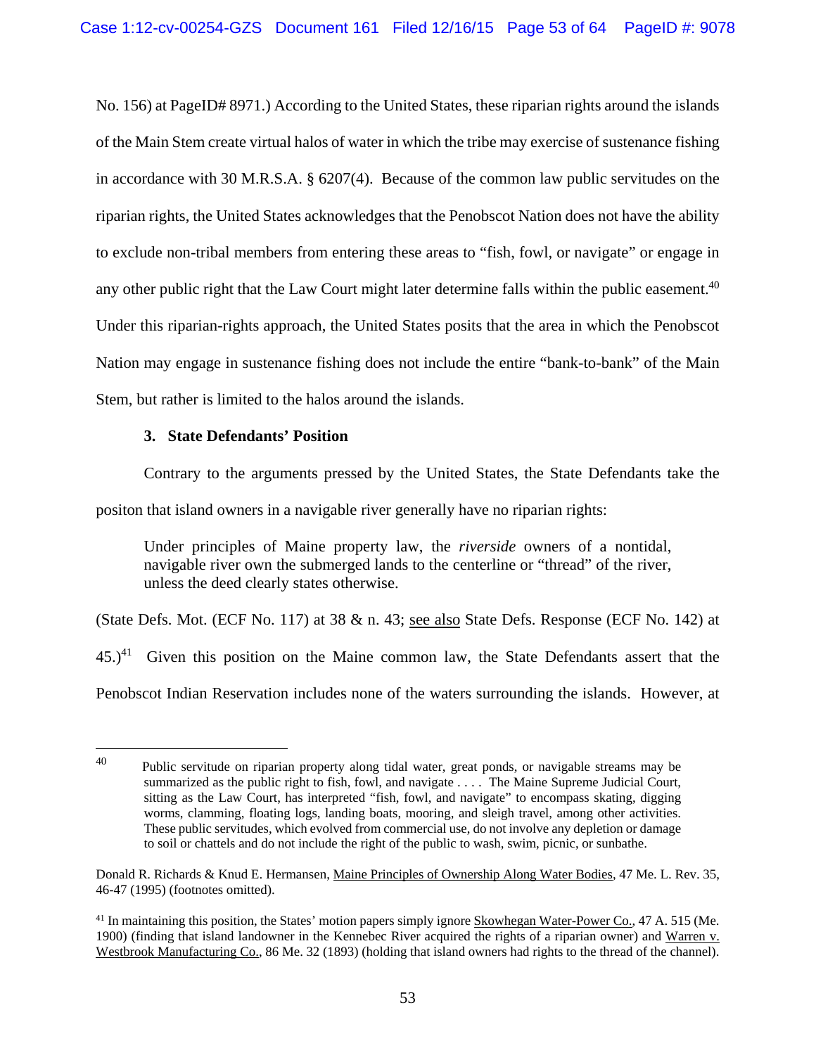No. 156) at PageID# 8971.) According to the United States, these riparian rights around the islands of the Main Stem create virtual halos of water in which the tribe may exercise of sustenance fishing in accordance with 30 M.R.S.A. § 6207(4). Because of the common law public servitudes on the riparian rights, the United States acknowledges that the Penobscot Nation does not have the ability to exclude non-tribal members from entering these areas to "fish, fowl, or navigate" or engage in any other public right that the Law Court might later determine falls within the public easement.[40] Under this riparian-rights approach, the United States posits that the area in which the Penobscot Nation may engage in sustenance fishing does not include the entire "bank-to-bank" of the Main Stem, but rather is limited to the halos around the islands.

### 3. State Defendants' Position

Contrary to the arguments pressed by the United States, the State Defendants take the positon that island owners in a navigable river generally have no riparian rights:

> Under principles of Maine property law, the *riverside* owners of a nontidal, navigable river own the submerged lands to the centerline or "thread" of the river, unless the deed clearly states otherwise.

(State Defs. Mot. (ECF No. 117) at 38 & n. 43; see also State Defs. Response (ECF No. 142) at 45.)[41] Given this position on the Maine common law, the State Defendants assert that the Penobscot Indian Reservation includes none of the waters surrounding the islands. However, at

---

[40] Public servitude on riparian property along tidal water, great ponds, or navigable streams may be summarized as the public right to fish, fowl, and navigate . . . . The Maine Supreme Judicial Court, sitting as the Law Court, has interpreted "fish, fowl, and navigate" to encompass skating, digging worms, clamming, floating logs, landing boats, mooring, and sleigh travel, among other activities. These public servitudes, which evolved from commercial use, do not involve any depletion or damage to soil or chattels and do not include the right of the public to wash, swim, picnic, or sunbathe.

Donald R. Richards & Knud E. Hermansen, Maine Principles of Ownership Along Water Bodies, 47 Me. L. Rev. 35, 46-47 (1995) (footnotes omitted).

[41] In maintaining this position, the States' motion papers simply ignore Skowhegan Water-Power Co., 47 A. 515 (Me. 1900) (finding that island landowner in the Kennebec River acquired the rights of a riparian owner) and Warren v. Westbrook Manufacturing Co., 86 Me. 32 (1893) (holding that island owners had rights to the thread of the channel).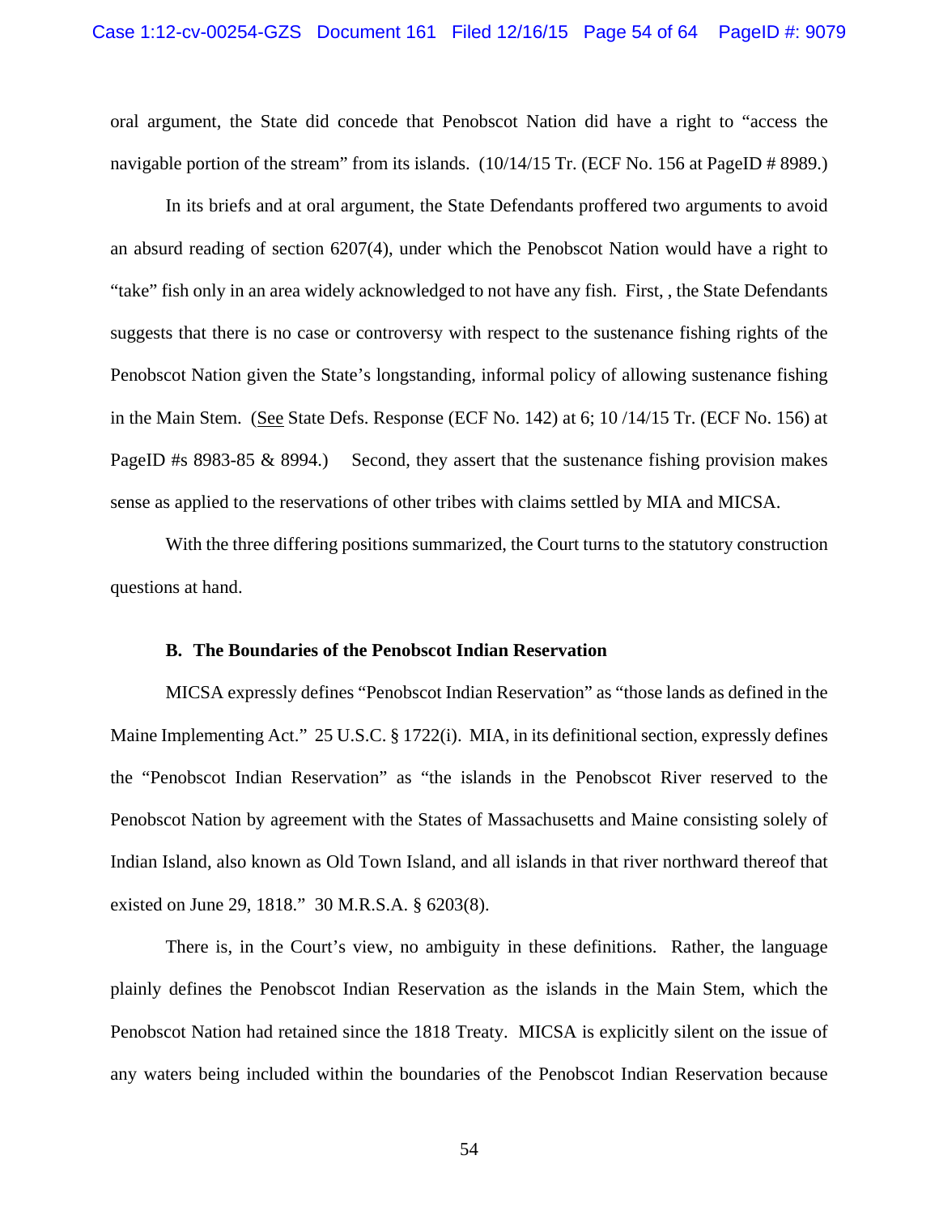oral argument, the State did concede that Penobscot Nation did have a right to "access the navigable portion of the stream" from its islands. (10/14/15 Tr. (ECF No. 156 at PageID # 8989.)

In its briefs and at oral argument, the State Defendants proffered two arguments to avoid an absurd reading of section 6207(4), under which the Penobscot Nation would have a right to "take" fish only in an area widely acknowledged to not have any fish. First, , the State Defendants suggests that there is no case or controversy with respect to the sustenance fishing rights of the Penobscot Nation given the State's longstanding, informal policy of allowing sustenance fishing in the Main Stem. (See State Defs. Response (ECF No. 142) at 6; 10 /14/15 Tr. (ECF No. 156) at PageID #s 8983-85 & 8994.) Second, they assert that the sustenance fishing provision makes sense as applied to the reservations of other tribes with claims settled by MIA and MICSA.

With the three differing positions summarized, the Court turns to the statutory construction questions at hand.

**B. The Boundaries of the Penobscot Indian Reservation**

MICSA expressly defines "Penobscot Indian Reservation" as "those lands as defined in the Maine Implementing Act." 25 U.S.C. § 1722(i). MIA, in its definitional section, expressly defines the "Penobscot Indian Reservation" as "the islands in the Penobscot River reserved to the Penobscot Nation by agreement with the States of Massachusetts and Maine consisting solely of Indian Island, also known as Old Town Island, and all islands in that river northward thereof that existed on June 29, 1818." 30 M.R.S.A. § 6203(8).

There is, in the Court's view, no ambiguity in these definitions. Rather, the language plainly defines the Penobscot Indian Reservation as the islands in the Main Stem, which the Penobscot Nation had retained since the 1818 Treaty. MICSA is explicitly silent on the issue of any waters being included within the boundaries of the Penobscot Indian Reservation because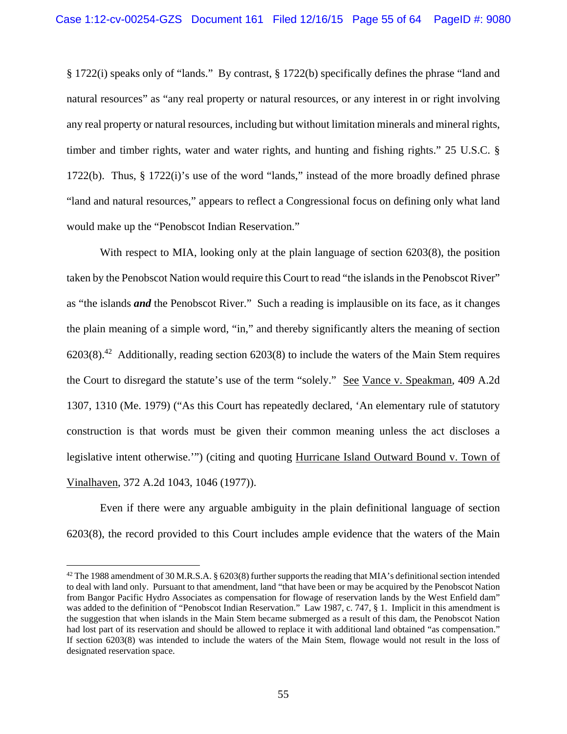§ 1722(i) speaks only of "lands." By contrast, § 1722(b) specifically defines the phrase "land and natural resources" as "any real property or natural resources, or any interest in or right involving any real property or natural resources, including but without limitation minerals and mineral rights, timber and timber rights, water and water rights, and hunting and fishing rights." 25 U.S.C. § 1722(b). Thus, § 1722(i)'s use of the word "lands," instead of the more broadly defined phrase "land and natural resources," appears to reflect a Congressional focus on defining only what land would make up the "Penobscot Indian Reservation."

With respect to MIA, looking only at the plain language of section 6203(8), the position taken by the Penobscot Nation would require this Court to read "the islands in the Penobscot River" as "the islands ***and*** the Penobscot River." Such a reading is implausible on its face, as it changes the plain meaning of a simple word, "in," and thereby significantly alters the meaning of section 6203(8).[42] Additionally, reading section 6203(8) to include the waters of the Main Stem requires the Court to disregard the statute's use of the term "solely." See Vance v. Speakman, 409 A.2d 1307, 1310 (Me. 1979) ("As this Court has repeatedly declared, 'An elementary rule of statutory construction is that words must be given their common meaning unless the act discloses a legislative intent otherwise.'") (citing and quoting Hurricane Island Outward Bound v. Town of Vinalhaven, 372 A.2d 1043, 1046 (1977)).

Even if there were any arguable ambiguity in the plain definitional language of section 6203(8), the record provided to this Court includes ample evidence that the waters of the Main

[42] The 1988 amendment of 30 M.R.S.A. § 6203(8) further supports the reading that MIA's definitional section intended to deal with land only. Pursuant to that amendment, land "that have been or may be acquired by the Penobscot Nation from Bangor Pacific Hydro Associates as compensation for flowage of reservation lands by the West Enfield dam" was added to the definition of "Penobscot Indian Reservation." Law 1987, c. 747, § 1. Implicit in this amendment is the suggestion that when islands in the Main Stem became submerged as a result of this dam, the Penobscot Nation had lost part of its reservation and should be allowed to replace it with additional land obtained "as compensation." If section 6203(8) was intended to include the waters of the Main Stem, flowage would not result in the loss of designated reservation space.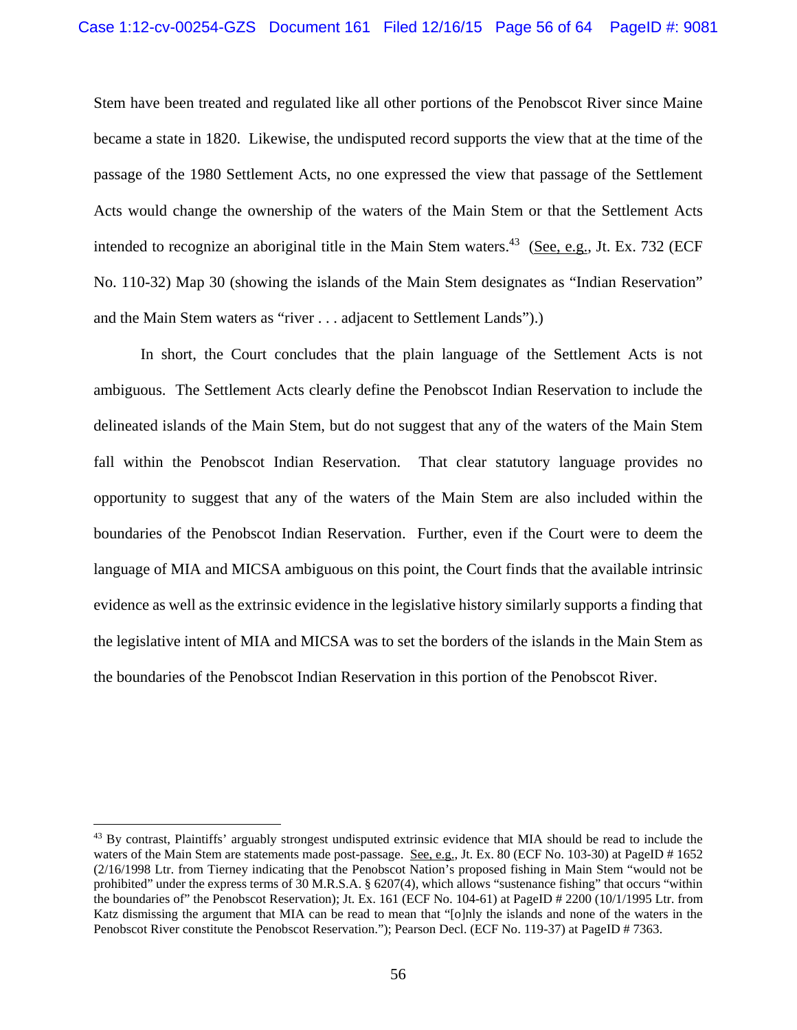Stem have been treated and regulated like all other portions of the Penobscot River since Maine became a state in 1820. Likewise, the undisputed record supports the view that at the time of the passage of the 1980 Settlement Acts, no one expressed the view that passage of the Settlement Acts would change the ownership of the waters of the Main Stem or that the Settlement Acts intended to recognize an aboriginal title in the Main Stem waters.[43] (See, e.g., Jt. Ex. 732 (ECF No. 110-32) Map 30 (showing the islands of the Main Stem designates as "Indian Reservation" and the Main Stem waters as "river . . . adjacent to Settlement Lands").)

In short, the Court concludes that the plain language of the Settlement Acts is not ambiguous. The Settlement Acts clearly define the Penobscot Indian Reservation to include the delineated islands of the Main Stem, but do not suggest that any of the waters of the Main Stem fall within the Penobscot Indian Reservation. That clear statutory language provides no opportunity to suggest that any of the waters of the Main Stem are also included within the boundaries of the Penobscot Indian Reservation. Further, even if the Court were to deem the language of MIA and MICSA ambiguous on this point, the Court finds that the available intrinsic evidence as well as the extrinsic evidence in the legislative history similarly supports a finding that the legislative intent of MIA and MICSA was to set the borders of the islands in the Main Stem as the boundaries of the Penobscot Indian Reservation in this portion of the Penobscot River.

---

[43] By contrast, Plaintiffs' arguably strongest undisputed extrinsic evidence that MIA should be read to include the waters of the Main Stem are statements made post-passage. See, e.g., Jt. Ex. 80 (ECF No. 103-30) at PageID # 1652 (2/16/1998 Ltr. from Tierney indicating that the Penobscot Nation's proposed fishing in Main Stem "would not be prohibited" under the express terms of 30 M.R.S.A. § 6207(4), which allows "sustenance fishing" that occurs "within the boundaries of" the Penobscot Reservation); Jt. Ex. 161 (ECF No. 104-61) at PageID # 2200 (10/1/1995 Ltr. from Katz dismissing the argument that MIA can be read to mean that "[o]nly the islands and none of the waters in the Penobscot River constitute the Penobscot Reservation."); Pearson Decl. (ECF No. 119-37) at PageID # 7363.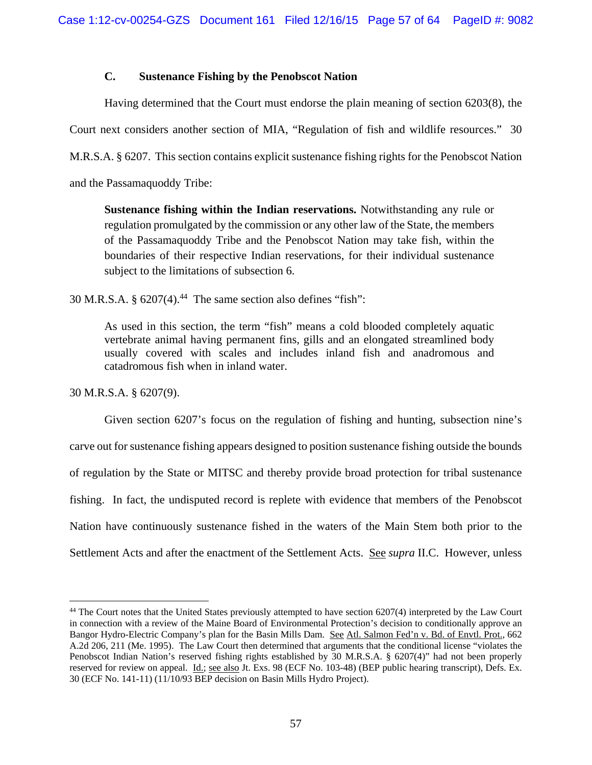### C. Sustenance Fishing by the Penobscot Nation

Having determined that the Court must endorse the plain meaning of section 6203(8), the Court next considers another section of MIA, "Regulation of fish and wildlife resources." 30 M.R.S.A. § 6207. This section contains explicit sustenance fishing rights for the Penobscot Nation and the Passamaquoddy Tribe:

> **Sustenance fishing within the Indian reservations.** Notwithstanding any rule or regulation promulgated by the commission or any other law of the State, the members of the Passamaquoddy Tribe and the Penobscot Nation may take fish, within the boundaries of their respective Indian reservations, for their individual sustenance subject to the limitations of subsection 6.

30 M.R.S.A. § 6207(4).[44] The same section also defines "fish":

> As used in this section, the term "fish" means a cold blooded completely aquatic vertebrate animal having permanent fins, gills and an elongated streamlined body usually covered with scales and includes inland fish and anadromous and catadromous fish when in inland water.

30 M.R.S.A. § 6207(9).

Given section 6207's focus on the regulation of fishing and hunting, subsection nine's carve out for sustenance fishing appears designed to position sustenance fishing outside the bounds of regulation by the State or MITSC and thereby provide broad protection for tribal sustenance fishing. In fact, the undisputed record is replete with evidence that members of the Penobscot Nation have continuously sustenance fished in the waters of the Main Stem both prior to the Settlement Acts and after the enactment of the Settlement Acts. See *supra* II.C. However, unless

---

[44] The Court notes that the United States previously attempted to have section 6207(4) interpreted by the Law Court in connection with a review of the Maine Board of Environmental Protection's decision to conditionally approve an Bangor Hydro-Electric Company's plan for the Basin Mills Dam. See Atl. Salmon Fed'n v. Bd. of Envtl. Prot., 662 A.2d 206, 211 (Me. 1995). The Law Court then determined that arguments that the conditional license "violates the Penobscot Indian Nation's reserved fishing rights established by 30 M.R.S.A. § 6207(4)" had not been properly reserved for review on appeal. Id.; see also Jt. Exs. 98 (ECF No. 103-48) (BEP public hearing transcript), Defs. Ex. 30 (ECF No. 141-11) (11/10/93 BEP decision on Basin Mills Hydro Project).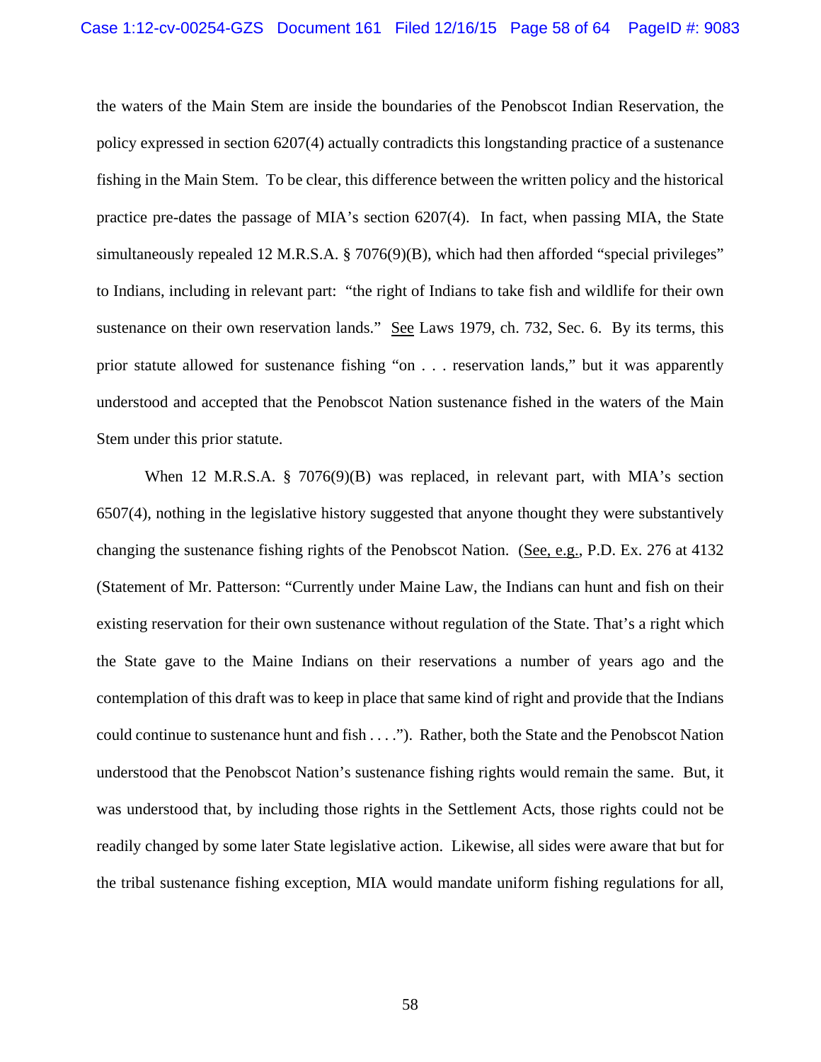the waters of the Main Stem are inside the boundaries of the Penobscot Indian Reservation, the policy expressed in section 6207(4) actually contradicts this longstanding practice of a sustenance fishing in the Main Stem. To be clear, this difference between the written policy and the historical practice pre-dates the passage of MIA's section 6207(4). In fact, when passing MIA, the State simultaneously repealed 12 M.R.S.A. § 7076(9)(B), which had then afforded "special privileges" to Indians, including in relevant part: "the right of Indians to take fish and wildlife for their own sustenance on their own reservation lands." <u>See</u> Laws 1979, ch. 732, Sec. 6. By its terms, this prior statute allowed for sustenance fishing "on . . . reservation lands," but it was apparently understood and accepted that the Penobscot Nation sustenance fished in the waters of the Main Stem under this prior statute.

When 12 M.R.S.A. § 7076(9)(B) was replaced, in relevant part, with MIA's section 6507(4), nothing in the legislative history suggested that anyone thought they were substantively changing the sustenance fishing rights of the Penobscot Nation. (<u>See, e.g.</u>, P.D. Ex. 276 at 4132 (Statement of Mr. Patterson: "Currently under Maine Law, the Indians can hunt and fish on their existing reservation for their own sustenance without regulation of the State. That's a right which the State gave to the Maine Indians on their reservations a number of years ago and the contemplation of this draft was to keep in place that same kind of right and provide that the Indians could continue to sustenance hunt and fish . . . ."). Rather, both the State and the Penobscot Nation understood that the Penobscot Nation's sustenance fishing rights would remain the same. But, it was understood that, by including those rights in the Settlement Acts, those rights could not be readily changed by some later State legislative action. Likewise, all sides were aware that but for the tribal sustenance fishing exception, MIA would mandate uniform fishing regulations for all,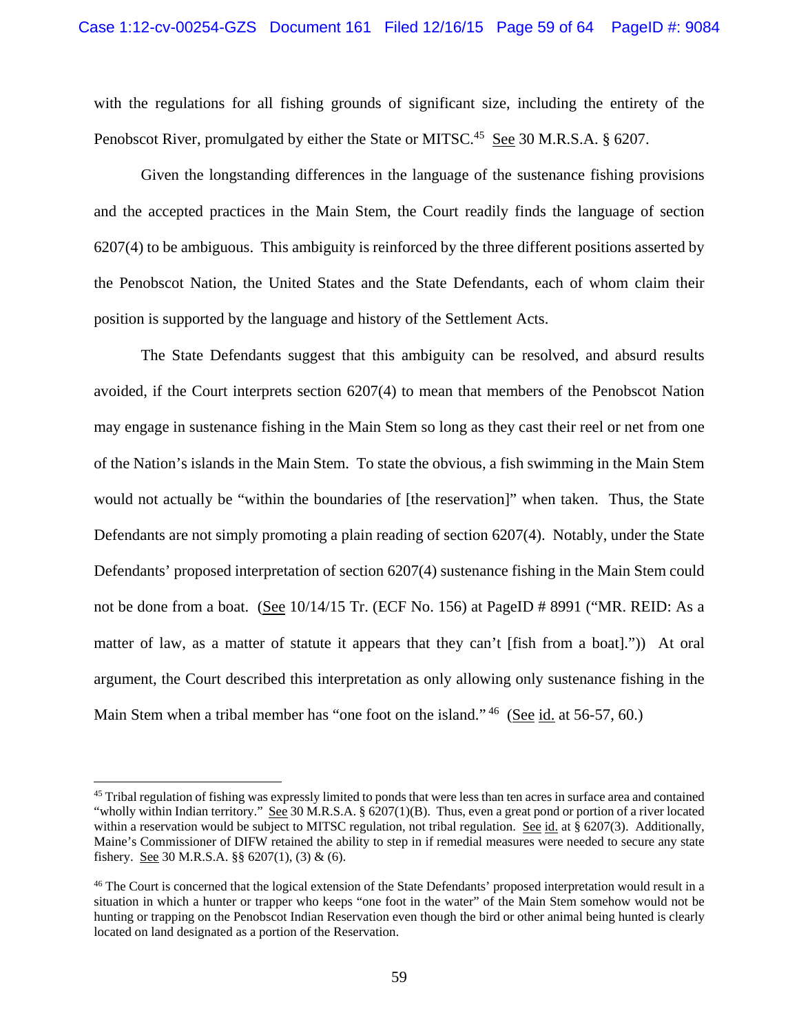with the regulations for all fishing grounds of significant size, including the entirety of the Penobscot River, promulgated by either the State or MITSC.[45] See 30 M.R.S.A. § 6207.

Given the longstanding differences in the language of the sustenance fishing provisions and the accepted practices in the Main Stem, the Court readily finds the language of section 6207(4) to be ambiguous. This ambiguity is reinforced by the three different positions asserted by the Penobscot Nation, the United States and the State Defendants, each of whom claim their position is supported by the language and history of the Settlement Acts.

The State Defendants suggest that this ambiguity can be resolved, and absurd results avoided, if the Court interprets section 6207(4) to mean that members of the Penobscot Nation may engage in sustenance fishing in the Main Stem so long as they cast their reel or net from one of the Nation's islands in the Main Stem. To state the obvious, a fish swimming in the Main Stem would not actually be "within the boundaries of [the reservation]" when taken. Thus, the State Defendants are not simply promoting a plain reading of section 6207(4). Notably, under the State Defendants' proposed interpretation of section 6207(4) sustenance fishing in the Main Stem could not be done from a boat. (See 10/14/15 Tr. (ECF No. 156) at PageID # 8991 ("MR. REID: As a matter of law, as a matter of statute it appears that they can't [fish from a boat].")) At oral argument, the Court described this interpretation as only allowing only sustenance fishing in the Main Stem when a tribal member has "one foot on the island."[46] (See id. at 56-57, 60.)

---

[45] Tribal regulation of fishing was expressly limited to ponds that were less than ten acres in surface area and contained "wholly within Indian territory." See 30 M.R.S.A. § 6207(1)(B). Thus, even a great pond or portion of a river located within a reservation would be subject to MITSC regulation, not tribal regulation. See id. at § 6207(3). Additionally, Maine's Commissioner of DIFW retained the ability to step in if remedial measures were needed to secure any state fishery. See 30 M.R.S.A. §§ 6207(1), (3) & (6).

[46] The Court is concerned that the logical extension of the State Defendants' proposed interpretation would result in a situation in which a hunter or trapper who keeps "one foot in the water" of the Main Stem somehow would not be hunting or trapping on the Penobscot Indian Reservation even though the bird or other animal being hunted is clearly located on land designated as a portion of the Reservation.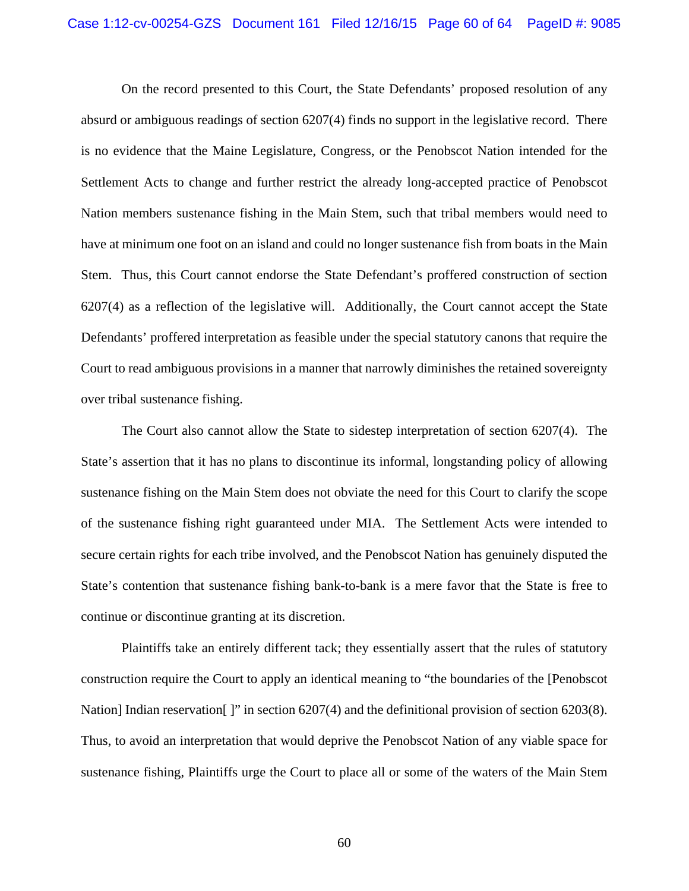On the record presented to this Court, the State Defendants' proposed resolution of any absurd or ambiguous readings of section 6207(4) finds no support in the legislative record. There is no evidence that the Maine Legislature, Congress, or the Penobscot Nation intended for the Settlement Acts to change and further restrict the already long-accepted practice of Penobscot Nation members sustenance fishing in the Main Stem, such that tribal members would need to have at minimum one foot on an island and could no longer sustenance fish from boats in the Main Stem. Thus, this Court cannot endorse the State Defendant's proffered construction of section 6207(4) as a reflection of the legislative will. Additionally, the Court cannot accept the State Defendants' proffered interpretation as feasible under the special statutory canons that require the Court to read ambiguous provisions in a manner that narrowly diminishes the retained sovereignty over tribal sustenance fishing.

The Court also cannot allow the State to sidestep interpretation of section 6207(4). The State's assertion that it has no plans to discontinue its informal, longstanding policy of allowing sustenance fishing on the Main Stem does not obviate the need for this Court to clarify the scope of the sustenance fishing right guaranteed under MIA. The Settlement Acts were intended to secure certain rights for each tribe involved, and the Penobscot Nation has genuinely disputed the State's contention that sustenance fishing bank-to-bank is a mere favor that the State is free to continue or discontinue granting at its discretion.

Plaintiffs take an entirely different tack; they essentially assert that the rules of statutory construction require the Court to apply an identical meaning to "the boundaries of the [Penobscot Nation] Indian reservation[ ]" in section 6207(4) and the definitional provision of section 6203(8). Thus, to avoid an interpretation that would deprive the Penobscot Nation of any viable space for sustenance fishing, Plaintiffs urge the Court to place all or some of the waters of the Main Stem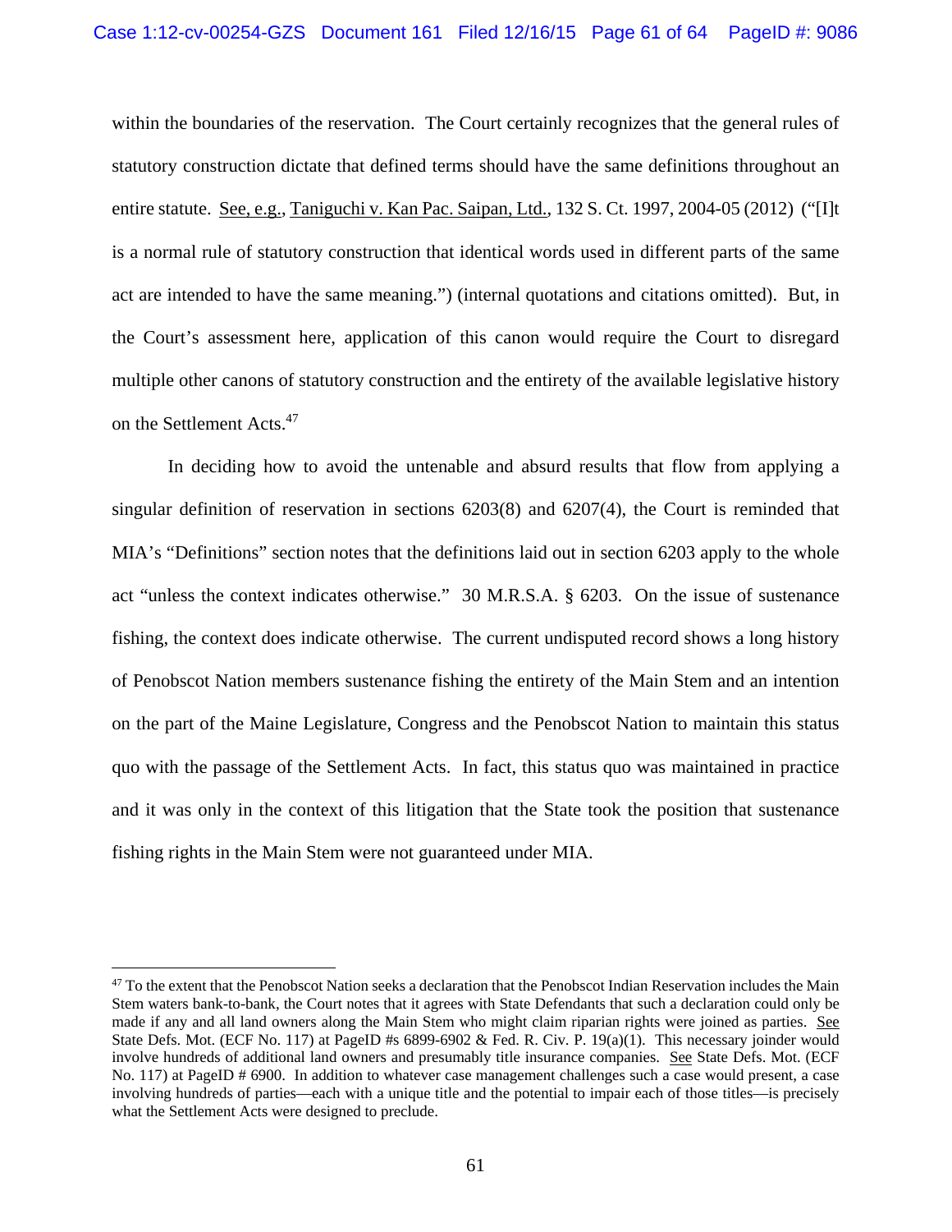within the boundaries of the reservation. The Court certainly recognizes that the general rules of statutory construction dictate that defined terms should have the same definitions throughout an entire statute. See, e.g., Taniguchi v. Kan Pac. Saipan, Ltd., 132 S. Ct. 1997, 2004-05 (2012) ("[I]t is a normal rule of statutory construction that identical words used in different parts of the same act are intended to have the same meaning.") (internal quotations and citations omitted). But, in the Court's assessment here, application of this canon would require the Court to disregard multiple other canons of statutory construction and the entirety of the available legislative history on the Settlement Acts.[47]

In deciding how to avoid the untenable and absurd results that flow from applying a singular definition of reservation in sections 6203(8) and 6207(4), the Court is reminded that MIA's "Definitions" section notes that the definitions laid out in section 6203 apply to the whole act "unless the context indicates otherwise." 30 M.R.S.A. § 6203. On the issue of sustenance fishing, the context does indicate otherwise. The current undisputed record shows a long history of Penobscot Nation members sustenance fishing the entirety of the Main Stem and an intention on the part of the Maine Legislature, Congress and the Penobscot Nation to maintain this status quo with the passage of the Settlement Acts. In fact, this status quo was maintained in practice and it was only in the context of this litigation that the State took the position that sustenance fishing rights in the Main Stem were not guaranteed under MIA.

[47] To the extent that the Penobscot Nation seeks a declaration that the Penobscot Indian Reservation includes the Main Stem waters bank-to-bank, the Court notes that it agrees with State Defendants that such a declaration could only be made if any and all land owners along the Main Stem who might claim riparian rights were joined as parties. See State Defs. Mot. (ECF No. 117) at PageID #s 6899-6902 & Fed. R. Civ. P. 19(a)(1). This necessary joinder would involve hundreds of additional land owners and presumably title insurance companies. See State Defs. Mot. (ECF No. 117) at PageID # 6900. In addition to whatever case management challenges such a case would present, a case involving hundreds of parties—each with a unique title and the potential to impair each of those titles—is precisely what the Settlement Acts were designed to preclude.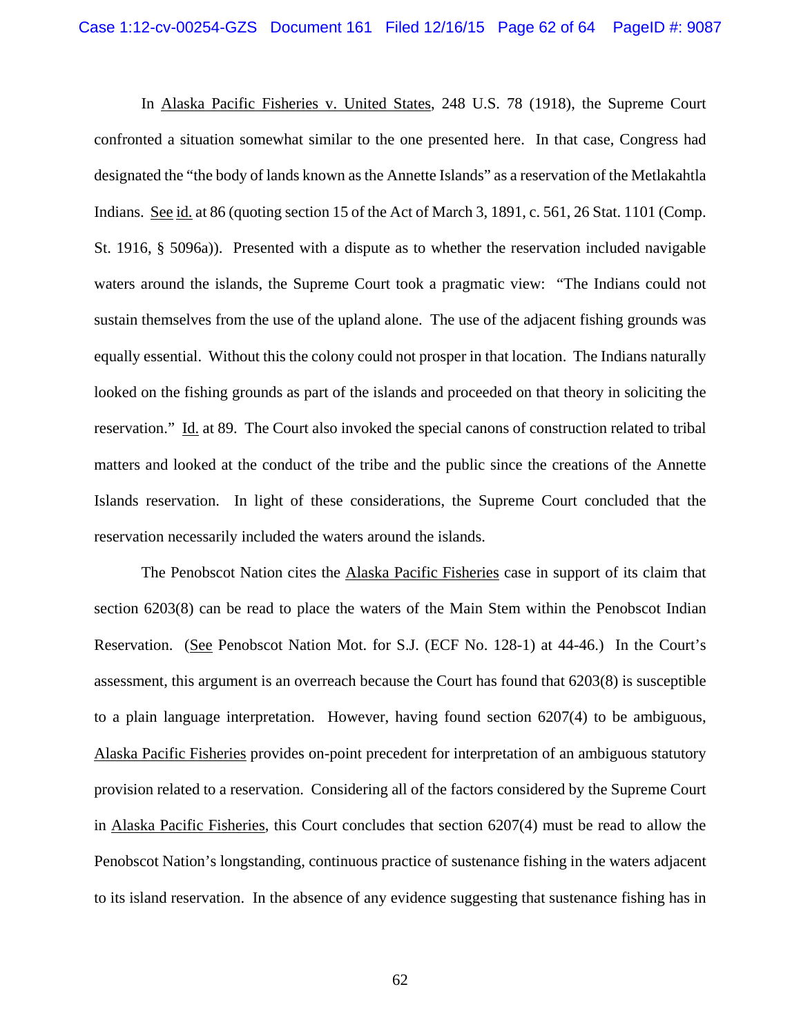In Alaska Pacific Fisheries v. United States, 248 U.S. 78 (1918), the Supreme Court confronted a situation somewhat similar to the one presented here. In that case, Congress had designated the "the body of lands known as the Annette Islands" as a reservation of the Metlakahtla Indians. See id. at 86 (quoting section 15 of the Act of March 3, 1891, c. 561, 26 Stat. 1101 (Comp. St. 1916, § 5096a)). Presented with a dispute as to whether the reservation included navigable waters around the islands, the Supreme Court took a pragmatic view: "The Indians could not sustain themselves from the use of the upland alone. The use of the adjacent fishing grounds was equally essential. Without this the colony could not prosper in that location. The Indians naturally looked on the fishing grounds as part of the islands and proceeded on that theory in soliciting the reservation." Id. at 89. The Court also invoked the special canons of construction related to tribal matters and looked at the conduct of the tribe and the public since the creations of the Annette Islands reservation. In light of these considerations, the Supreme Court concluded that the reservation necessarily included the waters around the islands.

The Penobscot Nation cites the Alaska Pacific Fisheries case in support of its claim that section 6203(8) can be read to place the waters of the Main Stem within the Penobscot Indian Reservation. (See Penobscot Nation Mot. for S.J. (ECF No. 128-1) at 44-46.) In the Court's assessment, this argument is an overreach because the Court has found that 6203(8) is susceptible to a plain language interpretation. However, having found section 6207(4) to be ambiguous, Alaska Pacific Fisheries provides on-point precedent for interpretation of an ambiguous statutory provision related to a reservation. Considering all of the factors considered by the Supreme Court in Alaska Pacific Fisheries, this Court concludes that section 6207(4) must be read to allow the Penobscot Nation's longstanding, continuous practice of sustenance fishing in the waters adjacent to its island reservation. In the absence of any evidence suggesting that sustenance fishing has in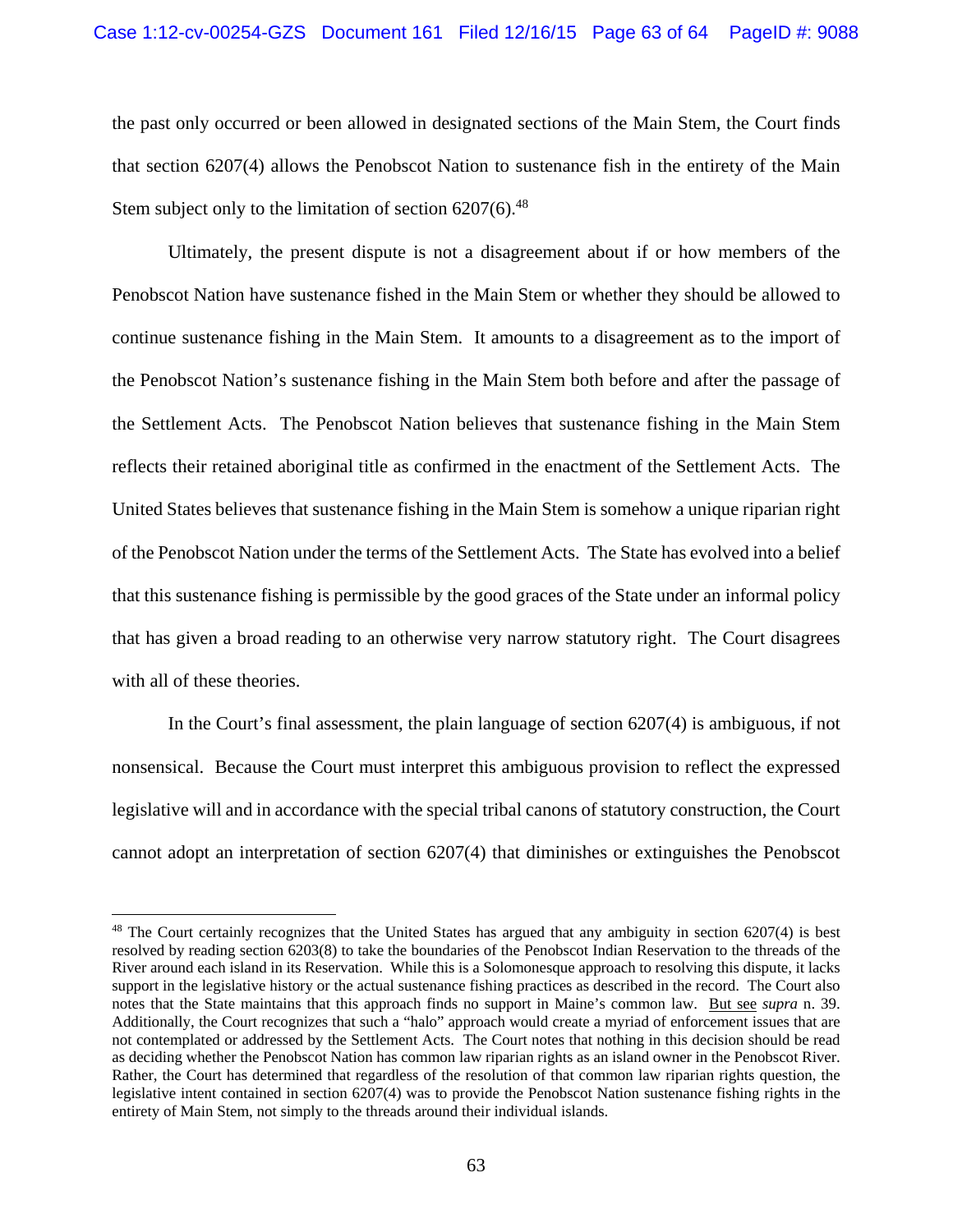the past only occurred or been allowed in designated sections of the Main Stem, the Court finds that section 6207(4) allows the Penobscot Nation to sustenance fish in the entirety of the Main Stem subject only to the limitation of section 6207(6).[48]

Ultimately, the present dispute is not a disagreement about if or how members of the Penobscot Nation have sustenance fished in the Main Stem or whether they should be allowed to continue sustenance fishing in the Main Stem. It amounts to a disagreement as to the import of the Penobscot Nation's sustenance fishing in the Main Stem both before and after the passage of the Settlement Acts. The Penobscot Nation believes that sustenance fishing in the Main Stem reflects their retained aboriginal title as confirmed in the enactment of the Settlement Acts. The United States believes that sustenance fishing in the Main Stem is somehow a unique riparian right of the Penobscot Nation under the terms of the Settlement Acts. The State has evolved into a belief that this sustenance fishing is permissible by the good graces of the State under an informal policy that has given a broad reading to an otherwise very narrow statutory right. The Court disagrees with all of these theories.

In the Court's final assessment, the plain language of section 6207(4) is ambiguous, if not nonsensical. Because the Court must interpret this ambiguous provision to reflect the expressed legislative will and in accordance with the special tribal canons of statutory construction, the Court cannot adopt an interpretation of section 6207(4) that diminishes or extinguishes the Penobscot

---

[48] The Court certainly recognizes that the United States has argued that any ambiguity in section 6207(4) is best resolved by reading section 6203(8) to take the boundaries of the Penobscot Indian Reservation to the threads of the River around each island in its Reservation. While this is a Solomonesque approach to resolving this dispute, it lacks support in the legislative history or the actual sustenance fishing practices as described in the record. The Court also notes that the State maintains that this approach finds no support in Maine's common law. But see *supra* n. 39. Additionally, the Court recognizes that such a "halo" approach would create a myriad of enforcement issues that are not contemplated or addressed by the Settlement Acts. The Court notes that nothing in this decision should be read as deciding whether the Penobscot Nation has common law riparian rights as an island owner in the Penobscot River. Rather, the Court has determined that regardless of the resolution of that common law riparian rights question, the legislative intent contained in section 6207(4) was to provide the Penobscot Nation sustenance fishing rights in the entirety of Main Stem, not simply to the threads around their individual islands.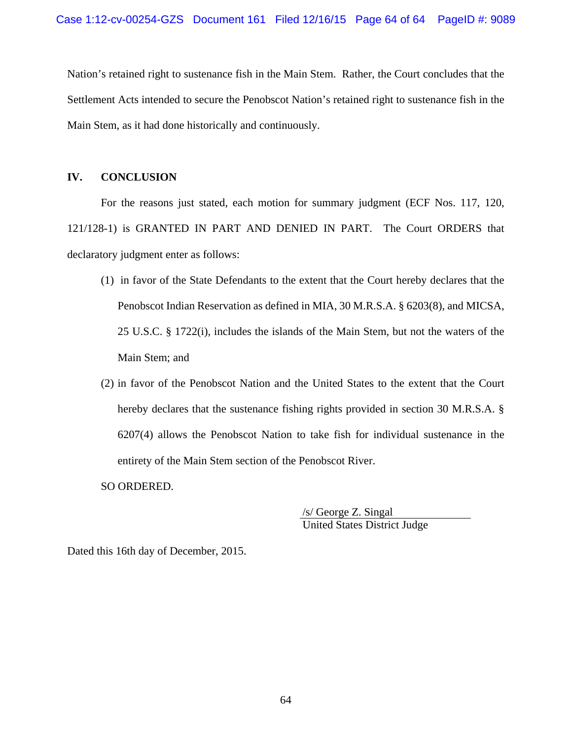Nation's retained right to sustenance fish in the Main Stem. Rather, the Court concludes that the Settlement Acts intended to secure the Penobscot Nation's retained right to sustenance fish in the Main Stem, as it had done historically and continuously.

## IV. CONCLUSION

For the reasons just stated, each motion for summary judgment (ECF Nos. 117, 120, 121/128-1) is GRANTED IN PART AND DENIED IN PART. The Court ORDERS that declaratory judgment enter as follows:

(1) in favor of the State Defendants to the extent that the Court hereby declares that the Penobscot Indian Reservation as defined in MIA, 30 M.R.S.A. § 6203(8), and MICSA, 25 U.S.C. § 1722(i), includes the islands of the Main Stem, but not the waters of the Main Stem; and

(2) in favor of the Penobscot Nation and the United States to the extent that the Court hereby declares that the sustenance fishing rights provided in section 30 M.R.S.A. § 6207(4) allows the Penobscot Nation to take fish for individual sustenance in the entirety of the Main Stem section of the Penobscot River.

SO ORDERED.

/s/ George Z. Singal
United States District Judge

Dated this 16th day of December, 2015.